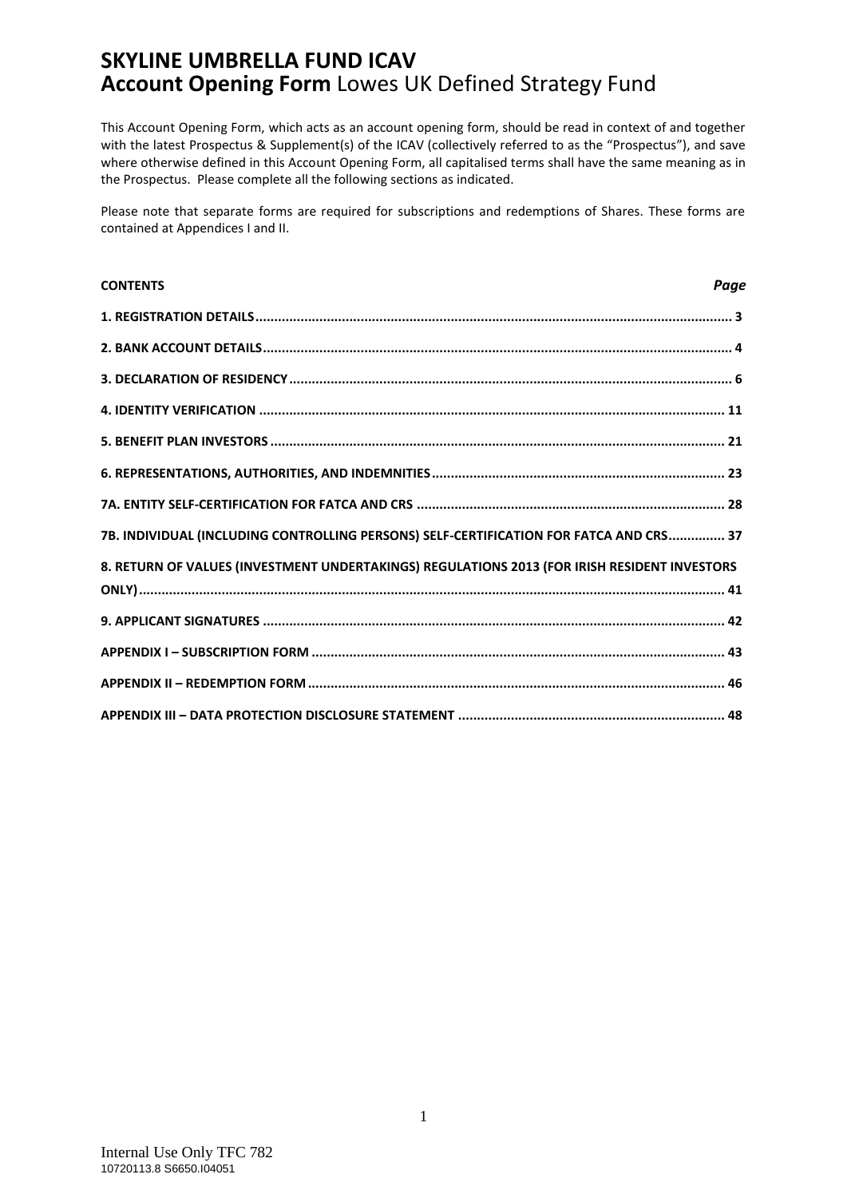# SKYLINE UMBRELLA FUND ICAV

## **Account Opening Form** Lowes UK Defined Strategy Fund

This Account Opening Form, which acts as an account opening form, should be read in context of and together with the latest Prospectus & Supplement(s) of the ICAV (collectively referred to as the "Prospectus"), and save where otherwise defined in this Account Opening Form, all capitalised terms shall have the same meaning as in the Prospectus. Please complete all the following sections as indicated.

Please note that separate forms are required for subscriptions and redemptions of Shares. These forms are contained at Appendices I and II.

| **CONTENTS** | ***Page*** |
|---|---|
| **1. REGISTRATION DETAILS** | **3** |
| **2. BANK ACCOUNT DETAILS** | **4** |
| **3. DECLARATION OF RESIDENCY** | **6** |
| **4. IDENTITY VERIFICATION** | **11** |
| **5. BENEFIT PLAN INVESTORS** | **21** |
| **6. REPRESENTATIONS, AUTHORITIES, AND INDEMNITIES** | **23** |
| **7A. ENTITY SELF-CERTIFICATION FOR FATCA AND CRS** | **28** |
| **7B. INDIVIDUAL (INCLUDING CONTROLLING PERSONS) SELF-CERTIFICATION FOR FATCA AND CRS** | **37** |
| **8. RETURN OF VALUES (INVESTMENT UNDERTAKINGS) REGULATIONS 2013 (FOR IRISH RESIDENT INVESTORS ONLY)** | **41** |
| **9. APPLICANT SIGNATURES** | **42** |
| **APPENDIX I – SUBSCRIPTION FORM** | **43** |
| **APPENDIX II – REDEMPTION FORM** | **46** |
| **APPENDIX III – DATA PROTECTION DISCLOSURE STATEMENT** | **48** |

Internal Use Only TFC 782
10720113.8 S6650.I04051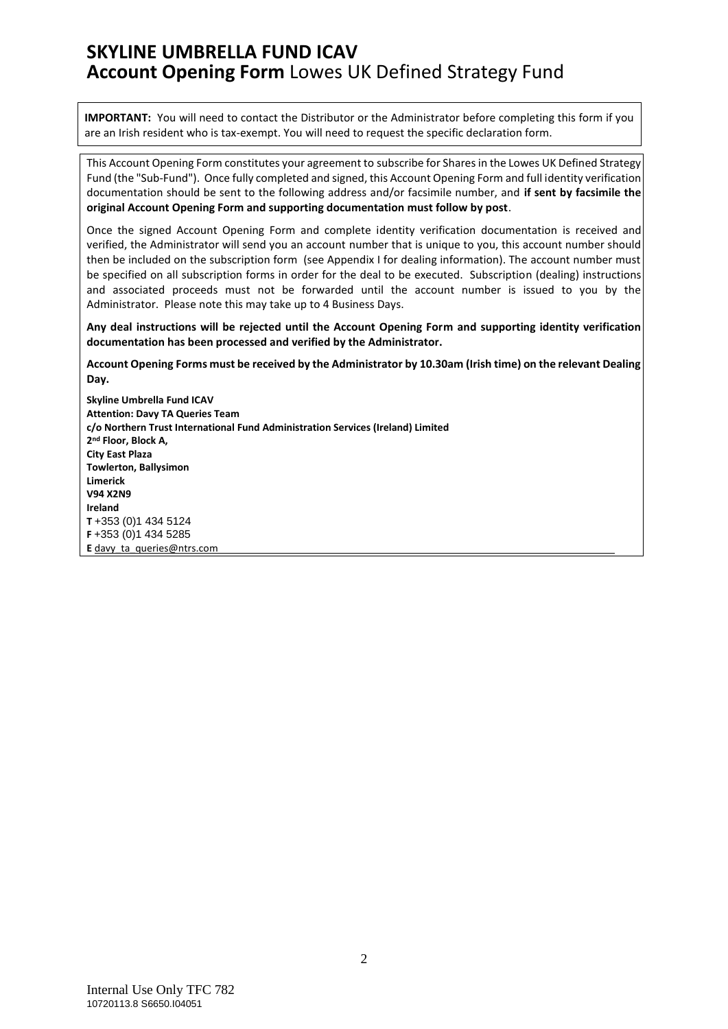# SKYLINE UMBRELLA FUND ICAV

## **Account Opening Form** Lowes UK Defined Strategy Fund

**IMPORTANT:** You will need to contact the Distributor or the Administrator before completing this form if you are an Irish resident who is tax-exempt. You will need to request the specific declaration form.

This Account Opening Form constitutes your agreement to subscribe for Shares in the Lowes UK Defined Strategy Fund (the "Sub-Fund"). Once fully completed and signed, this Account Opening Form and full identity verification documentation should be sent to the following address and/or facsimile number, and **if sent by facsimile the original Account Opening Form and supporting documentation must follow by post**.

Once the signed Account Opening Form and complete identity verification documentation is received and verified, the Administrator will send you an account number that is unique to you, this account number should then be included on the subscription form (see Appendix I for dealing information). The account number must be specified on all subscription forms in order for the deal to be executed. Subscription (dealing) instructions and associated proceeds must not be forwarded until the account number is issued to you by the Administrator. Please note this may take up to 4 Business Days.

**Any deal instructions will be rejected until the Account Opening Form and supporting identity verification documentation has been processed and verified by the Administrator.**

**Account Opening Forms must be received by the Administrator by 10.30am (Irish time) on the relevant Dealing Day.**

**Skyline Umbrella Fund ICAV**
**Attention: Davy TA Queries Team**
**c/o Northern Trust International Fund Administration Services (Ireland) Limited**
**2nd Floor, Block A,**
**City East Plaza**
**Towlerton, Ballysimon**
**Limerick**
**V94 X2N9**
**Ireland**
**T** +353 (0)1 434 5124
**F** +353 (0)1 434 5285
**E** davy_ta_queries@ntrs.com

Internal Use Only TFC 782
10720113.8 S6650.I04051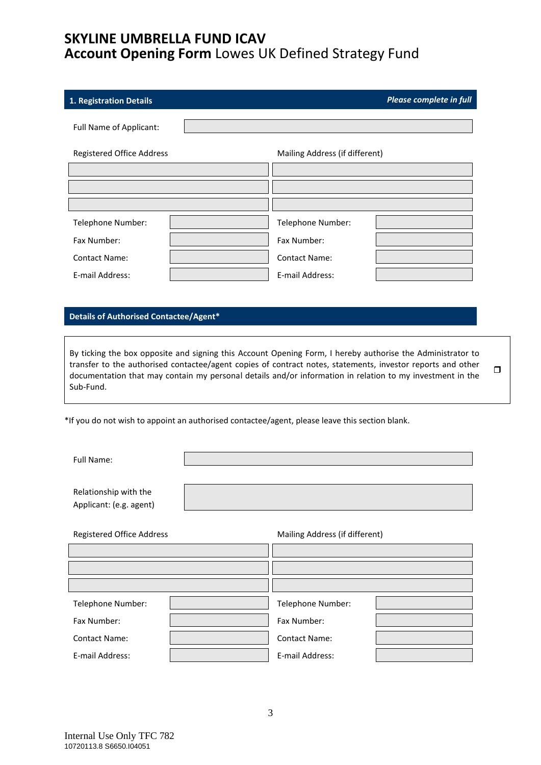# SKYLINE UMBRELLA FUND ICAV
## **Account Opening Form** Lowes UK Defined Strategy Fund

### 1. Registration Details

*Please complete in full*

Full Name of Applicant:

| Registered Office Address | | Mailing Address (if different) | |
|---|---|---|---|
| | | | |
| | | | |
| | | | |
| Telephone Number: | | Telephone Number: | |
| Fax Number: | | Fax Number: | |
| Contact Name: | | Contact Name: | |
| E-mail Address: | | E-mail Address: | |

### Details of Authorised Contactee/Agent*

By ticking the box opposite and signing this Account Opening Form, I hereby authorise the Administrator to transfer to the authorised contactee/agent copies of contract notes, statements, investor reports and other documentation that may contain my personal details and/or information in relation to my investment in the Sub-Fund. ☐

*If you do not wish to appoint an authorised contactee/agent, please leave this section blank.

Full Name:

Relationship with the Applicant: (e.g. agent)

| Registered Office Address | | Mailing Address (if different) | |
|---|---|---|---|
| | | | |
| | | | |
| | | | |
| Telephone Number: | | Telephone Number: | |
| Fax Number: | | Fax Number: | |
| Contact Name: | | Contact Name: | |
| E-mail Address: | | E-mail Address: | |

Internal Use Only TFC 782
10720113.8 S6650.I04051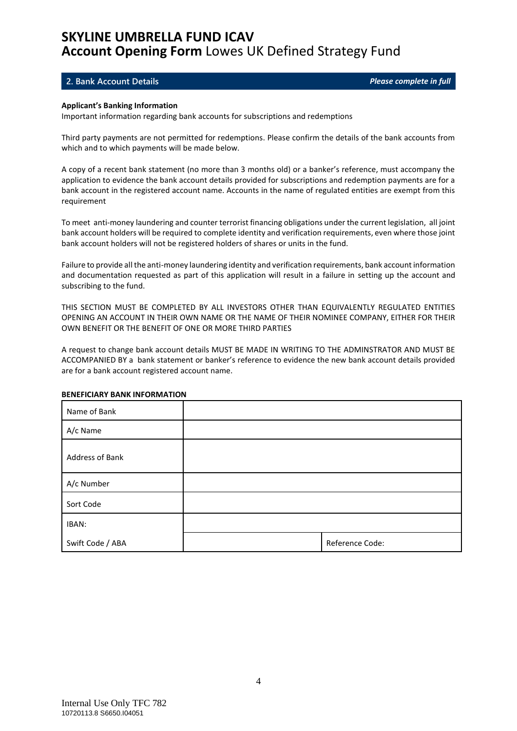# SKYLINE UMBRELLA FUND ICAV
## **Account Opening Form** Lowes UK Defined Strategy Fund

### 2. Bank Account Details

***Please complete in full***

**Applicant's Banking Information**

Important information regarding bank accounts for subscriptions and redemptions

Third party payments are not permitted for redemptions. Please confirm the details of the bank accounts from which and to which payments will be made below.

A copy of a recent bank statement (no more than 3 months old) or a banker's reference, must accompany the application to evidence the bank account details provided for subscriptions and redemption payments are for a bank account in the registered account name. Accounts in the name of regulated entities are exempt from this requirement

To meet anti-money laundering and counter terrorist financing obligations under the current legislation, all joint bank account holders will be required to complete identity and verification requirements, even where those joint bank account holders will not be registered holders of shares or units in the fund.

Failure to provide all the anti-money laundering identity and verification requirements, bank account information and documentation requested as part of this application will result in a failure in setting up the account and subscribing to the fund.

THIS SECTION MUST BE COMPLETED BY ALL INVESTORS OTHER THAN EQUIVALENTLY REGULATED ENTITIES OPENING AN ACCOUNT IN THEIR OWN NAME OR THE NAME OF THEIR NOMINEE COMPANY, EITHER FOR THEIR OWN BENEFIT OR THE BENEFIT OF ONE OR MORE THIRD PARTIES

A request to change bank account details MUST BE MADE IN WRITING TO THE ADMINSTRATOR AND MUST BE ACCOMPANIED BY a bank statement or banker's reference to evidence the new bank account details provided are for a bank account registered account name.

**BENEFICIARY BANK INFORMATION**

| | | |
|---|---|---|
| Name of Bank | | |
| A/c Name | | |
| Address of Bank | | |
| A/c Number | | |
| Sort Code | | |
| IBAN: | | |
| Swift Code / ABA | | Reference Code: |

Internal Use Only TFC 782
10720113.8 S6650.I04051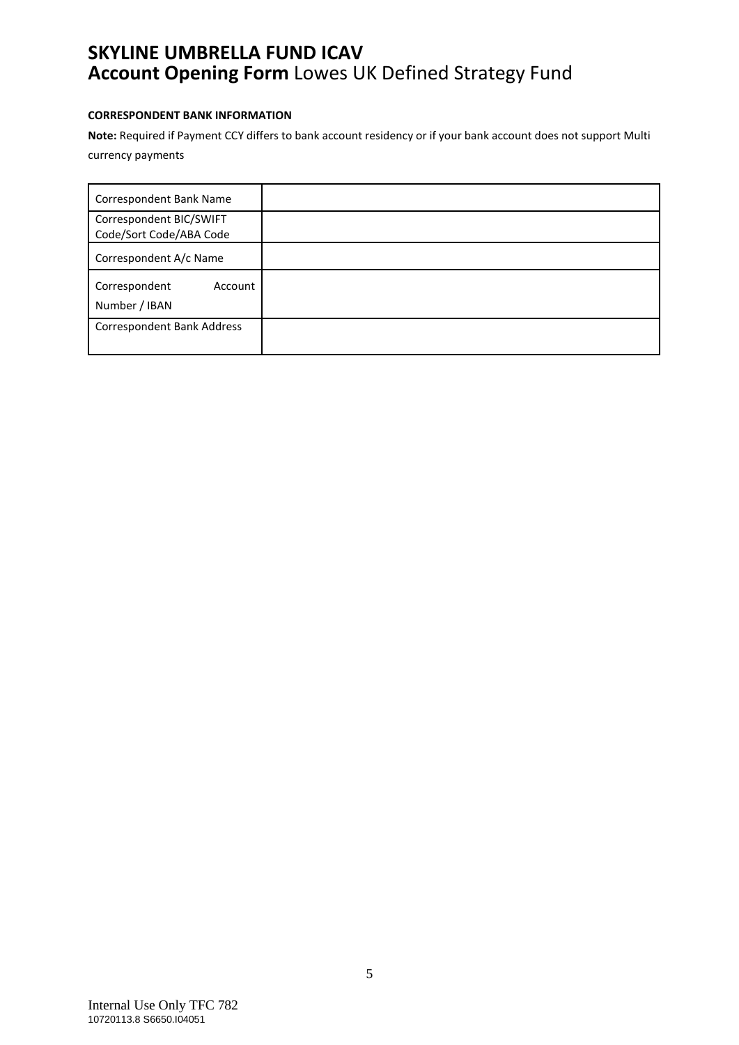**CORRESPONDENT BANK INFORMATION**

**Note:** Required if Payment CCY differs to bank account residency or if your bank account does not support Multi currency payments

| | |
|---|---|
| Correspondent Bank Name | |
| Correspondent BIC/SWIFT Code/Sort Code/ABA Code | |
| Correspondent A/c Name | |
| Correspondent Account Number / IBAN | |
| Correspondent Bank Address | |

Internal Use Only TFC 782
10720113.8 S6650.I04051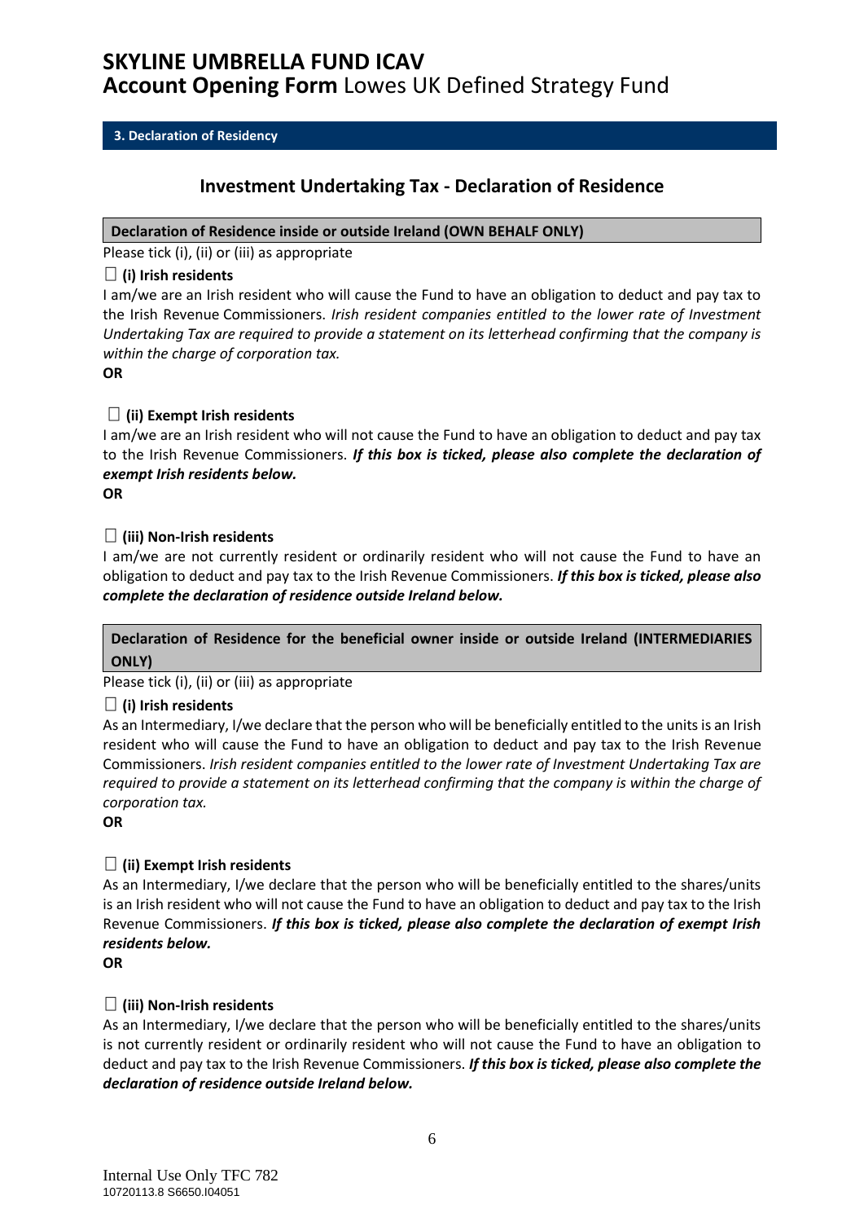# SKYLINE UMBRELLA FUND ICAV

## **Account Opening Form** Lowes UK Defined Strategy Fund

### 3. Declaration of Residency

## Investment Undertaking Tax - Declaration of Residence

**Declaration of Residence inside or outside Ireland (OWN BEHALF ONLY)**

Please tick (i), (ii) or (iii) as appropriate

☐ **(i) Irish residents**

I am/we are an Irish resident who will cause the Fund to have an obligation to deduct and pay tax to the Irish Revenue Commissioners. *Irish resident companies entitled to the lower rate of Investment Undertaking Tax are required to provide a statement on its letterhead confirming that the company is within the charge of corporation tax.*

**OR**

☐ **(ii) Exempt Irish residents**

I am/we are an Irish resident who will not cause the Fund to have an obligation to deduct and pay tax to the Irish Revenue Commissioners. ***If this box is ticked, please also complete the declaration of exempt Irish residents below.***

**OR**

☐ **(iii) Non-Irish residents**

I am/we are not currently resident or ordinarily resident who will not cause the Fund to have an obligation to deduct and pay tax to the Irish Revenue Commissioners. ***If this box is ticked, please also complete the declaration of residence outside Ireland below.***

**Declaration of Residence for the beneficial owner inside or outside Ireland (INTERMEDIARIES ONLY)**

Please tick (i), (ii) or (iii) as appropriate

☐ **(i) Irish residents**

As an Intermediary, I/we declare that the person who will be beneficially entitled to the units is an Irish resident who will cause the Fund to have an obligation to deduct and pay tax to the Irish Revenue Commissioners. *Irish resident companies entitled to the lower rate of Investment Undertaking Tax are required to provide a statement on its letterhead confirming that the company is within the charge of corporation tax.*

**OR**

☐ **(ii) Exempt Irish residents**

As an Intermediary, I/we declare that the person who will be beneficially entitled to the shares/units is an Irish resident who will not cause the Fund to have an obligation to deduct and pay tax to the Irish Revenue Commissioners. ***If this box is ticked, please also complete the declaration of exempt Irish residents below.***

**OR**

☐ **(iii) Non-Irish residents**

As an Intermediary, I/we declare that the person who will be beneficially entitled to the shares/units is not currently resident or ordinarily resident who will not cause the Fund to have an obligation to deduct and pay tax to the Irish Revenue Commissioners. ***If this box is ticked, please also complete the declaration of residence outside Ireland below.***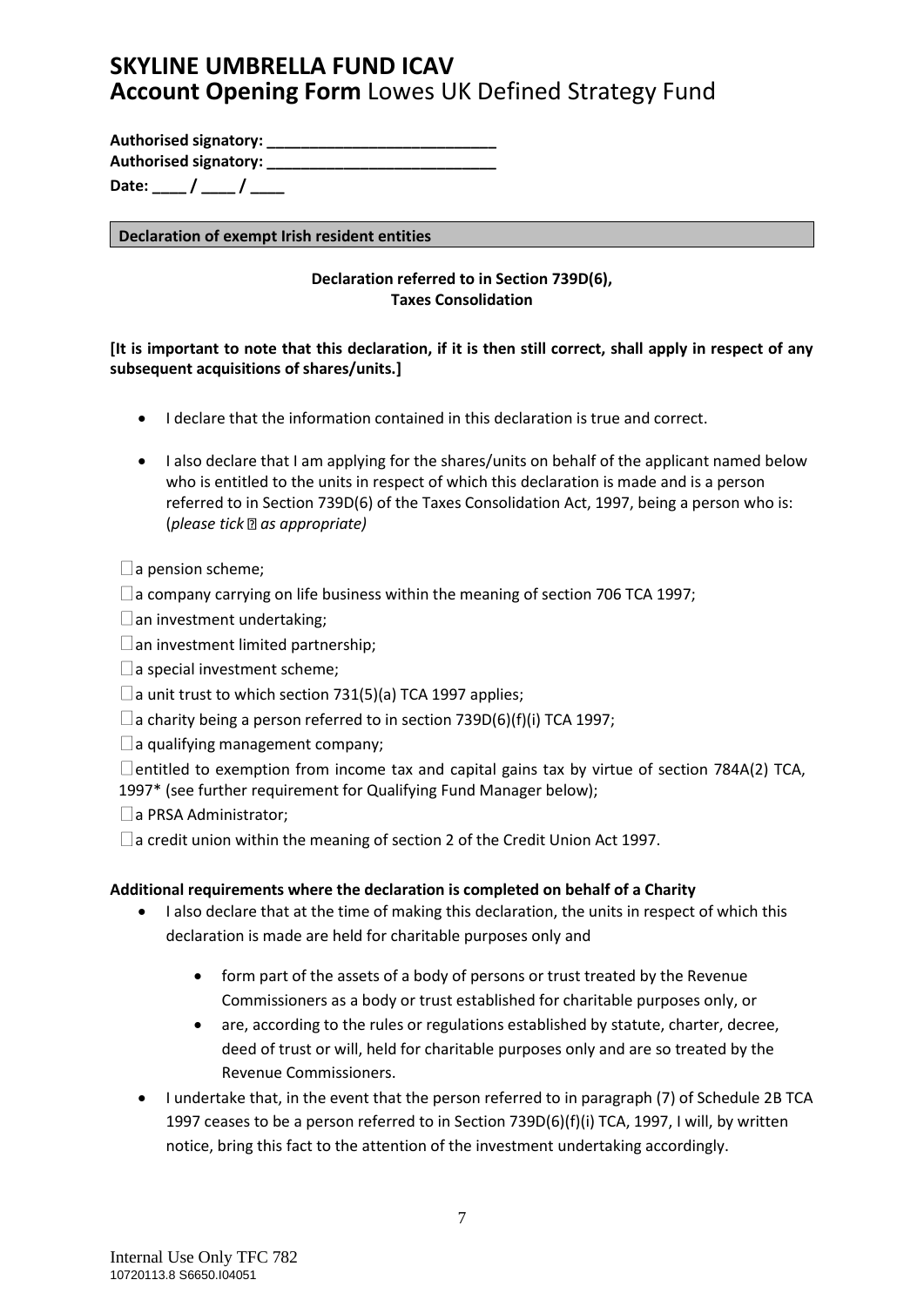# SKYLINE UMBRELLA FUND ICAV

**Account Opening Form** Lowes UK Defined Strategy Fund

**Authorised signatory: ___________________________**

**Authorised signatory: ___________________________**

**Date: ____ / ____ / ____**

**Declaration of exempt Irish resident entities**

**Declaration referred to in Section 739D(6), Taxes Consolidation**

**[It is important to note that this declaration, if it is then still correct, shall apply in respect of any subsequent acquisitions of shares/units.]**

- I declare that the information contained in this declaration is true and correct.
- I also declare that I am applying for the shares/units on behalf of the applicant named below who is entitled to the units in respect of which this declaration is made and is a person referred to in Section 739D(6) of the Taxes Consolidation Act, 1997, being a person who is: (*please tick ☐ as appropriate)*

☐ a pension scheme;

☐ a company carrying on life business within the meaning of section 706 TCA 1997;

☐ an investment undertaking;

☐ an investment limited partnership;

☐ a special investment scheme;

☐ a unit trust to which section 731(5)(a) TCA 1997 applies;

☐ a charity being a person referred to in section 739D(6)(f)(i) TCA 1997;

☐ a qualifying management company;

☐ entitled to exemption from income tax and capital gains tax by virtue of section 784A(2) TCA, 1997* (see further requirement for Qualifying Fund Manager below);

☐ a PRSA Administrator;

☐ a credit union within the meaning of section 2 of the Credit Union Act 1997.

**Additional requirements where the declaration is completed on behalf of a Charity**

- I also declare that at the time of making this declaration, the units in respect of which this declaration is made are held for charitable purposes only and
  - form part of the assets of a body of persons or trust treated by the Revenue Commissioners as a body or trust established for charitable purposes only, or
  - are, according to the rules or regulations established by statute, charter, decree, deed of trust or will, held for charitable purposes only and are so treated by the Revenue Commissioners.
- I undertake that, in the event that the person referred to in paragraph (7) of Schedule 2B TCA 1997 ceases to be a person referred to in Section 739D(6)(f)(i) TCA, 1997, I will, by written notice, bring this fact to the attention of the investment undertaking accordingly.

Internal Use Only TFC 782
10720113.8 S6650.I04051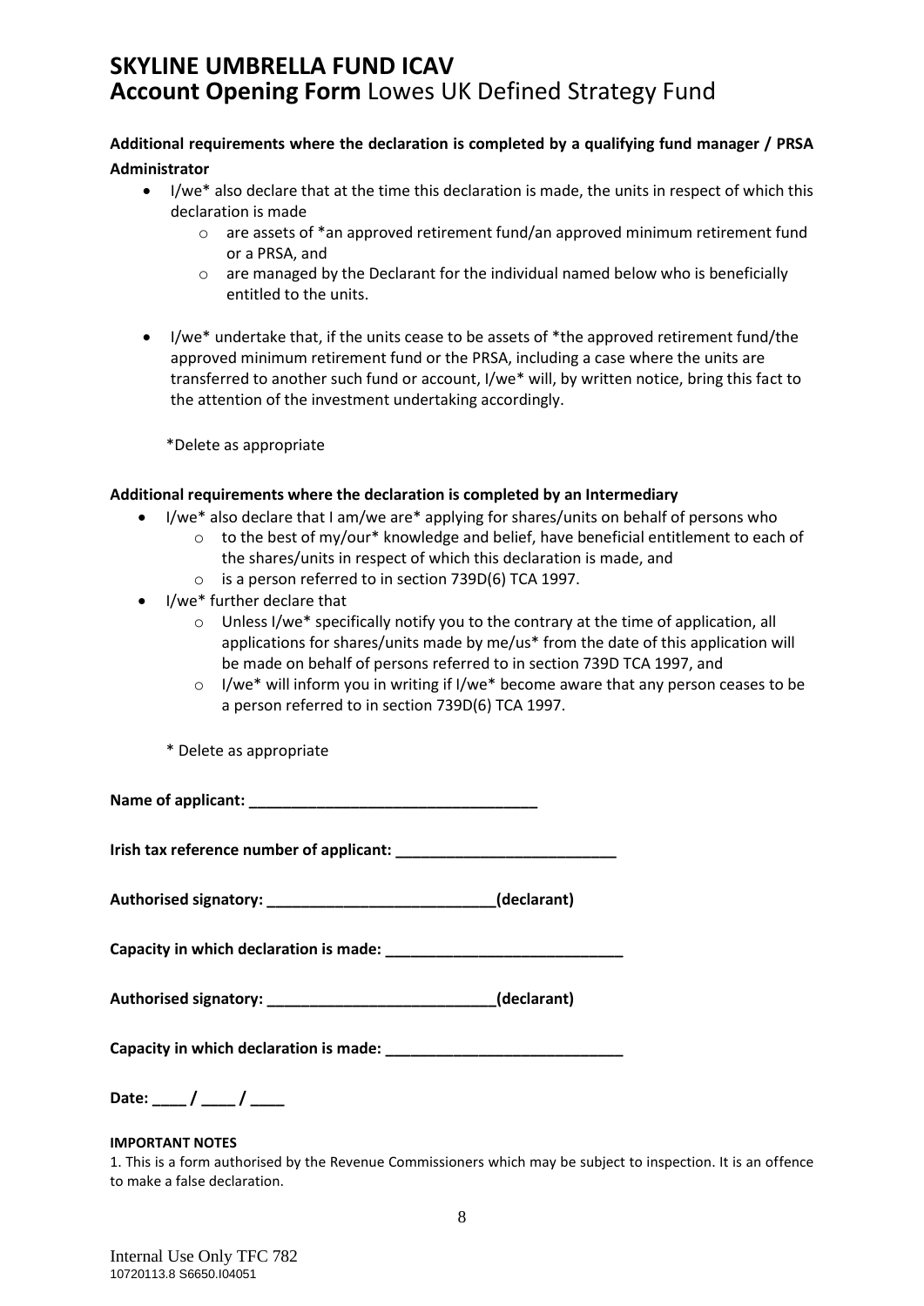**Additional requirements where the declaration is completed by a qualifying fund manager / PRSA Administrator**

- I/we* also declare that at the time this declaration is made, the units in respect of which this declaration is made
  - are assets of *an approved retirement fund/an approved minimum retirement fund or a PRSA, and
  - are managed by the Declarant for the individual named below who is beneficially entitled to the units.
- I/we* undertake that, if the units cease to be assets of *the approved retirement fund/the approved minimum retirement fund or the PRSA, including a case where the units are transferred to another such fund or account, I/we* will, by written notice, bring this fact to the attention of the investment undertaking accordingly.

*Delete as appropriate

**Additional requirements where the declaration is completed by an Intermediary**

- I/we* also declare that I am/we are* applying for shares/units on behalf of persons who
  - to the best of my/our* knowledge and belief, have beneficial entitlement to each of the shares/units in respect of which this declaration is made, and
  - is a person referred to in section 739D(6) TCA 1997.
- I/we* further declare that
  - Unless I/we* specifically notify you to the contrary at the time of application, all applications for shares/units made by me/us* from the date of this application will be made on behalf of persons referred to in section 739D TCA 1997, and
  - I/we* will inform you in writing if I/we* become aware that any person ceases to be a person referred to in section 739D(6) TCA 1997.

* Delete as appropriate

**Name of applicant: ___________________________________**

**Irish tax reference number of applicant: ___________________________**

**Authorised signatory: ___________________________(declarant)**

**Capacity in which declaration is made: ____________________________**

**Authorised signatory: ___________________________(declarant)**

**Capacity in which declaration is made: ____________________________**

**Date: ____ / ____ / ____**

**IMPORTANT NOTES**

1. This is a form authorised by the Revenue Commissioners which may be subject to inspection. It is an offence to make a false declaration.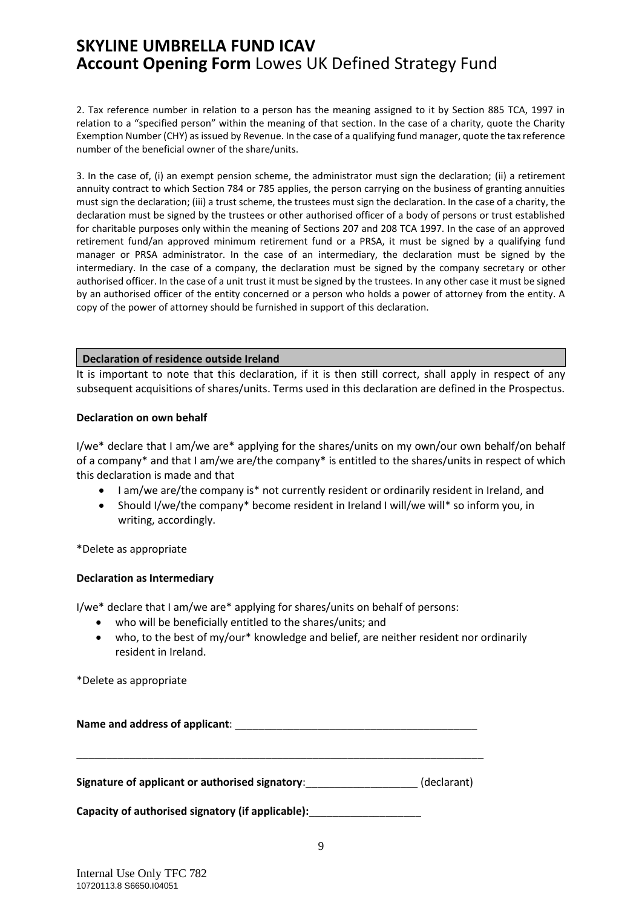2. Tax reference number in relation to a person has the meaning assigned to it by Section 885 TCA, 1997 in relation to a "specified person" within the meaning of that section. In the case of a charity, quote the Charity Exemption Number (CHY) as issued by Revenue. In the case of a qualifying fund manager, quote the tax reference number of the beneficial owner of the share/units.

3. In the case of, (i) an exempt pension scheme, the administrator must sign the declaration; (ii) a retirement annuity contract to which Section 784 or 785 applies, the person carrying on the business of granting annuities must sign the declaration; (iii) a trust scheme, the trustees must sign the declaration. In the case of a charity, the declaration must be signed by the trustees or other authorised officer of a body of persons or trust established for charitable purposes only within the meaning of Sections 207 and 208 TCA 1997. In the case of an approved retirement fund/an approved minimum retirement fund or a PRSA, it must be signed by a qualifying fund manager or PRSA administrator. In the case of an intermediary, the declaration must be signed by the intermediary. In the case of a company, the declaration must be signed by the company secretary or other authorised officer. In the case of a unit trust it must be signed by the trustees. In any other case it must be signed by an authorised officer of the entity concerned or a person who holds a power of attorney from the entity. A copy of the power of attorney should be furnished in support of this declaration.

## Declaration of residence outside Ireland

It is important to note that this declaration, if it is then still correct, shall apply in respect of any subsequent acquisitions of shares/units. Terms used in this declaration are defined in the Prospectus.

**Declaration on own behalf**

I/we* declare that I am/we are* applying for the shares/units on my own/our own behalf/on behalf of a company* and that I am/we are/the company* is entitled to the shares/units in respect of which this declaration is made and that

- I am/we are/the company is* not currently resident or ordinarily resident in Ireland, and
- Should I/we/the company* become resident in Ireland I will/we will* so inform you, in writing, accordingly.

*Delete as appropriate

**Declaration as Intermediary**

I/we* declare that I am/we are* applying for shares/units on behalf of persons:

- who will be beneficially entitled to the shares/units; and
- who, to the best of my/our* knowledge and belief, are neither resident nor ordinarily resident in Ireland.

*Delete as appropriate

**Name and address of applicant**: ____________________________________________

__________________________________________________________________________

**Signature of applicant or authorised signatory**:___________________ (declarant)

**Capacity of authorised signatory (if applicable):**___________________

Internal Use Only TFC 782
10720113.8 S6650.I04051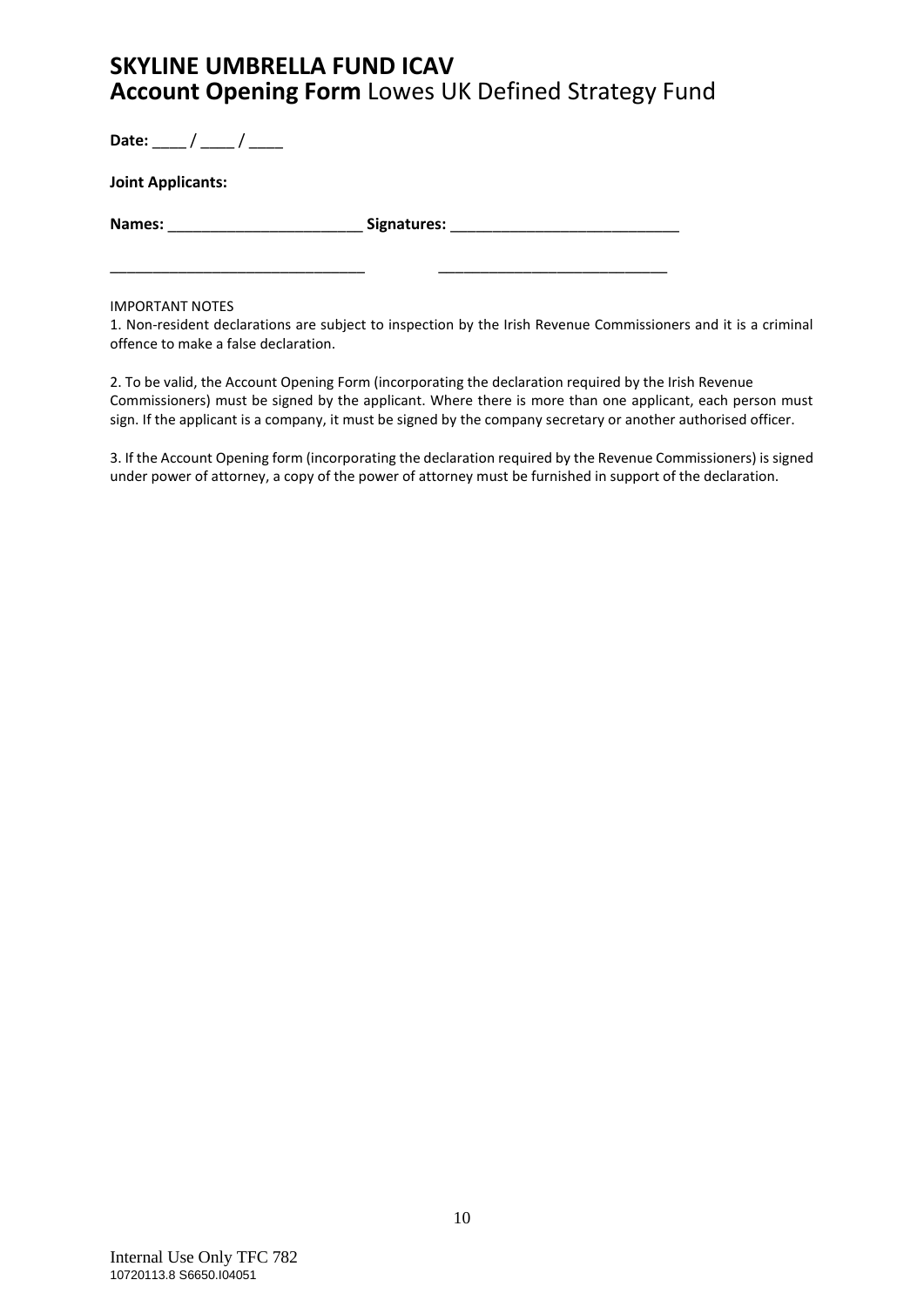# SKYLINE UMBRELLA FUND ICAV

## **Account Opening Form** Lowes UK Defined Strategy Fund

**Date:** ____ / ____ / ____

**Joint Applicants:**

**Names:** _______________________ **Signatures:** ___________________________

_______________________________ ___________________________

IMPORTANT NOTES

1. Non-resident declarations are subject to inspection by the Irish Revenue Commissioners and it is a criminal offence to make a false declaration.

2. To be valid, the Account Opening Form (incorporating the declaration required by the Irish Revenue Commissioners) must be signed by the applicant. Where there is more than one applicant, each person must sign. If the applicant is a company, it must be signed by the company secretary or another authorised officer.

3. If the Account Opening form (incorporating the declaration required by the Revenue Commissioners) is signed under power of attorney, a copy of the power of attorney must be furnished in support of the declaration.

Internal Use Only TFC 782
10720113.8 S6650.I04051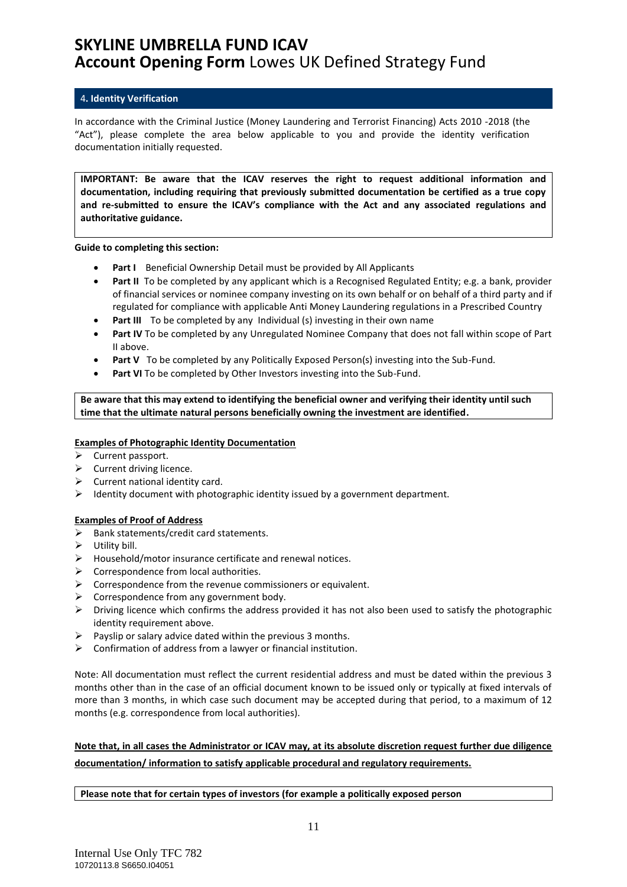## 4. Identity Verification

In accordance with the Criminal Justice (Money Laundering and Terrorist Financing) Acts 2010 -2018 (the "Act"), please complete the area below applicable to you and provide the identity verification documentation initially requested.

**IMPORTANT: Be aware that the ICAV reserves the right to request additional information and documentation, including requiring that previously submitted documentation be certified as a true copy and re-submitted to ensure the ICAV's compliance with the Act and any associated regulations and authoritative guidance.**

**Guide to completing this section:**

- **Part I** Beneficial Ownership Detail must be provided by All Applicants
- **Part II** To be completed by any applicant which is a Recognised Regulated Entity; e.g. a bank, provider of financial services or nominee company investing on its own behalf or on behalf of a third party and if regulated for compliance with applicable Anti Money Laundering regulations in a Prescribed Country
- **Part III** To be completed by any Individual (s) investing in their own name
- **Part IV** To be completed by any Unregulated Nominee Company that does not fall within scope of Part II above.
- **Part V** To be completed by any Politically Exposed Person(s) investing into the Sub-Fund.
- **Part VI** To be completed by Other Investors investing into the Sub-Fund.

**Be aware that this may extend to identifying the beneficial owner and verifying their identity until such time that the ultimate natural persons beneficially owning the investment are identified.**

**Examples of Photographic Identity Documentation**

- Current passport.
- Current driving licence.
- Current national identity card.
- Identity document with photographic identity issued by a government department.

**Examples of Proof of Address**

- Bank statements/credit card statements.
- Utility bill.
- Household/motor insurance certificate and renewal notices.
- Correspondence from local authorities.
- Correspondence from the revenue commissioners or equivalent.
- Correspondence from any government body.
- Driving licence which confirms the address provided it has not also been used to satisfy the photographic identity requirement above.
- Payslip or salary advice dated within the previous 3 months.
- Confirmation of address from a lawyer or financial institution.

Note: All documentation must reflect the current residential address and must be dated within the previous 3 months other than in the case of an official document known to be issued only or typically at fixed intervals of more than 3 months, in which case such document may be accepted during that period, to a maximum of 12 months (e.g. correspondence from local authorities).

**Note that, in all cases the Administrator or ICAV may, at its absolute discretion request further due diligence documentation/ information to satisfy applicable procedural and regulatory requirements.**

**Please note that for certain types of investors (for example a politically exposed person**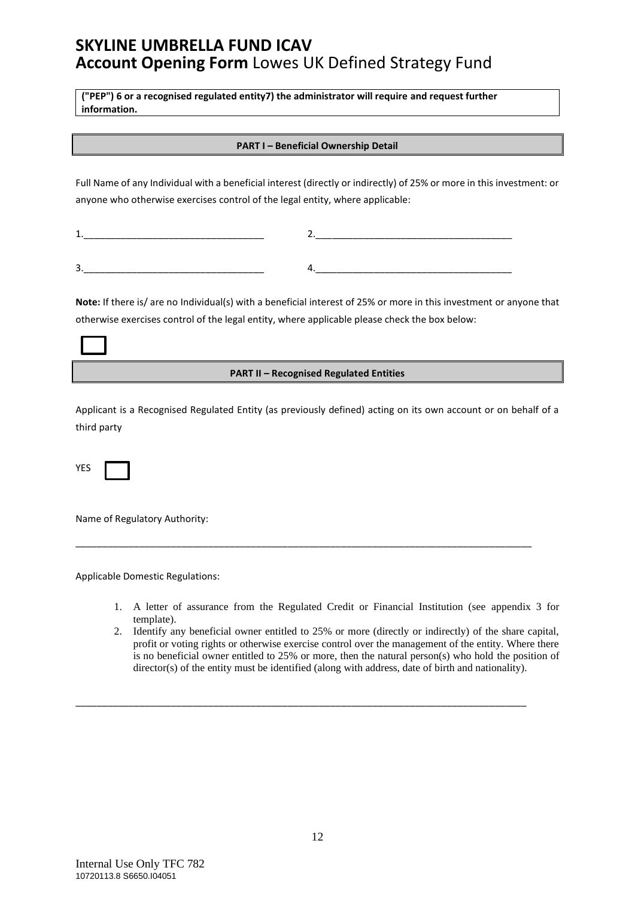**("PEP") 6 or a recognised regulated entity7) the administrator will require and request further information.**

**PART I – Beneficial Ownership Detail**

Full Name of any Individual with a beneficial interest (directly or indirectly) of 25% or more in this investment: or anyone who otherwise exercises control of the legal entity, where applicable:

1.__________________________________ 2.______________________________________

3.__________________________________ 4.______________________________________

**Note:** If there is/ are no Individual(s) with a beneficial interest of 25% or more in this investment or anyone that otherwise exercises control of the legal entity, where applicable please check the box below:

☐

**PART II – Recognised Regulated Entities**

Applicant is a Recognised Regulated Entity (as previously defined) acting on its own account or on behalf of a third party

YES ☐

Name of Regulatory Authority:

___________________________________________________________________________________________

Applicable Domestic Regulations:

1. A letter of assurance from the Regulated Credit or Financial Institution (see appendix 3 for template).
2. Identify any beneficial owner entitled to 25% or more (directly or indirectly) of the share capital, profit or voting rights or otherwise exercise control over the management of the entity. Where there is no beneficial owner entitled to 25% or more, then the natural person(s) who hold the position of director(s) of the entity must be identified (along with address, date of birth and nationality).

___________________________________________________________________________________________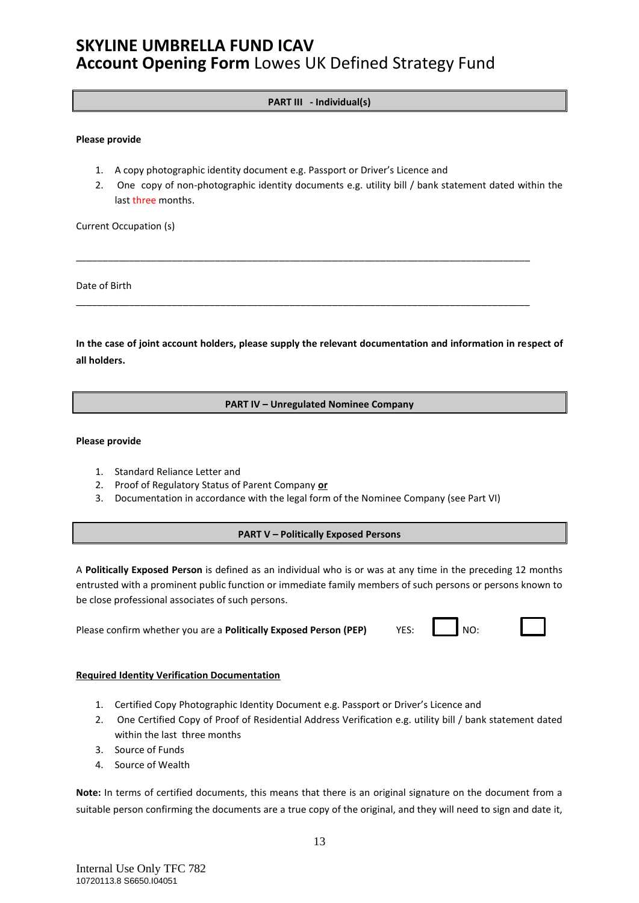**PART III - Individual(s)**

**Please provide**

1. A copy photographic identity document e.g. Passport or Driver's Licence and
2. One copy of non-photographic identity documents e.g. utility bill / bank statement dated within the last three months.

Current Occupation (s)

\_\_\_\_\_\_\_\_\_\_\_\_\_\_\_\_\_\_\_\_\_\_\_\_\_\_\_\_\_\_\_\_\_\_\_\_\_\_\_\_\_\_\_\_\_\_\_\_\_\_\_\_\_\_\_\_\_\_\_\_\_\_\_\_\_\_\_\_\_\_\_\_\_\_\_\_

Date of Birth

\_\_\_\_\_\_\_\_\_\_\_\_\_\_\_\_\_\_\_\_\_\_\_\_\_\_\_\_\_\_\_\_\_\_\_\_\_\_\_\_\_\_\_\_\_\_\_\_\_\_\_\_\_\_\_\_\_\_\_\_\_\_\_\_\_\_\_\_\_\_\_\_\_\_\_\_

**In the case of joint account holders, please supply the relevant documentation and information in respect of all holders.**

**PART IV – Unregulated Nominee Company**

**Please provide**

1. Standard Reliance Letter and
2. Proof of Regulatory Status of Parent Company **or**
3. Documentation in accordance with the legal form of the Nominee Company (see Part VI)

**PART V – Politically Exposed Persons**

A **Politically Exposed Person** is defined as an individual who is or was at any time in the preceding 12 months entrusted with a prominent public function or immediate family members of such persons or persons known to be close professional associates of such persons.

Please confirm whether you are a **Politically Exposed Person (PEP)** YES: ☐ NO: ☐

**Required Identity Verification Documentation**

1. Certified Copy Photographic Identity Document e.g. Passport or Driver's Licence and
2. One Certified Copy of Proof of Residential Address Verification e.g. utility bill / bank statement dated within the last three months
3. Source of Funds
4. Source of Wealth

**Note:** In terms of certified documents, this means that there is an original signature on the document from a suitable person confirming the documents are a true copy of the original, and they will need to sign and date it,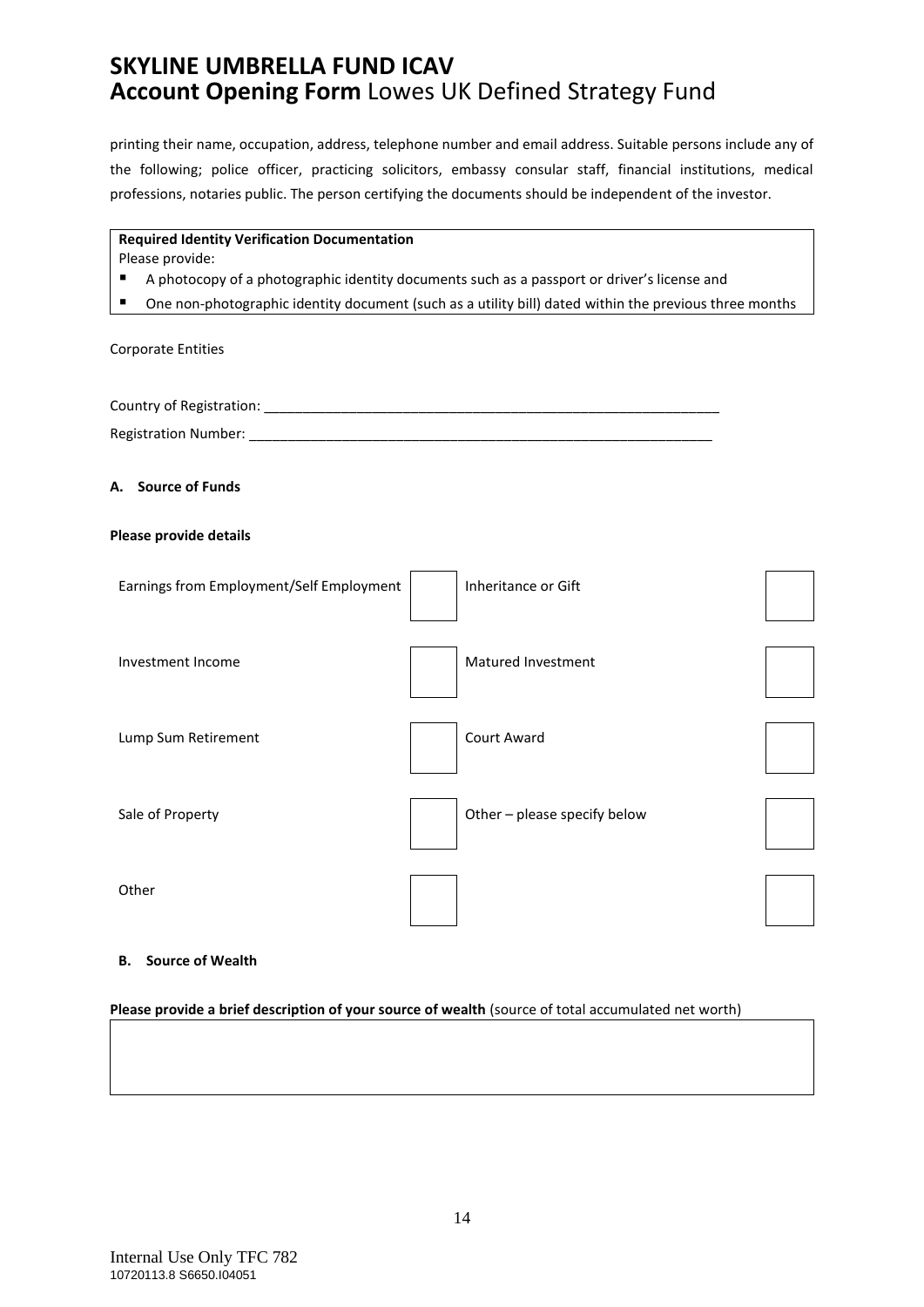printing their name, occupation, address, telephone number and email address. Suitable persons include any of the following; police officer, practicing solicitors, embassy consular staff, financial institutions, medical professions, notaries public. The person certifying the documents should be independent of the investor.

**Required Identity Verification Documentation**
Please provide:

- A photocopy of a photographic identity documents such as a passport or driver's license and
- One non-photographic identity document (such as a utility bill) dated within the previous three months

Corporate Entities

Country of Registration: ____________________________________________________________

Registration Number: ______________________________________________________________

**A. Source of Funds**

**Please provide details**

| | | | |
|---|---|---|---|
| Earnings from Employment/Self Employment | ☐ | Inheritance or Gift | ☐ |
| Investment Income | ☐ | Matured Investment | ☐ |
| Lump Sum Retirement | ☐ | Court Award | ☐ |
| Sale of Property | ☐ | Other – please specify below | ☐ |
| Other | ☐ | | ☐ |

**B. Source of Wealth**

**Please provide a brief description of your source of wealth** (source of total accumulated net worth)

| |
|---|
| |

Internal Use Only TFC 782
10720113.8 S6650.I04051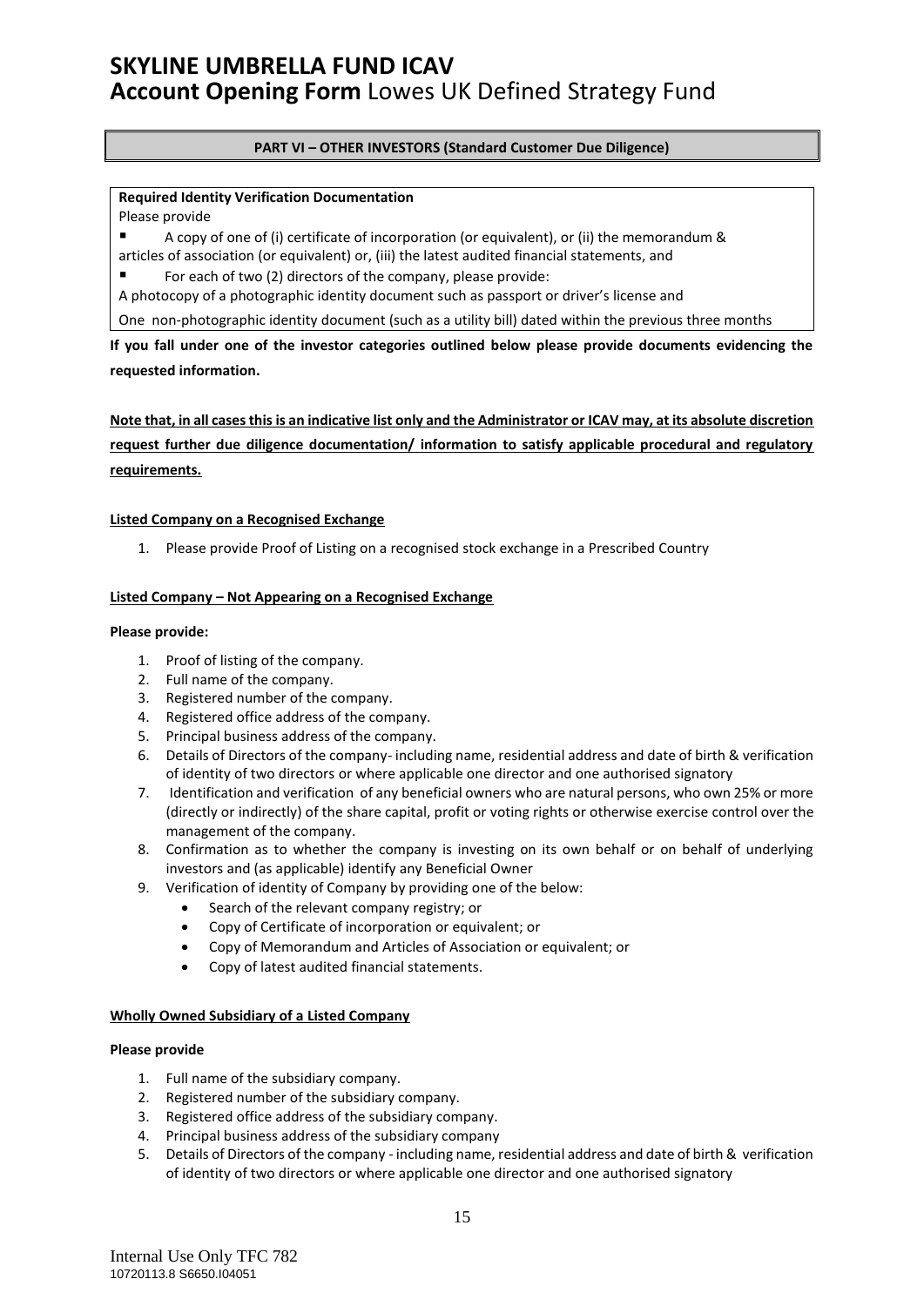# SKYLINE UMBRELLA FUND ICAV
## Account Opening Form Lowes UK Defined Strategy Fund

**PART VI – OTHER INVESTORS (Standard Customer Due Diligence)**

**Required Identity Verification Documentation**

Please provide

- A copy of one of (i) certificate of incorporation (or equivalent), or (ii) the memorandum & articles of association (or equivalent) or, (iii) the latest audited financial statements, and
- For each of two (2) directors of the company, please provide:

A photocopy of a photographic identity document such as passport or driver's license and

One non-photographic identity document (such as a utility bill) dated within the previous three months

**If you fall under one of the investor categories outlined below please provide documents evidencing the requested information.**

**Note that, in all cases this is an indicative list only and the Administrator or ICAV may, at its absolute discretion request further due diligence documentation/ information to satisfy applicable procedural and regulatory requirements.**

**Listed Company on a Recognised Exchange**

1. Please provide Proof of Listing on a recognised stock exchange in a Prescribed Country

**Listed Company – Not Appearing on a Recognised Exchange**

**Please provide:**

1. Proof of listing of the company.
2. Full name of the company.
3. Registered number of the company.
4. Registered office address of the company.
5. Principal business address of the company.
6. Details of Directors of the company- including name, residential address and date of birth & verification of identity of two directors or where applicable one director and one authorised signatory
7. Identification and verification of any beneficial owners who are natural persons, who own 25% or more (directly or indirectly) of the share capital, profit or voting rights or otherwise exercise control over the management of the company.
8. Confirmation as to whether the company is investing on its own behalf or on behalf of underlying investors and (as applicable) identify any Beneficial Owner
9. Verification of identity of Company by providing one of the below:
   - Search of the relevant company registry; or
   - Copy of Certificate of incorporation or equivalent; or
   - Copy of Memorandum and Articles of Association or equivalent; or
   - Copy of latest audited financial statements.

**Wholly Owned Subsidiary of a Listed Company**

**Please provide**

1. Full name of the subsidiary company.
2. Registered number of the subsidiary company.
3. Registered office address of the subsidiary company.
4. Principal business address of the subsidiary company
5. Details of Directors of the company - including name, residential address and date of birth & verification of identity of two directors or where applicable one director and one authorised signatory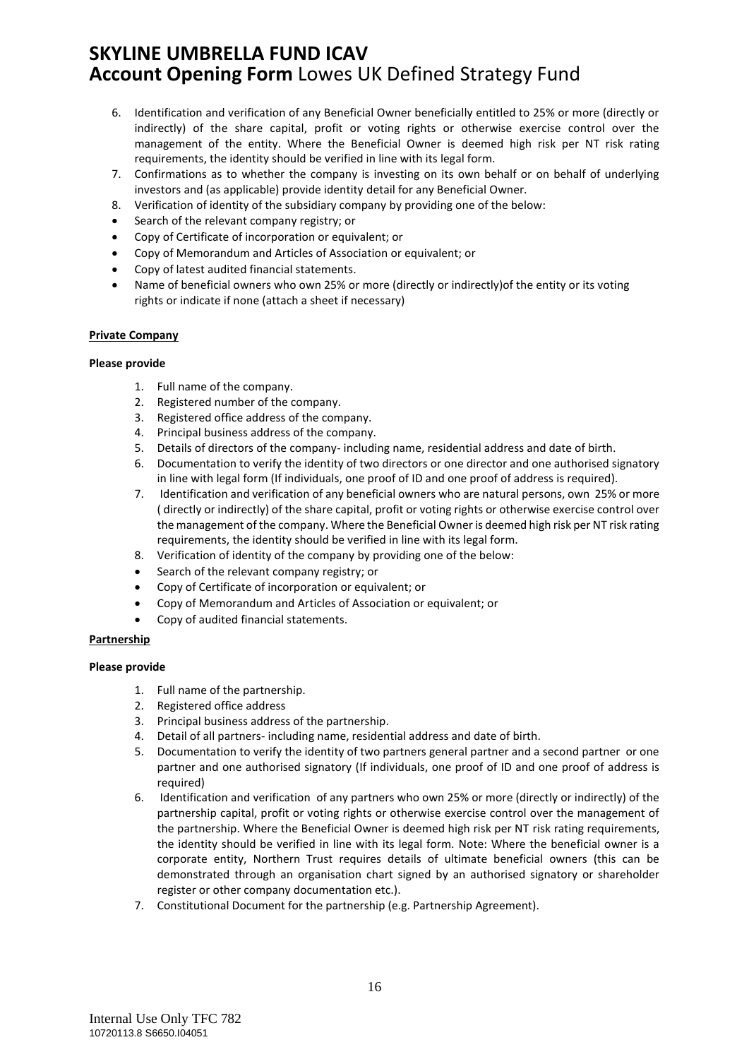6. Identification and verification of any Beneficial Owner beneficially entitled to 25% or more (directly or indirectly) of the share capital, profit or voting rights or otherwise exercise control over the management of the entity. Where the Beneficial Owner is deemed high risk per NT risk rating requirements, the identity should be verified in line with its legal form.
7. Confirmations as to whether the company is investing on its own behalf or on behalf of underlying investors and (as applicable) provide identity detail for any Beneficial Owner.
8. Verification of identity of the subsidiary company by providing one of the below:

- Search of the relevant company registry; or
- Copy of Certificate of incorporation or equivalent; or
- Copy of Memorandum and Articles of Association or equivalent; or
- Copy of latest audited financial statements.
- Name of beneficial owners who own 25% or more (directly or indirectly)of the entity or its voting rights or indicate if none (attach a sheet if necessary)

**Private Company**

**Please provide**

1. Full name of the company.
2. Registered number of the company.
3. Registered office address of the company.
4. Principal business address of the company.
5. Details of directors of the company- including name, residential address and date of birth.
6. Documentation to verify the identity of two directors or one director and one authorised signatory in line with legal form (If individuals, one proof of ID and one proof of address is required).
7. Identification and verification of any beneficial owners who are natural persons, own 25% or more ( directly or indirectly) of the share capital, profit or voting rights or otherwise exercise control over the management of the company. Where the Beneficial Owner is deemed high risk per NT risk rating requirements, the identity should be verified in line with its legal form.
8. Verification of identity of the company by providing one of the below:

- Search of the relevant company registry; or
- Copy of Certificate of incorporation or equivalent; or
- Copy of Memorandum and Articles of Association or equivalent; or
- Copy of audited financial statements.

**Partnership**

**Please provide**

1. Full name of the partnership.
2. Registered office address
3. Principal business address of the partnership.
4. Detail of all partners- including name, residential address and date of birth.
5. Documentation to verify the identity of two partners general partner and a second partner or one partner and one authorised signatory (If individuals, one proof of ID and one proof of address is required)
6. Identification and verification of any partners who own 25% or more (directly or indirectly) of the partnership capital, profit or voting rights or otherwise exercise control over the management of the partnership. Where the Beneficial Owner is deemed high risk per NT risk rating requirements, the identity should be verified in line with its legal form. Note: Where the beneficial owner is a corporate entity, Northern Trust requires details of ultimate beneficial owners (this can be demonstrated through an organisation chart signed by an authorised signatory or shareholder register or other company documentation etc.).
7. Constitutional Document for the partnership (e.g. Partnership Agreement).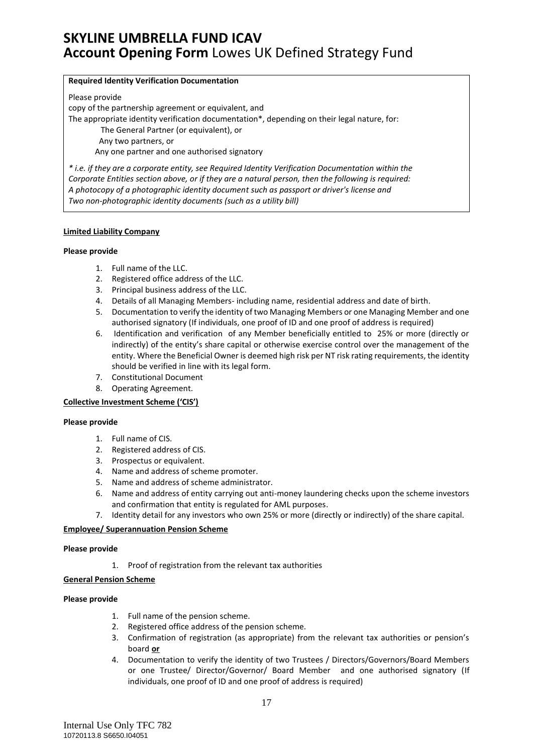**Required Identity Verification Documentation**

Please provide

copy of the partnership agreement or equivalent, and

The appropriate identity verification documentation*, depending on their legal nature, for:

- The General Partner (or equivalent), or
- Any two partners, or
- Any one partner and one authorised signatory

*\* i.e. if they are a corporate entity, see Required Identity Verification Documentation within the Corporate Entities section above, or if they are a natural person, then the following is required: A photocopy of a photographic identity document such as passport or driver's license and Two non-photographic identity documents (such as a utility bill)*

**Limited Liability Company**

**Please provide**

1. Full name of the LLC.
2. Registered office address of the LLC.
3. Principal business address of the LLC.
4. Details of all Managing Members- including name, residential address and date of birth.
5. Documentation to verify the identity of two Managing Members or one Managing Member and one authorised signatory (If individuals, one proof of ID and one proof of address is required)
6. Identification and verification of any Member beneficially entitled to 25% or more (directly or indirectly) of the entity's share capital or otherwise exercise control over the management of the entity. Where the Beneficial Owner is deemed high risk per NT risk rating requirements, the identity should be verified in line with its legal form.
7. Constitutional Document
8. Operating Agreement.

**Collective Investment Scheme ('CIS')**

**Please provide**

1. Full name of CIS.
2. Registered address of CIS.
3. Prospectus or equivalent.
4. Name and address of scheme promoter.
5. Name and address of scheme administrator.
6. Name and address of entity carrying out anti-money laundering checks upon the scheme investors and confirmation that entity is regulated for AML purposes.
7. Identity detail for any investors who own 25% or more (directly or indirectly) of the share capital.

**Employee/ Superannuation Pension Scheme**

**Please provide**

1. Proof of registration from the relevant tax authorities

**General Pension Scheme**

**Please provide**

1. Full name of the pension scheme.
2. Registered office address of the pension scheme.
3. Confirmation of registration (as appropriate) from the relevant tax authorities or pension's board **or**
4. Documentation to verify the identity of two Trustees / Directors/Governors/Board Members or one Trustee/ Director/Governor/ Board Member and one authorised signatory (If individuals, one proof of ID and one proof of address is required)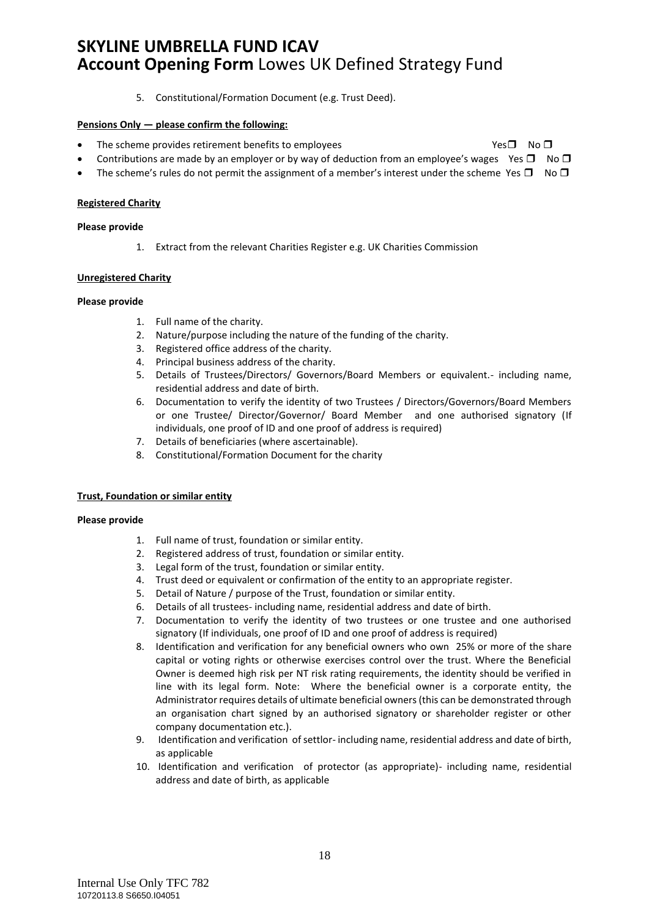5. Constitutional/Formation Document (e.g. Trust Deed).

**Pensions Only — please confirm the following:**

- The scheme provides retirement benefits to employees Yes ❐ No ❐
- Contributions are made by an employer or by way of deduction from an employee's wages Yes ❐ No ❐
- The scheme's rules do not permit the assignment of a member's interest under the scheme Yes ❐ No ❐

**Registered Charity**

**Please provide**

1. Extract from the relevant Charities Register e.g. UK Charities Commission

**Unregistered Charity**

**Please provide**

1. Full name of the charity.
2. Nature/purpose including the nature of the funding of the charity.
3. Registered office address of the charity.
4. Principal business address of the charity.
5. Details of Trustees/Directors/ Governors/Board Members or equivalent.- including name, residential address and date of birth.
6. Documentation to verify the identity of two Trustees / Directors/Governors/Board Members or one Trustee/ Director/Governor/ Board Member and one authorised signatory (If individuals, one proof of ID and one proof of address is required)
7. Details of beneficiaries (where ascertainable).
8. Constitutional/Formation Document for the charity

**Trust, Foundation or similar entity**

**Please provide**

1. Full name of trust, foundation or similar entity.
2. Registered address of trust, foundation or similar entity.
3. Legal form of the trust, foundation or similar entity.
4. Trust deed or equivalent or confirmation of the entity to an appropriate register.
5. Detail of Nature / purpose of the Trust, foundation or similar entity.
6. Details of all trustees- including name, residential address and date of birth.
7. Documentation to verify the identity of two trustees or one trustee and one authorised signatory (If individuals, one proof of ID and one proof of address is required)
8. Identification and verification for any beneficial owners who own 25% or more of the share capital or voting rights or otherwise exercises control over the trust. Where the Beneficial Owner is deemed high risk per NT risk rating requirements, the identity should be verified in line with its legal form. Note: Where the beneficial owner is a corporate entity, the Administrator requires details of ultimate beneficial owners (this can be demonstrated through an organisation chart signed by an authorised signatory or shareholder register or other company documentation etc.).
9. Identification and verification of settlor- including name, residential address and date of birth, as applicable
10. Identification and verification of protector (as appropriate)- including name, residential address and date of birth, as applicable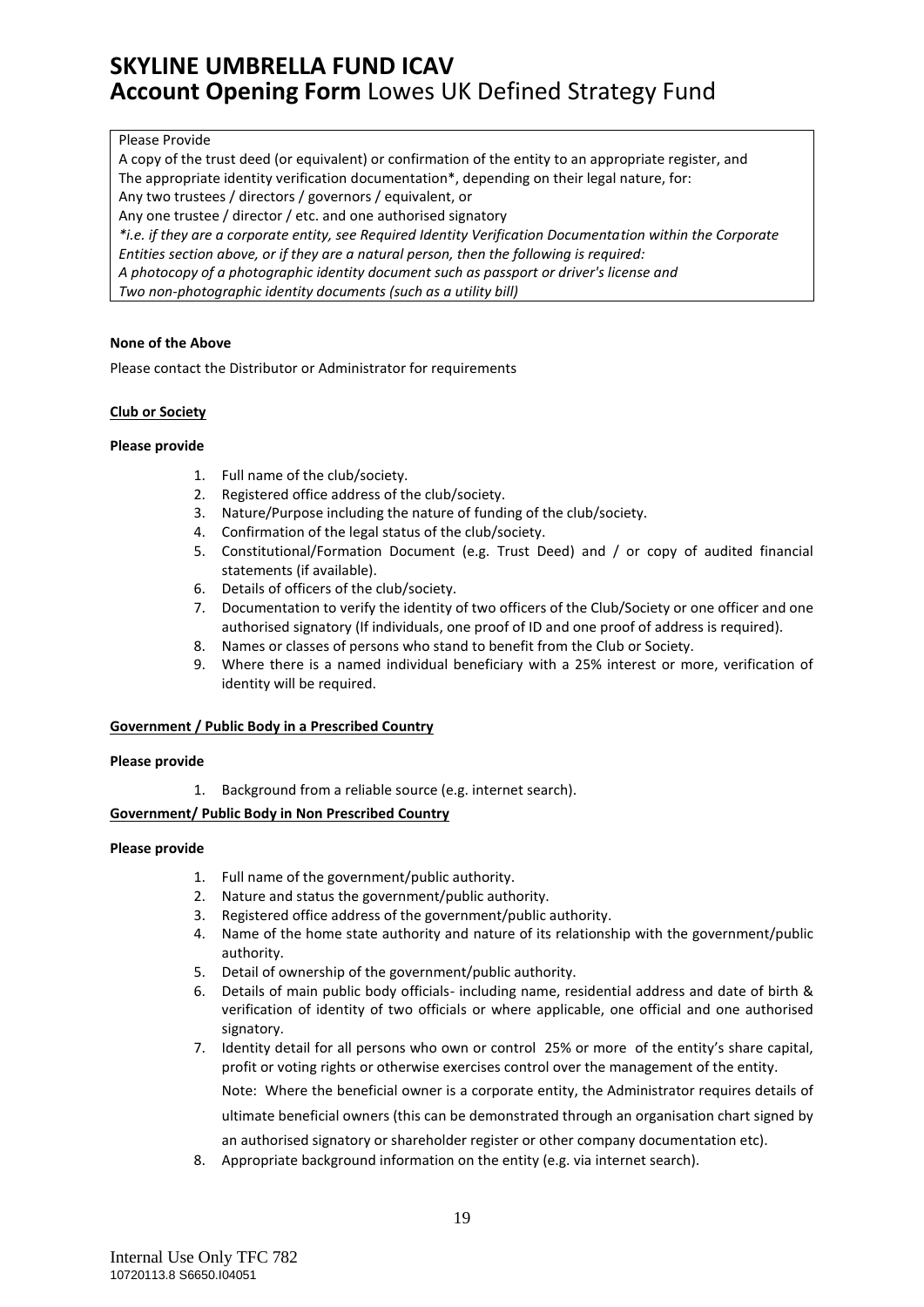Please Provide

A copy of the trust deed (or equivalent) or confirmation of the entity to an appropriate register, and
The appropriate identity verification documentation*, depending on their legal nature, for:
Any two trustees / directors / governors / equivalent, or
Any one trustee / director / etc. and one authorised signatory
*i.e. if they are a corporate entity, see Required Identity Verification Documentation within the Corporate Entities section above, or if they are a natural person, then the following is required:*
*A photocopy of a photographic identity document such as passport or driver's license and*
*Two non-photographic identity documents (such as a utility bill)*

**None of the Above**

Please contact the Distributor or Administrator for requirements

**Club or Society**

**Please provide**

1. Full name of the club/society.
2. Registered office address of the club/society.
3. Nature/Purpose including the nature of funding of the club/society.
4. Confirmation of the legal status of the club/society.
5. Constitutional/Formation Document (e.g. Trust Deed) and / or copy of audited financial statements (if available).
6. Details of officers of the club/society.
7. Documentation to verify the identity of two officers of the Club/Society or one officer and one authorised signatory (If individuals, one proof of ID and one proof of address is required).
8. Names or classes of persons who stand to benefit from the Club or Society.
9. Where there is a named individual beneficiary with a 25% interest or more, verification of identity will be required.

**Government / Public Body in a Prescribed Country**

**Please provide**

1. Background from a reliable source (e.g. internet search).

**Government/ Public Body in Non Prescribed Country**

**Please provide**

1. Full name of the government/public authority.
2. Nature and status the government/public authority.
3. Registered office address of the government/public authority.
4. Name of the home state authority and nature of its relationship with the government/public authority.
5. Detail of ownership of the government/public authority.
6. Details of main public body officials- including name, residential address and date of birth & verification of identity of two officials or where applicable, one official and one authorised signatory.
7. Identity detail for all persons who own or control 25% or more of the entity's share capital, profit or voting rights or otherwise exercises control over the management of the entity.

   Note: Where the beneficial owner is a corporate entity, the Administrator requires details of ultimate beneficial owners (this can be demonstrated through an organisation chart signed by an authorised signatory or shareholder register or other company documentation etc).
8. Appropriate background information on the entity (e.g. via internet search).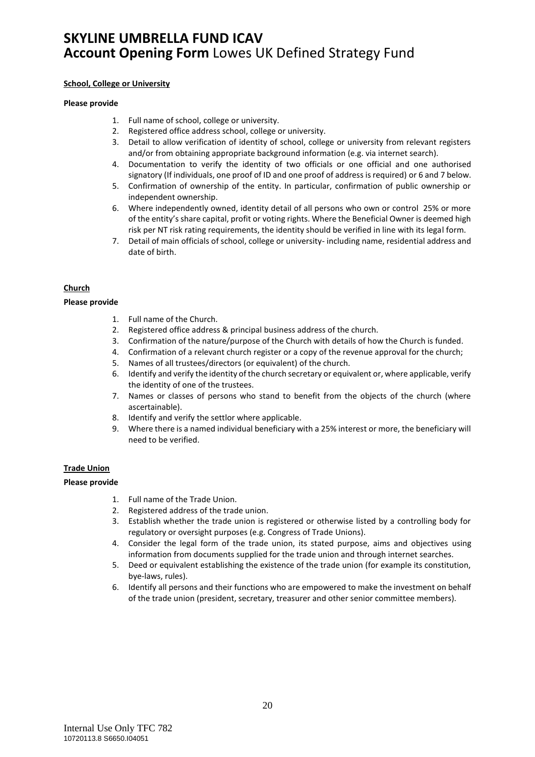**School, College or University**

**Please provide**

1. Full name of school, college or university.
2. Registered office address school, college or university.
3. Detail to allow verification of identity of school, college or university from relevant registers and/or from obtaining appropriate background information (e.g. via internet search).
4. Documentation to verify the identity of two officials or one official and one authorised signatory (If individuals, one proof of ID and one proof of address is required) or 6 and 7 below.
5. Confirmation of ownership of the entity. In particular, confirmation of public ownership or independent ownership.
6. Where independently owned, identity detail of all persons who own or control 25% or more of the entity's share capital, profit or voting rights. Where the Beneficial Owner is deemed high risk per NT risk rating requirements, the identity should be verified in line with its legal form.
7. Detail of main officials of school, college or university- including name, residential address and date of birth.

**Church**

**Please provide**

1. Full name of the Church.
2. Registered office address & principal business address of the church.
3. Confirmation of the nature/purpose of the Church with details of how the Church is funded.
4. Confirmation of a relevant church register or a copy of the revenue approval for the church;
5. Names of all trustees/directors (or equivalent) of the church.
6. Identify and verify the identity of the church secretary or equivalent or, where applicable, verify the identity of one of the trustees.
7. Names or classes of persons who stand to benefit from the objects of the church (where ascertainable).
8. Identify and verify the settlor where applicable.
9. Where there is a named individual beneficiary with a 25% interest or more, the beneficiary will need to be verified.

**Trade Union**

**Please provide**

1. Full name of the Trade Union.
2. Registered address of the trade union.
3. Establish whether the trade union is registered or otherwise listed by a controlling body for regulatory or oversight purposes (e.g. Congress of Trade Unions).
4. Consider the legal form of the trade union, its stated purpose, aims and objectives using information from documents supplied for the trade union and through internet searches.
5. Deed or equivalent establishing the existence of the trade union (for example its constitution, bye-laws, rules).
6. Identify all persons and their functions who are empowered to make the investment on behalf of the trade union (president, secretary, treasurer and other senior committee members).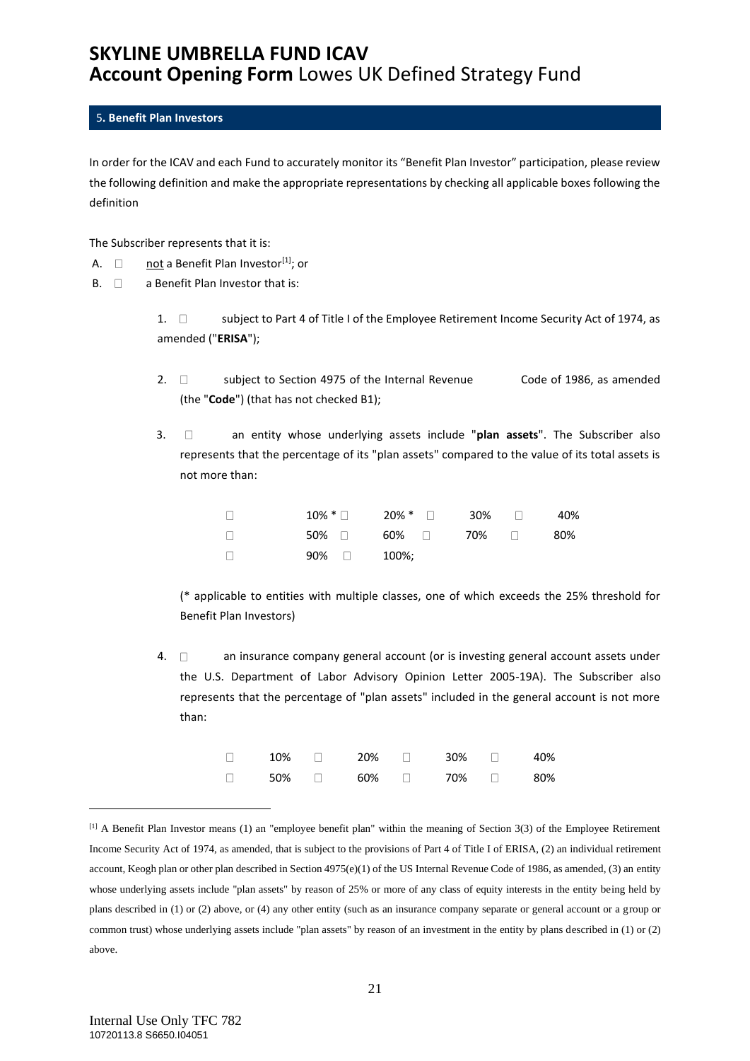# SKYLINE UMBRELLA FUND ICAV
## **Account Opening Form** Lowes UK Defined Strategy Fund

### 5. Benefit Plan Investors

In order for the ICAV and each Fund to accurately monitor its "Benefit Plan Investor" participation, please review the following definition and make the appropriate representations by checking all applicable boxes following the definition

The Subscriber represents that it is:

A. ☐ not a Benefit Plan Investor[1]; or

B. ☐ a Benefit Plan Investor that is:

1. ☐ subject to Part 4 of Title I of the Employee Retirement Income Security Act of 1974, as amended ("**ERISA**");

2. ☐ subject to Section 4975 of the Internal Revenue Code of 1986, as amended (the "**Code**") (that has not checked B1);

3. ☐ an entity whose underlying assets include "**plan assets**". The Subscriber also represents that the percentage of its "plan assets" compared to the value of its total assets is not more than:

| | | | |
|---|---|---|---|
| ☐ 10% * | ☐ 20% * | ☐ 30% | ☐ 40% |
| ☐ 50% | ☐ 60% | ☐ 70% | ☐ 80% |
| ☐ 90% | ☐ 100%; | | |

(* applicable to entities with multiple classes, one of which exceeds the 25% threshold for Benefit Plan Investors)

4. ☐ an insurance company general account (or is investing general account assets under the U.S. Department of Labor Advisory Opinion Letter 2005-19A). The Subscriber also represents that the percentage of "plan assets" included in the general account is not more than:

| | | | |
|---|---|---|---|
| ☐ 10% | ☐ 20% | ☐ 30% | ☐ 40% |
| ☐ 50% | ☐ 60% | ☐ 70% | ☐ 80% |

---

[1] A Benefit Plan Investor means (1) an "employee benefit plan" within the meaning of Section 3(3) of the Employee Retirement Income Security Act of 1974, as amended, that is subject to the provisions of Part 4 of Title I of ERISA, (2) an individual retirement account, Keogh plan or other plan described in Section 4975(e)(1) of the US Internal Revenue Code of 1986, as amended, (3) an entity whose underlying assets include "plan assets" by reason of 25% or more of any class of equity interests in the entity being held by plans described in (1) or (2) above, or (4) any other entity (such as an insurance company separate or general account or a group or common trust) whose underlying assets include "plan assets" by reason of an investment in the entity by plans described in (1) or (2) above.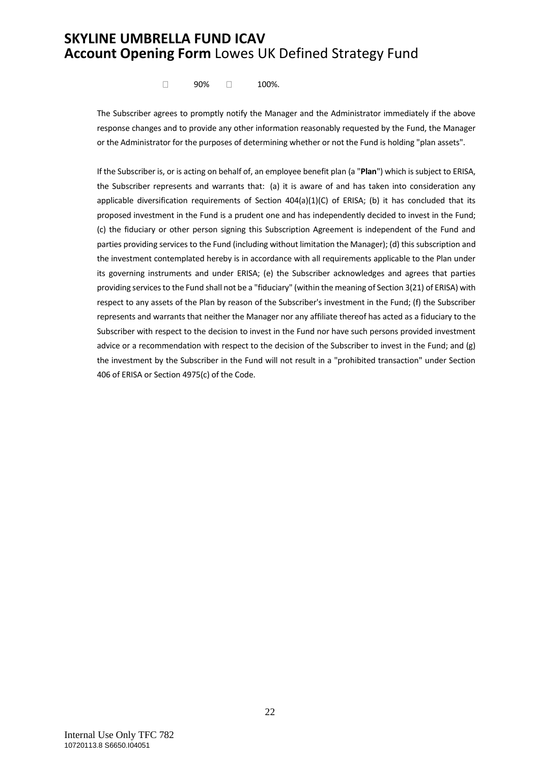☐ 90% ☐ 100%.

The Subscriber agrees to promptly notify the Manager and the Administrator immediately if the above response changes and to provide any other information reasonably requested by the Fund, the Manager or the Administrator for the purposes of determining whether or not the Fund is holding "plan assets".

If the Subscriber is, or is acting on behalf of, an employee benefit plan (a "**Plan**") which is subject to ERISA, the Subscriber represents and warrants that: (a) it is aware of and has taken into consideration any applicable diversification requirements of Section 404(a)(1)(C) of ERISA; (b) it has concluded that its proposed investment in the Fund is a prudent one and has independently decided to invest in the Fund; (c) the fiduciary or other person signing this Subscription Agreement is independent of the Fund and parties providing services to the Fund (including without limitation the Manager); (d) this subscription and the investment contemplated hereby is in accordance with all requirements applicable to the Plan under its governing instruments and under ERISA; (e) the Subscriber acknowledges and agrees that parties providing services to the Fund shall not be a "fiduciary" (within the meaning of Section 3(21) of ERISA) with respect to any assets of the Plan by reason of the Subscriber's investment in the Fund; (f) the Subscriber represents and warrants that neither the Manager nor any affiliate thereof has acted as a fiduciary to the Subscriber with respect to the decision to invest in the Fund nor have such persons provided investment advice or a recommendation with respect to the decision of the Subscriber to invest in the Fund; and (g) the investment by the Subscriber in the Fund will not result in a "prohibited transaction" under Section 406 of ERISA or Section 4975(c) of the Code.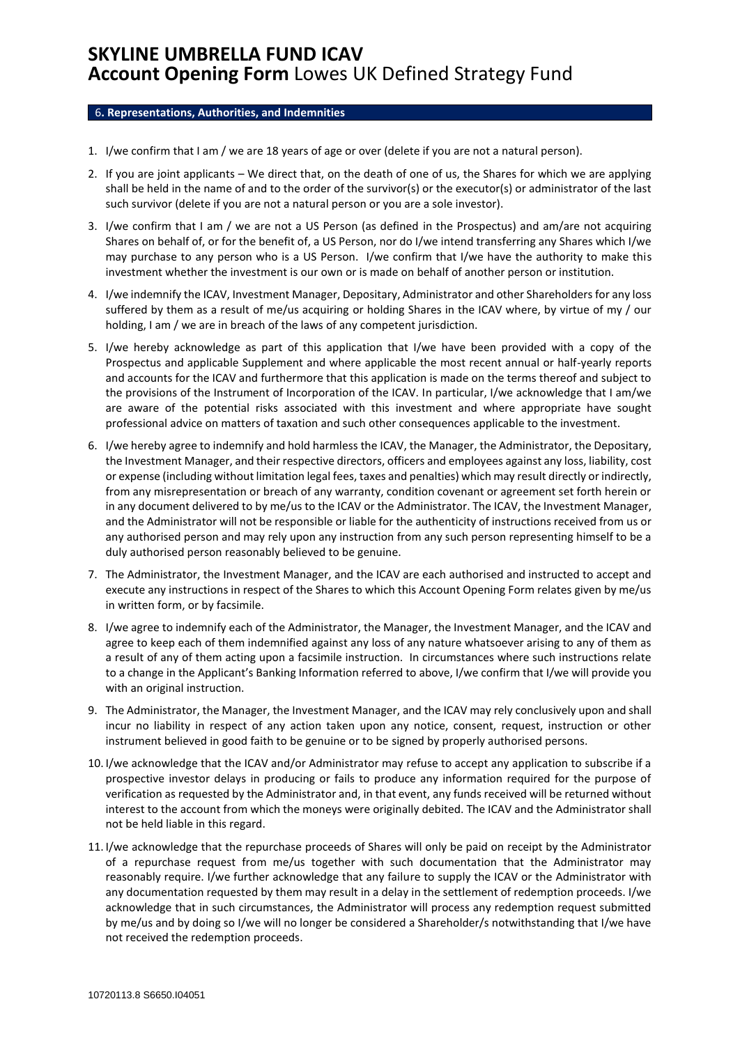# SKYLINE UMBRELLA FUND ICAV

## Account Opening Form Lowes UK Defined Strategy Fund

### 6. Representations, Authorities, and Indemnities

1. I/we confirm that I am / we are 18 years of age or over (delete if you are not a natural person).

2. If you are joint applicants – We direct that, on the death of one of us, the Shares for which we are applying shall be held in the name of and to the order of the survivor(s) or the executor(s) or administrator of the last such survivor (delete if you are not a natural person or you are a sole investor).

3. I/we confirm that I am / we are not a US Person (as defined in the Prospectus) and am/are not acquiring Shares on behalf of, or for the benefit of, a US Person, nor do I/we intend transferring any Shares which I/we may purchase to any person who is a US Person. I/we confirm that I/we have the authority to make this investment whether the investment is our own or is made on behalf of another person or institution.

4. I/we indemnify the ICAV, Investment Manager, Depositary, Administrator and other Shareholders for any loss suffered by them as a result of me/us acquiring or holding Shares in the ICAV where, by virtue of my / our holding, I am / we are in breach of the laws of any competent jurisdiction.

5. I/we hereby acknowledge as part of this application that I/we have been provided with a copy of the Prospectus and applicable Supplement and where applicable the most recent annual or half-yearly reports and accounts for the ICAV and furthermore that this application is made on the terms thereof and subject to the provisions of the Instrument of Incorporation of the ICAV. In particular, I/we acknowledge that I am/we are aware of the potential risks associated with this investment and where appropriate have sought professional advice on matters of taxation and such other consequences applicable to the investment.

6. I/we hereby agree to indemnify and hold harmless the ICAV, the Manager, the Administrator, the Depositary, the Investment Manager, and their respective directors, officers and employees against any loss, liability, cost or expense (including without limitation legal fees, taxes and penalties) which may result directly or indirectly, from any misrepresentation or breach of any warranty, condition covenant or agreement set forth herein or in any document delivered to by me/us to the ICAV or the Administrator. The ICAV, the Investment Manager, and the Administrator will not be responsible or liable for the authenticity of instructions received from us or any authorised person and may rely upon any instruction from any such person representing himself to be a duly authorised person reasonably believed to be genuine.

7. The Administrator, the Investment Manager, and the ICAV are each authorised and instructed to accept and execute any instructions in respect of the Shares to which this Account Opening Form relates given by me/us in written form, or by facsimile.

8. I/we agree to indemnify each of the Administrator, the Manager, the Investment Manager, and the ICAV and agree to keep each of them indemnified against any loss of any nature whatsoever arising to any of them as a result of any of them acting upon a facsimile instruction. In circumstances where such instructions relate to a change in the Applicant's Banking Information referred to above, I/we confirm that I/we will provide you with an original instruction.

9. The Administrator, the Manager, the Investment Manager, and the ICAV may rely conclusively upon and shall incur no liability in respect of any action taken upon any notice, consent, request, instruction or other instrument believed in good faith to be genuine or to be signed by properly authorised persons.

10. I/we acknowledge that the ICAV and/or Administrator may refuse to accept any application to subscribe if a prospective investor delays in producing or fails to produce any information required for the purpose of verification as requested by the Administrator and, in that event, any funds received will be returned without interest to the account from which the moneys were originally debited. The ICAV and the Administrator shall not be held liable in this regard.

11. I/we acknowledge that the repurchase proceeds of Shares will only be paid on receipt by the Administrator of a repurchase request from me/us together with such documentation that the Administrator may reasonably require. I/we further acknowledge that any failure to supply the ICAV or the Administrator with any documentation requested by them may result in a delay in the settlement of redemption proceeds. I/we acknowledge that in such circumstances, the Administrator will process any redemption request submitted by me/us and by doing so I/we will no longer be considered a Shareholder/s notwithstanding that I/we have not received the redemption proceeds.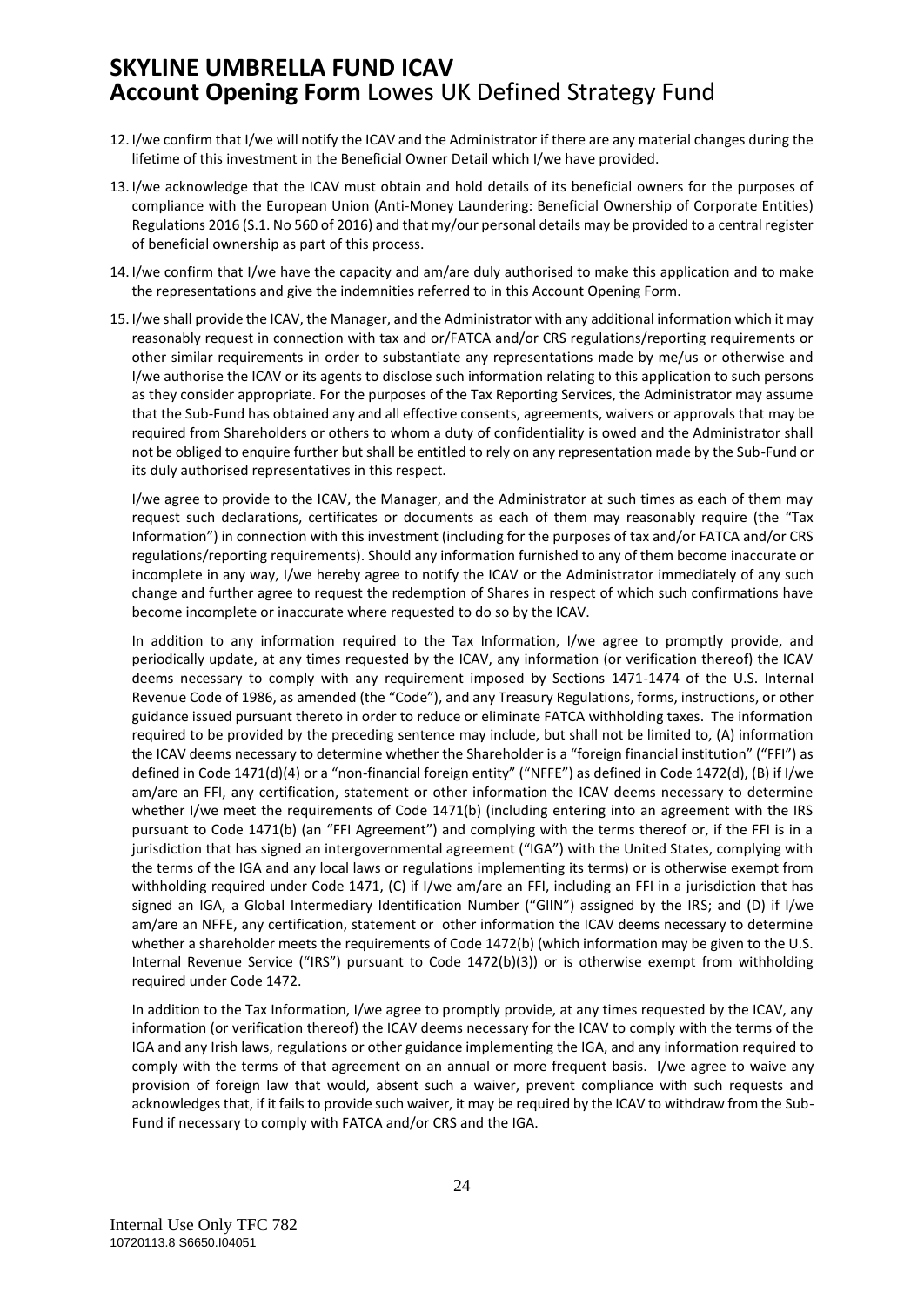12. I/we confirm that I/we will notify the ICAV and the Administrator if there are any material changes during the lifetime of this investment in the Beneficial Owner Detail which I/we have provided.

13. I/we acknowledge that the ICAV must obtain and hold details of its beneficial owners for the purposes of compliance with the European Union (Anti-Money Laundering: Beneficial Ownership of Corporate Entities) Regulations 2016 (S.1. No 560 of 2016) and that my/our personal details may be provided to a central register of beneficial ownership as part of this process.

14. I/we confirm that I/we have the capacity and am/are duly authorised to make this application and to make the representations and give the indemnities referred to in this Account Opening Form.

15. I/we shall provide the ICAV, the Manager, and the Administrator with any additional information which it may reasonably request in connection with tax and or/FATCA and/or CRS regulations/reporting requirements or other similar requirements in order to substantiate any representations made by me/us or otherwise and I/we authorise the ICAV or its agents to disclose such information relating to this application to such persons as they consider appropriate. For the purposes of the Tax Reporting Services, the Administrator may assume that the Sub-Fund has obtained any and all effective consents, agreements, waivers or approvals that may be required from Shareholders or others to whom a duty of confidentiality is owed and the Administrator shall not be obliged to enquire further but shall be entitled to rely on any representation made by the Sub-Fund or its duly authorised representatives in this respect.

    I/we agree to provide to the ICAV, the Manager, and the Administrator at such times as each of them may request such declarations, certificates or documents as each of them may reasonably require (the "Tax Information") in connection with this investment (including for the purposes of tax and/or FATCA and/or CRS regulations/reporting requirements). Should any information furnished to any of them become inaccurate or incomplete in any way, I/we hereby agree to notify the ICAV or the Administrator immediately of any such change and further agree to request the redemption of Shares in respect of which such confirmations have become incomplete or inaccurate where requested to do so by the ICAV.

    In addition to any information required to the Tax Information, I/we agree to promptly provide, and periodically update, at any times requested by the ICAV, any information (or verification thereof) the ICAV deems necessary to comply with any requirement imposed by Sections 1471-1474 of the U.S. Internal Revenue Code of 1986, as amended (the "Code"), and any Treasury Regulations, forms, instructions, or other guidance issued pursuant thereto in order to reduce or eliminate FATCA withholding taxes. The information required to be provided by the preceding sentence may include, but shall not be limited to, (A) information the ICAV deems necessary to determine whether the Shareholder is a "foreign financial institution" ("FFI") as defined in Code 1471(d)(4) or a "non-financial foreign entity" ("NFFE") as defined in Code 1472(d), (B) if I/we am/are an FFI, any certification, statement or other information the ICAV deems necessary to determine whether I/we meet the requirements of Code 1471(b) (including entering into an agreement with the IRS pursuant to Code 1471(b) (an "FFI Agreement") and complying with the terms thereof or, if the FFI is in a jurisdiction that has signed an intergovernmental agreement ("IGA") with the United States, complying with the terms of the IGA and any local laws or regulations implementing its terms) or is otherwise exempt from withholding required under Code 1471, (C) if I/we am/are an FFI, including an FFI in a jurisdiction that has signed an IGA, a Global Intermediary Identification Number ("GIIN") assigned by the IRS; and (D) if I/we am/are an NFFE, any certification, statement or other information the ICAV deems necessary to determine whether a shareholder meets the requirements of Code 1472(b) (which information may be given to the U.S. Internal Revenue Service ("IRS") pursuant to Code 1472(b)(3)) or is otherwise exempt from withholding required under Code 1472.

    In addition to the Tax Information, I/we agree to promptly provide, at any times requested by the ICAV, any information (or verification thereof) the ICAV deems necessary for the ICAV to comply with the terms of the IGA and any Irish laws, regulations or other guidance implementing the IGA, and any information required to comply with the terms of that agreement on an annual or more frequent basis. I/we agree to waive any provision of foreign law that would, absent such a waiver, prevent compliance with such requests and acknowledges that, if it fails to provide such waiver, it may be required by the ICAV to withdraw from the Sub-Fund if necessary to comply with FATCA and/or CRS and the IGA.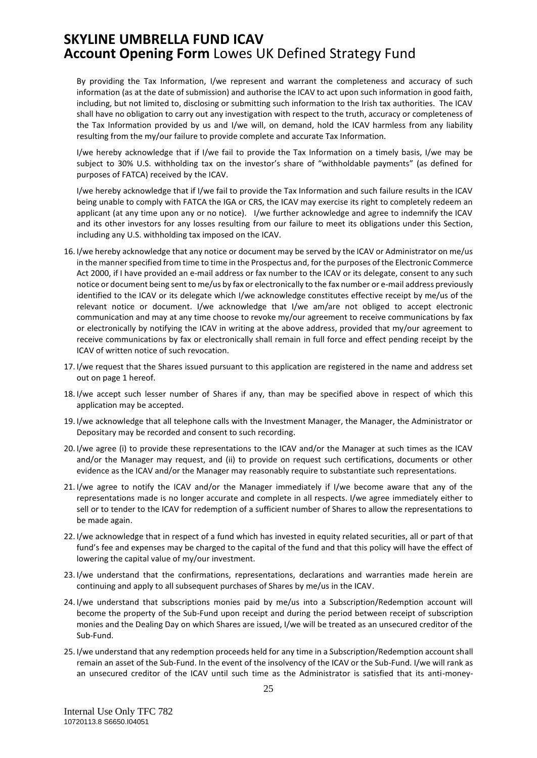By providing the Tax Information, I/we represent and warrant the completeness and accuracy of such information (as at the date of submission) and authorise the ICAV to act upon such information in good faith, including, but not limited to, disclosing or submitting such information to the Irish tax authorities. The ICAV shall have no obligation to carry out any investigation with respect to the truth, accuracy or completeness of the Tax Information provided by us and I/we will, on demand, hold the ICAV harmless from any liability resulting from the my/our failure to provide complete and accurate Tax Information.

I/we hereby acknowledge that if I/we fail to provide the Tax Information on a timely basis, I/we may be subject to 30% U.S. withholding tax on the investor's share of "withholdable payments" (as defined for purposes of FATCA) received by the ICAV.

I/we hereby acknowledge that if I/we fail to provide the Tax Information and such failure results in the ICAV being unable to comply with FATCA the IGA or CRS, the ICAV may exercise its right to completely redeem an applicant (at any time upon any or no notice). I/we further acknowledge and agree to indemnify the ICAV and its other investors for any losses resulting from our failure to meet its obligations under this Section, including any U.S. withholding tax imposed on the ICAV.

16. I/we hereby acknowledge that any notice or document may be served by the ICAV or Administrator on me/us in the manner specified from time to time in the Prospectus and, for the purposes of the Electronic Commerce Act 2000, if I have provided an e-mail address or fax number to the ICAV or its delegate, consent to any such notice or document being sent to me/us by fax or electronically to the fax number or e-mail address previously identified to the ICAV or its delegate which I/we acknowledge constitutes effective receipt by me/us of the relevant notice or document. I/we acknowledge that I/we am/are not obliged to accept electronic communication and may at any time choose to revoke my/our agreement to receive communications by fax or electronically by notifying the ICAV in writing at the above address, provided that my/our agreement to receive communications by fax or electronically shall remain in full force and effect pending receipt by the ICAV of written notice of such revocation.
17. I/we request that the Shares issued pursuant to this application are registered in the name and address set out on page 1 hereof.
18. I/we accept such lesser number of Shares if any, than may be specified above in respect of which this application may be accepted.
19. I/we acknowledge that all telephone calls with the Investment Manager, the Manager, the Administrator or Depositary may be recorded and consent to such recording.
20. I/we agree (i) to provide these representations to the ICAV and/or the Manager at such times as the ICAV and/or the Manager may request, and (ii) to provide on request such certifications, documents or other evidence as the ICAV and/or the Manager may reasonably require to substantiate such representations.
21. I/we agree to notify the ICAV and/or the Manager immediately if I/we become aware that any of the representations made is no longer accurate and complete in all respects. I/we agree immediately either to sell or to tender to the ICAV for redemption of a sufficient number of Shares to allow the representations to be made again.
22. I/we acknowledge that in respect of a fund which has invested in equity related securities, all or part of that fund's fee and expenses may be charged to the capital of the fund and that this policy will have the effect of lowering the capital value of my/our investment.
23. I/we understand that the confirmations, representations, declarations and warranties made herein are continuing and apply to all subsequent purchases of Shares by me/us in the ICAV.
24. I/we understand that subscriptions monies paid by me/us into a Subscription/Redemption account will become the property of the Sub-Fund upon receipt and during the period between receipt of subscription monies and the Dealing Day on which Shares are issued, I/we will be treated as an unsecured creditor of the Sub-Fund.
25. I/we understand that any redemption proceeds held for any time in a Subscription/Redemption account shall remain an asset of the Sub-Fund. In the event of the insolvency of the ICAV or the Sub-Fund. I/we will rank as an unsecured creditor of the ICAV until such time as the Administrator is satisfied that its anti-money-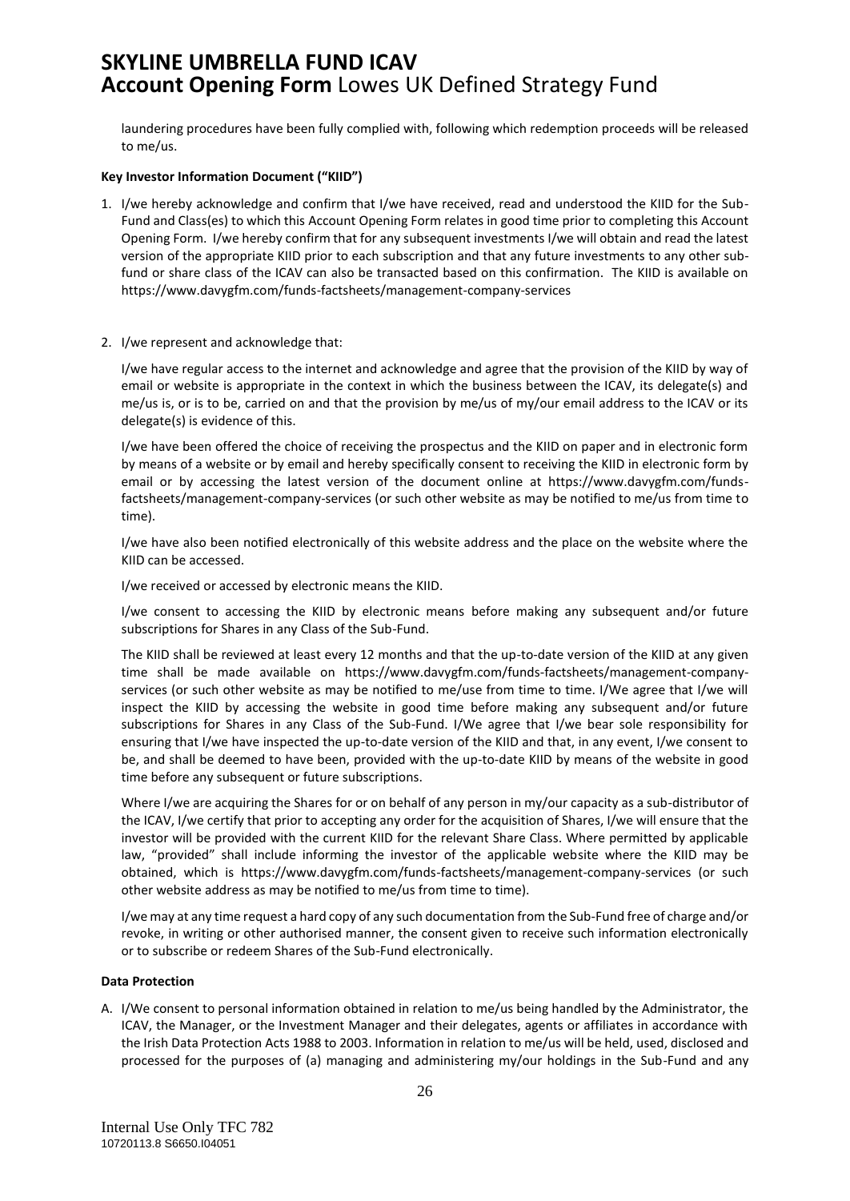laundering procedures have been fully complied with, following which redemption proceeds will be released to me/us.

**Key Investor Information Document ("KIID")**

1. I/we hereby acknowledge and confirm that I/we have received, read and understood the KIID for the Sub-Fund and Class(es) to which this Account Opening Form relates in good time prior to completing this Account Opening Form. I/we hereby confirm that for any subsequent investments I/we will obtain and read the latest version of the appropriate KIID prior to each subscription and that any future investments to any other sub-fund or share class of the ICAV can also be transacted based on this confirmation. The KIID is available on https://www.davygfm.com/funds-factsheets/management-company-services

2. I/we represent and acknowledge that:

   I/we have regular access to the internet and acknowledge and agree that the provision of the KIID by way of email or website is appropriate in the context in which the business between the ICAV, its delegate(s) and me/us is, or is to be, carried on and that the provision by me/us of my/our email address to the ICAV or its delegate(s) is evidence of this.

   I/we have been offered the choice of receiving the prospectus and the KIID on paper and in electronic form by means of a website or by email and hereby specifically consent to receiving the KIID in electronic form by email or by accessing the latest version of the document online at https://www.davygfm.com/funds-factsheets/management-company-services (or such other website as may be notified to me/us from time to time).

   I/we have also been notified electronically of this website address and the place on the website where the KIID can be accessed.

   I/we received or accessed by electronic means the KIID.

   I/we consent to accessing the KIID by electronic means before making any subsequent and/or future subscriptions for Shares in any Class of the Sub-Fund.

   The KIID shall be reviewed at least every 12 months and that the up-to-date version of the KIID at any given time shall be made available on https://www.davygfm.com/funds-factsheets/management-company-services (or such other website as may be notified to me/use from time to time. I/We agree that I/we will inspect the KIID by accessing the website in good time before making any subsequent and/or future subscriptions for Shares in any Class of the Sub-Fund. I/We agree that I/we bear sole responsibility for ensuring that I/we have inspected the up-to-date version of the KIID and that, in any event, I/we consent to be, and shall be deemed to have been, provided with the up-to-date KIID by means of the website in good time before any subsequent or future subscriptions.

   Where I/we are acquiring the Shares for or on behalf of any person in my/our capacity as a sub-distributor of the ICAV, I/we certify that prior to accepting any order for the acquisition of Shares, I/we will ensure that the investor will be provided with the current KIID for the relevant Share Class. Where permitted by applicable law, "provided" shall include informing the investor of the applicable website where the KIID may be obtained, which is https://www.davygfm.com/funds-factsheets/management-company-services (or such other website address as may be notified to me/us from time to time).

   I/we may at any time request a hard copy of any such documentation from the Sub-Fund free of charge and/or revoke, in writing or other authorised manner, the consent given to receive such information electronically or to subscribe or redeem Shares of the Sub-Fund electronically.

**Data Protection**

A. I/We consent to personal information obtained in relation to me/us being handled by the Administrator, the ICAV, the Manager, or the Investment Manager and their delegates, agents or affiliates in accordance with the Irish Data Protection Acts 1988 to 2003. Information in relation to me/us will be held, used, disclosed and processed for the purposes of (a) managing and administering my/our holdings in the Sub-Fund and any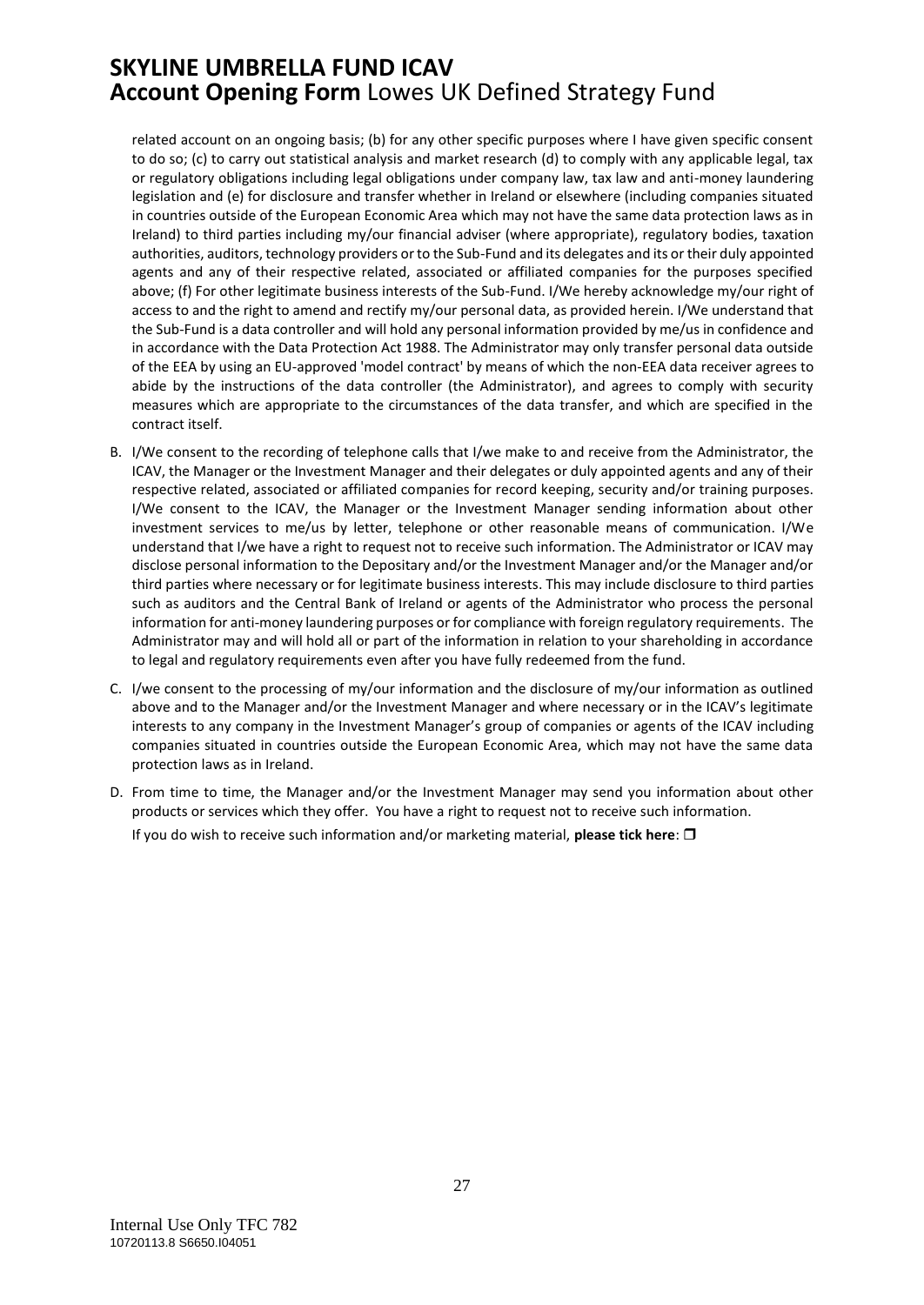related account on an ongoing basis; (b) for any other specific purposes where I have given specific consent to do so; (c) to carry out statistical analysis and market research (d) to comply with any applicable legal, tax or regulatory obligations including legal obligations under company law, tax law and anti-money laundering legislation and (e) for disclosure and transfer whether in Ireland or elsewhere (including companies situated in countries outside of the European Economic Area which may not have the same data protection laws as in Ireland) to third parties including my/our financial adviser (where appropriate), regulatory bodies, taxation authorities, auditors, technology providers or to the Sub-Fund and its delegates and its or their duly appointed agents and any of their respective related, associated or affiliated companies for the purposes specified above; (f) For other legitimate business interests of the Sub-Fund. I/We hereby acknowledge my/our right of access to and the right to amend and rectify my/our personal data, as provided herein. I/We understand that the Sub-Fund is a data controller and will hold any personal information provided by me/us in confidence and in accordance with the Data Protection Act 1988. The Administrator may only transfer personal data outside of the EEA by using an EU-approved 'model contract' by means of which the non-EEA data receiver agrees to abide by the instructions of the data controller (the Administrator), and agrees to comply with security measures which are appropriate to the circumstances of the data transfer, and which are specified in the contract itself.

B. I/We consent to the recording of telephone calls that I/we make to and receive from the Administrator, the ICAV, the Manager or the Investment Manager and their delegates or duly appointed agents and any of their respective related, associated or affiliated companies for record keeping, security and/or training purposes. I/We consent to the ICAV, the Manager or the Investment Manager sending information about other investment services to me/us by letter, telephone or other reasonable means of communication. I/We understand that I/we have a right to request not to receive such information. The Administrator or ICAV may disclose personal information to the Depositary and/or the Investment Manager and/or the Manager and/or third parties where necessary or for legitimate business interests. This may include disclosure to third parties such as auditors and the Central Bank of Ireland or agents of the Administrator who process the personal information for anti-money laundering purposes or for compliance with foreign regulatory requirements. The Administrator may and will hold all or part of the information in relation to your shareholding in accordance to legal and regulatory requirements even after you have fully redeemed from the fund.

C. I/we consent to the processing of my/our information and the disclosure of my/our information as outlined above and to the Manager and/or the Investment Manager and where necessary or in the ICAV's legitimate interests to any company in the Investment Manager's group of companies or agents of the ICAV including companies situated in countries outside the European Economic Area, which may not have the same data protection laws as in Ireland.

D. From time to time, the Manager and/or the Investment Manager may send you information about other products or services which they offer. You have a right to request not to receive such information.

   If you do wish to receive such information and/or marketing material, **please tick here**: ☐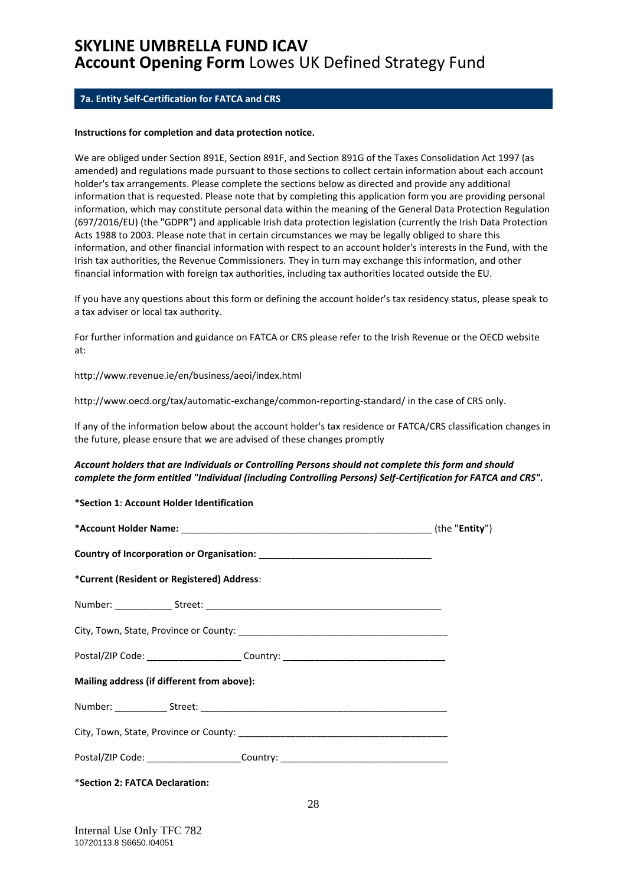# SKYLINE UMBRELLA FUND ICAV
## **Account Opening Form** Lowes UK Defined Strategy Fund

### 7a. Entity Self-Certification for FATCA and CRS

**Instructions for completion and data protection notice.**

We are obliged under Section 891E, Section 891F, and Section 891G of the Taxes Consolidation Act 1997 (as amended) and regulations made pursuant to those sections to collect certain information about each account holder's tax arrangements. Please complete the sections below as directed and provide any additional information that is requested. Please note that by completing this application form you are providing personal information, which may constitute personal data within the meaning of the General Data Protection Regulation (697/2016/EU) (the "GDPR") and applicable Irish data protection legislation (currently the Irish Data Protection Acts 1988 to 2003. Please note that in certain circumstances we may be legally obliged to share this information, and other financial information with respect to an account holder's interests in the Fund, with the Irish tax authorities, the Revenue Commissioners. They in turn may exchange this information, and other financial information with foreign tax authorities, including tax authorities located outside the EU.

If you have any questions about this form or defining the account holder's tax residency status, please speak to a tax adviser or local tax authority.

For further information and guidance on FATCA or CRS please refer to the Irish Revenue or the OECD website at:

http://www.revenue.ie/en/business/aeoi/index.html

http://www.oecd.org/tax/automatic-exchange/common-reporting-standard/ in the case of CRS only.

If any of the information below about the account holder's tax residence or FATCA/CRS classification changes in the future, please ensure that we are advised of these changes promptly

***Account holders that are Individuals or Controlling Persons should not complete this form and should complete the form entitled "Individual (including Controlling Persons) Self-Certification for FATCA and CRS".***

**\*Section 1**: **Account Holder Identification**

**\*Account Holder Name:** ________________________________________________ (the "**Entity**")

**Country of Incorporation or Organisation:** ________________________________

**\*Current (Resident or Registered) Address**:

Number: ___________ Street: ______________________________________________

City, Town, State, Province or County: ________________________________________

Postal/ZIP Code: __________________ Country: _______________________________

**Mailing address (if different from above):**

Number: __________ Street: ________________________________________________

City, Town, State, Province or County: ________________________________________

Postal/ZIP Code: __________________Country: ________________________________

\***Section 2: FATCA Declaration:**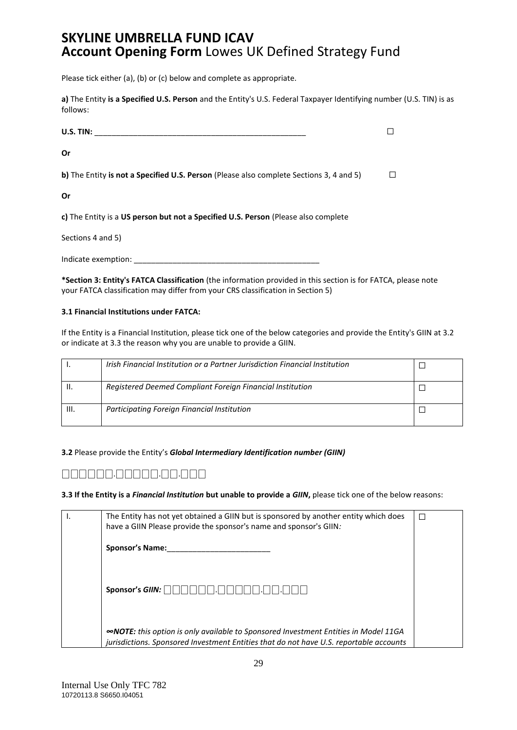# SKYLINE UMBRELLA FUND ICAV
## **Account Opening Form** Lowes UK Defined Strategy Fund

Please tick either (a), (b) or (c) below and complete as appropriate.

**a)** The Entity **is a Specified U.S. Person** and the Entity's U.S. Federal Taxpayer Identifying number (U.S. TIN) is as follows:

**U.S. TIN:** ___________________________________________________ ☐

**Or**

**b)** The Entity **is not a Specified U.S. Person** (Please also complete Sections 3, 4 and 5) ☐

**Or**

**c)** The Entity is a **US person but not a Specified U.S. Person** (Please also complete

Sections 4 and 5)

Indicate exemption: ____________________________________________

**\*Section 3: Entity's FATCA Classification** (the information provided in this section is for FATCA, please note your FATCA classification may differ from your CRS classification in Section 5)

**3.1 Financial Institutions under FATCA:**

If the Entity is a Financial Institution, please tick one of the below categories and provide the Entity's GIIN at 3.2 or indicate at 3.3 the reason why you are unable to provide a GIIN.

| | | |
|---|---|---|
| I. | *Irish Financial Institution or a Partner Jurisdiction Financial Institution* | ☐ |
| II. | *Registered Deemed Compliant Foreign Financial Institution* | ☐ |
| III. | *Participating Foreign Financial Institution* | ☐ |

**3.2** Please provide the Entity's ***Global Intermediary Identification number (GIIN)***

☐☐☐☐☐☐.☐☐☐☐☐.☐☐.☐☐☐

**3.3 If the Entity is a *Financial Institution* but unable to provide a *GIIN*,** please tick one of the below reasons:

| | | |
|---|---|---|
| I. | The Entity has not yet obtained a GIIN but is sponsored by another entity which does have a GIIN Please provide the sponsor's name and sponsor's GIIN*:*<br><br>**Sponsor's Name:**________________________<br><br>**Sponsor's *GIIN:*** ☐☐☐☐☐☐.☐☐☐☐☐.☐☐.☐☐☐<br><br>***∞NOTE:*** *this option is only available to Sponsored Investment Entities in Model 11GA jurisdictions. Sponsored Investment Entities that do not have U.S. reportable accounts* | ☐ |

Internal Use Only TFC 782
10720113.8 S6650.I04051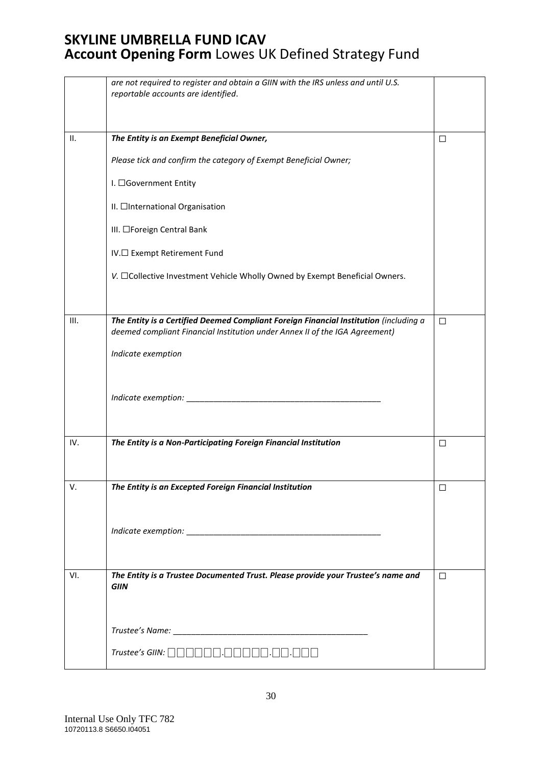# SKYLINE UMBRELLA FUND ICAV
## **Account Opening Form** Lowes UK Defined Strategy Fund

| | | |
|---|---|---|
| | *are not required to register and obtain a GIIN with the IRS unless and until U.S. reportable accounts are identified*. | |
| II. | ***The Entity is an Exempt Beneficial Owner,***<br><br>*Please tick and confirm the category of Exempt Beneficial Owner;*<br><br>I. ☐Government Entity<br><br>II. ☐International Organisation<br><br>III. ☐Foreign Central Bank<br><br>IV.☐ Exempt Retirement Fund<br><br>*V.* ☐Collective Investment Vehicle Wholly Owned by Exempt Beneficial Owners. | ☐ |
| III. | ***The Entity is a Certified Deemed Compliant Foreign Financial Institution** (including a deemed compliant Financial Institution under Annex II of the IGA Agreement)*<br><br>*Indicate exemption*<br><br>*Indicate exemption:* ___________________________________________ | ☐ |
| IV. | ***The Entity is a Non-Participating Foreign Financial Institution*** | ☐ |
| V. | ***The Entity is an Excepted Foreign Financial Institution***<br><br>*Indicate exemption:* ___________________________________________ | ☐ |
| VI. | ***The Entity is a Trustee Documented Trust. Please provide your Trustee's name and GIIN***<br><br>*Trustee's Name:* ___________________________________________<br><br>*Trustee's GIIN:* □□□□□□.□□□□□.□□.□□□ | ☐ |

Internal Use Only TFC 782
10720113.8 S6650.I04051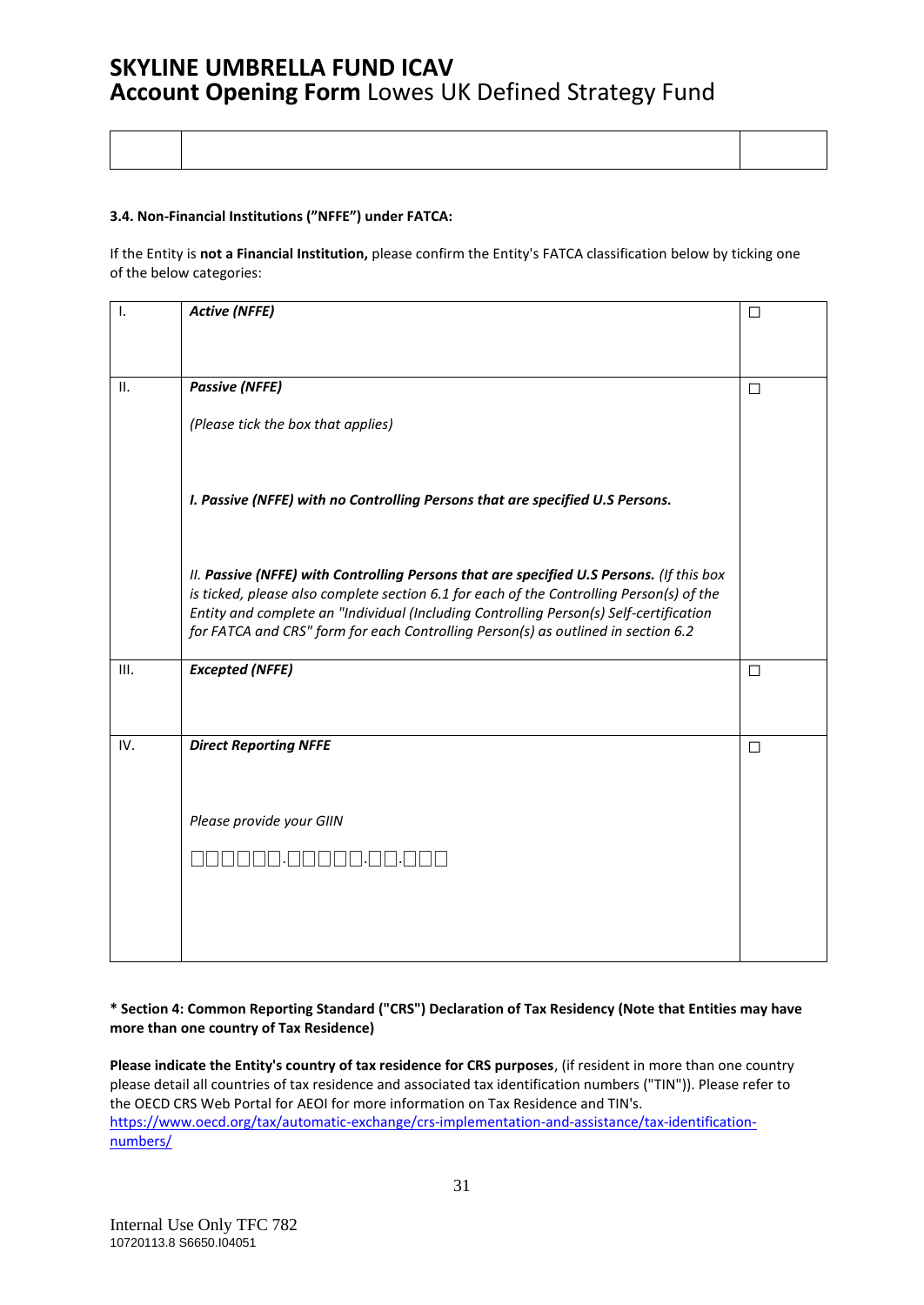| | | |
|---|---|---|

**3.4. Non-Financial Institutions (”NFFE”) under FATCA:**

If the Entity is **not a Financial Institution,** please confirm the Entity's FATCA classification below by ticking one of the below categories:

| | | |
|---|---|---|
| I. | ***Active (NFFE)*** | ☐ |
| II. | ***Passive (NFFE)***<br><br>*(Please tick the box that applies)*<br><br>***I. Passive (NFFE) with no Controlling Persons that are specified U.S Persons.***<br><br>*II.* ***Passive (NFFE) with Controlling Persons that are specified U.S Persons.*** *(If this box is ticked, please also complete section 6.1 for each of the Controlling Person(s) of the Entity and complete an "Individual (Including Controlling Person(s) Self-certification for FATCA and CRS" form for each Controlling Person(s) as outlined in section 6.2* | ☐ |
| III. | ***Excepted (NFFE)*** | ☐ |
| IV. | ***Direct Reporting NFFE***<br><br>*Please provide your GIIN*<br><br>☐☐☐☐☐☐.☐☐☐☐☐.☐☐.☐☐☐ | ☐ |

**\* Section 4: Common Reporting Standard ("CRS") Declaration of Tax Residency (Note that Entities may have more than one country of Tax Residence)**

**Please indicate the Entity's country of tax residence for CRS purposes**, (if resident in more than one country please detail all countries of tax residence and associated tax identification numbers ("TIN")). Please refer to the OECD CRS Web Portal for AEOI for more information on Tax Residence and TIN's. https://www.oecd.org/tax/automatic-exchange/crs-implementation-and-assistance/tax-identification-numbers/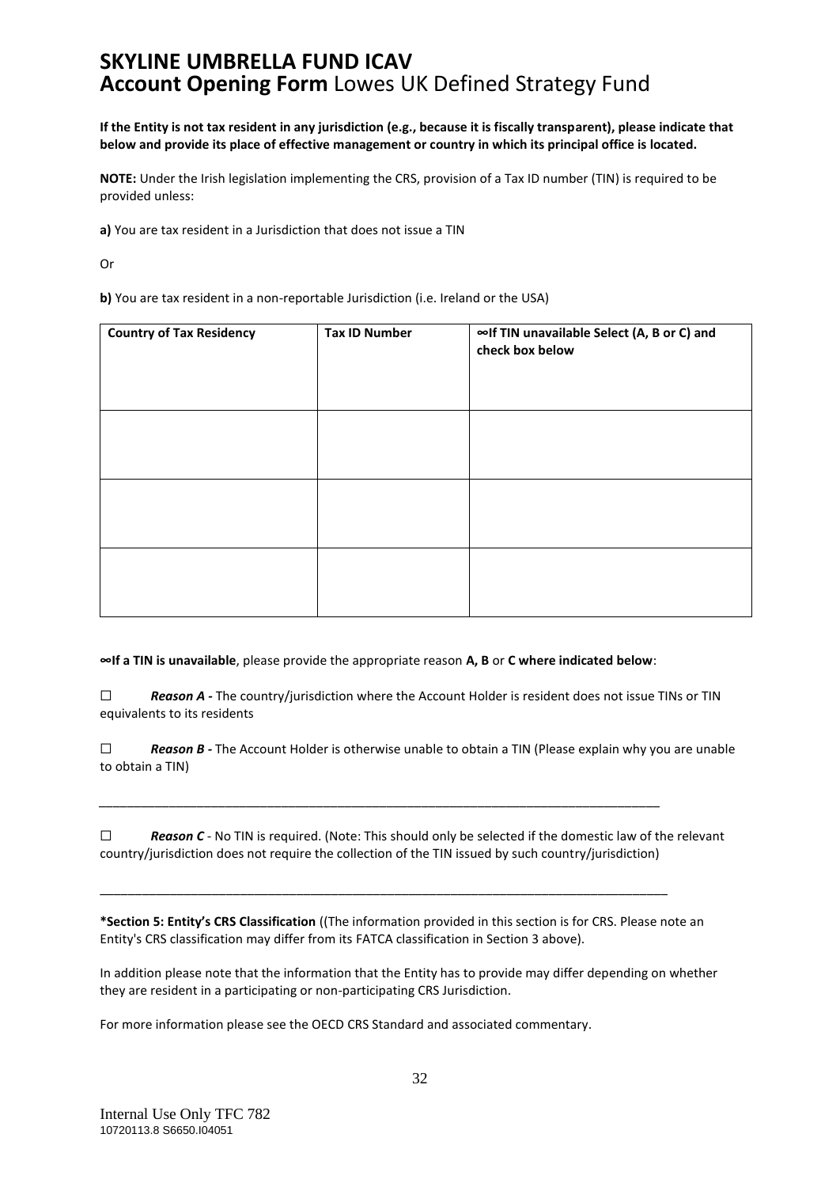# SKYLINE UMBRELLA FUND ICAV
## **Account Opening Form** Lowes UK Defined Strategy Fund

**If the Entity is not tax resident in any jurisdiction (e.g., because it is fiscally transparent), please indicate that below and provide its place of effective management or country in which its principal office is located.**

**NOTE:** Under the Irish legislation implementing the CRS, provision of a Tax ID number (TIN) is required to be provided unless:

**a)** You are tax resident in a Jurisdiction that does not issue a TIN

Or

**b)** You are tax resident in a non-reportable Jurisdiction (i.e. Ireland or the USA)

| Country of Tax Residency | Tax ID Number | ∞If TIN unavailable Select (A, B or C) and check box below |
|---|---|---|
| | | |
| | | |
| | | |

**∞If a TIN is unavailable**, please provide the appropriate reason **A, B** or **C where indicated below**:

☐ ***Reason A -*** The country/jurisdiction where the Account Holder is resident does not issue TINs or TIN equivalents to its residents

☐ ***Reason B -*** The Account Holder is otherwise unable to obtain a TIN (Please explain why you are unable to obtain a TIN)

_______________________________________________________________________________

☐ ***Reason C*** - No TIN is required. (Note: This should only be selected if the domestic law of the relevant country/jurisdiction does not require the collection of the TIN issued by such country/jurisdiction)

_______________________________________________________________________________

**\*Section 5: Entity's CRS Classification** ((The information provided in this section is for CRS. Please note an Entity's CRS classification may differ from its FATCA classification in Section 3 above).

In addition please note that the information that the Entity has to provide may differ depending on whether they are resident in a participating or non-participating CRS Jurisdiction.

For more information please see the OECD CRS Standard and associated commentary.

Internal Use Only TFC 782
10720113.8 S6650.I04051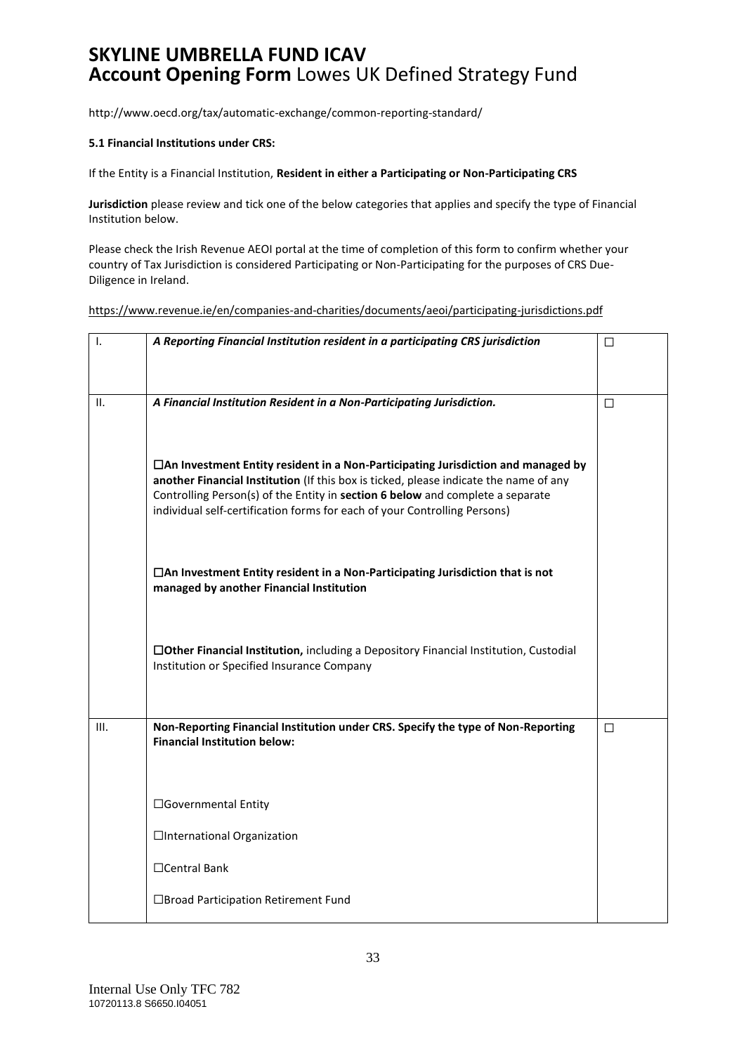http://www.oecd.org/tax/automatic-exchange/common-reporting-standard/

**5.1 Financial Institutions under CRS:**

If the Entity is a Financial Institution, **Resident in either a Participating or Non-Participating CRS**

**Jurisdiction** please review and tick one of the below categories that applies and specify the type of Financial Institution below.

Please check the Irish Revenue AEOI portal at the time of completion of this form to confirm whether your country of Tax Jurisdiction is considered Participating or Non-Participating for the purposes of CRS Due-Diligence in Ireland.

https://www.revenue.ie/en/companies-and-charities/documents/aeoi/participating-jurisdictions.pdf

| | | |
|---|---|---|
| I. | ***A Reporting Financial Institution resident in a participating CRS jurisdiction*** | ☐ |
| II. | ***A Financial Institution Resident in a Non-Participating Jurisdiction.***<br><br>☐**An Investment Entity resident in a Non-Participating Jurisdiction and managed by another Financial Institution** (If this box is ticked, please indicate the name of any Controlling Person(s) of the Entity in **section 6 below** and complete a separate individual self-certification forms for each of your Controlling Persons)<br><br>☐**An Investment Entity resident in a Non-Participating Jurisdiction that is not managed by another Financial Institution**<br><br>☐**Other Financial Institution,** including a Depository Financial Institution, Custodial Institution or Specified Insurance Company | ☐ |
| III. | **Non-Reporting Financial Institution under CRS. Specify the type of Non-Reporting Financial Institution below:**<br><br>☐Governmental Entity<br><br>☐International Organization<br><br>☐Central Bank<br><br>☐Broad Participation Retirement Fund | ☐ |

Internal Use Only TFC 782
10720113.8 S6650.I04051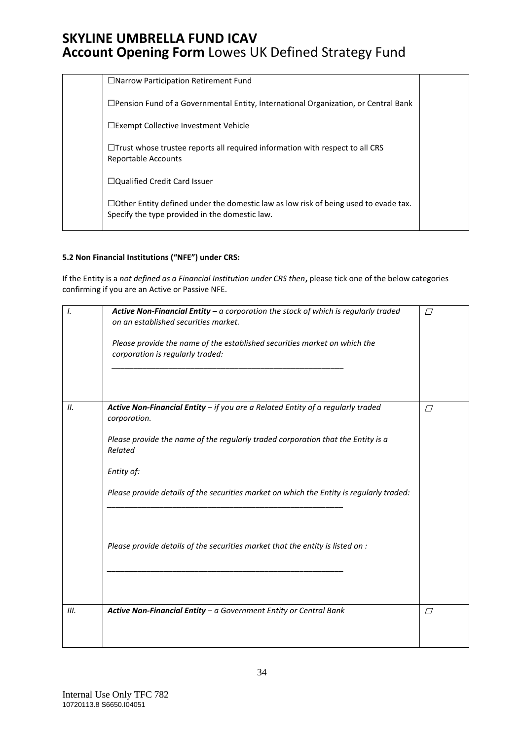| | ☐Narrow Participation Retirement Fund<br><br>☐Pension Fund of a Governmental Entity, International Organization, or Central Bank<br><br>☐Exempt Collective Investment Vehicle<br><br>☐Trust whose trustee reports all required information with respect to all CRS Reportable Accounts<br><br>☐Qualified Credit Card Issuer<br><br>☐Other Entity defined under the domestic law as low risk of being used to evade tax. Specify the type provided in the domestic law. | |
|---|---|---|

**5.2 Non Financial Institutions ("NFE") under CRS:**

If the Entity is a *not defined as a Financial Institution under CRS then***,** please tick one of the below categories confirming if you are an Active or Passive NFE.

| | | |
|---|---|---|
| *I.* | ***Active Non-Financial Entity –** a corporation the stock of which is regularly traded on an established securities market.*<br><br>*Please provide the name of the established securities market on which the corporation is regularly traded:*<br><br>_______________________________________________ | ☐ |
| *II.* | ***Active Non-Financial Entity** – if you are a Related Entity of a regularly traded corporation.*<br><br>*Please provide the name of the regularly traded corporation that the Entity is a Related*<br><br>*Entity of:*<br><br>*Please provide details of the securities market on which the Entity is regularly traded:*<br><br>_______________________________________________<br><br>*Please provide details of the securities market that the entity is listed on :*<br><br>_______________________________________________ | ☐ |
| *III.* | ***Active Non-Financial Entity** – a Government Entity or Central Bank* | ☐ |

Internal Use Only TFC 782
10720113.8 S6650.I04051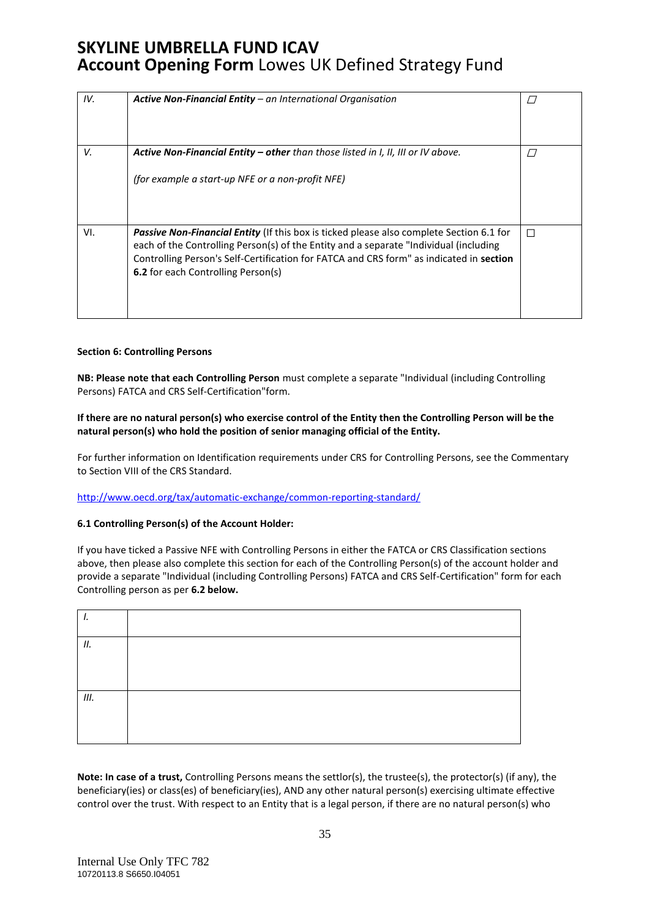| | | |
|---|---|---|
| IV. | ***Active Non-Financial Entity*** *– an International Organisation* | ☐ |
| V. | ***Active Non-Financial Entity – other*** *than those listed in I, II, III or IV above.*<br><br>*(for example a start-up NFE or a non-profit NFE)* | ☐ |
| VI. | ***Passive Non-Financial Entity*** (If this box is ticked please also complete Section 6.1 for each of the Controlling Person(s) of the Entity and a separate "Individual (including Controlling Person's Self-Certification for FATCA and CRS form" as indicated in **section 6.2** for each Controlling Person(s) | ☐ |

**Section 6: Controlling Persons**

**NB: Please note that each Controlling Person** must complete a separate "Individual (including Controlling Persons) FATCA and CRS Self-Certification"form.

**If there are no natural person(s) who exercise control of the Entity then the Controlling Person will be the natural person(s) who hold the position of senior managing official of the Entity.**

For further information on Identification requirements under CRS for Controlling Persons, see the Commentary to Section VIII of the CRS Standard.

http://www.oecd.org/tax/automatic-exchange/common-reporting-standard/

**6.1 Controlling Person(s) of the Account Holder:**

If you have ticked a Passive NFE with Controlling Persons in either the FATCA or CRS Classification sections above, then please also complete this section for each of the Controlling Person(s) of the account holder and provide a separate "Individual (including Controlling Persons) FATCA and CRS Self-Certification" form for each Controlling person as per **6.2 below.**

| | |
|---|---|
| *I.* | |
| *II.* | |
| *III.* | |

**Note: In case of a trust,** Controlling Persons means the settlor(s), the trustee(s), the protector(s) (if any), the beneficiary(ies) or class(es) of beneficiary(ies), AND any other natural person(s) exercising ultimate effective control over the trust. With respect to an Entity that is a legal person, if there are no natural person(s) who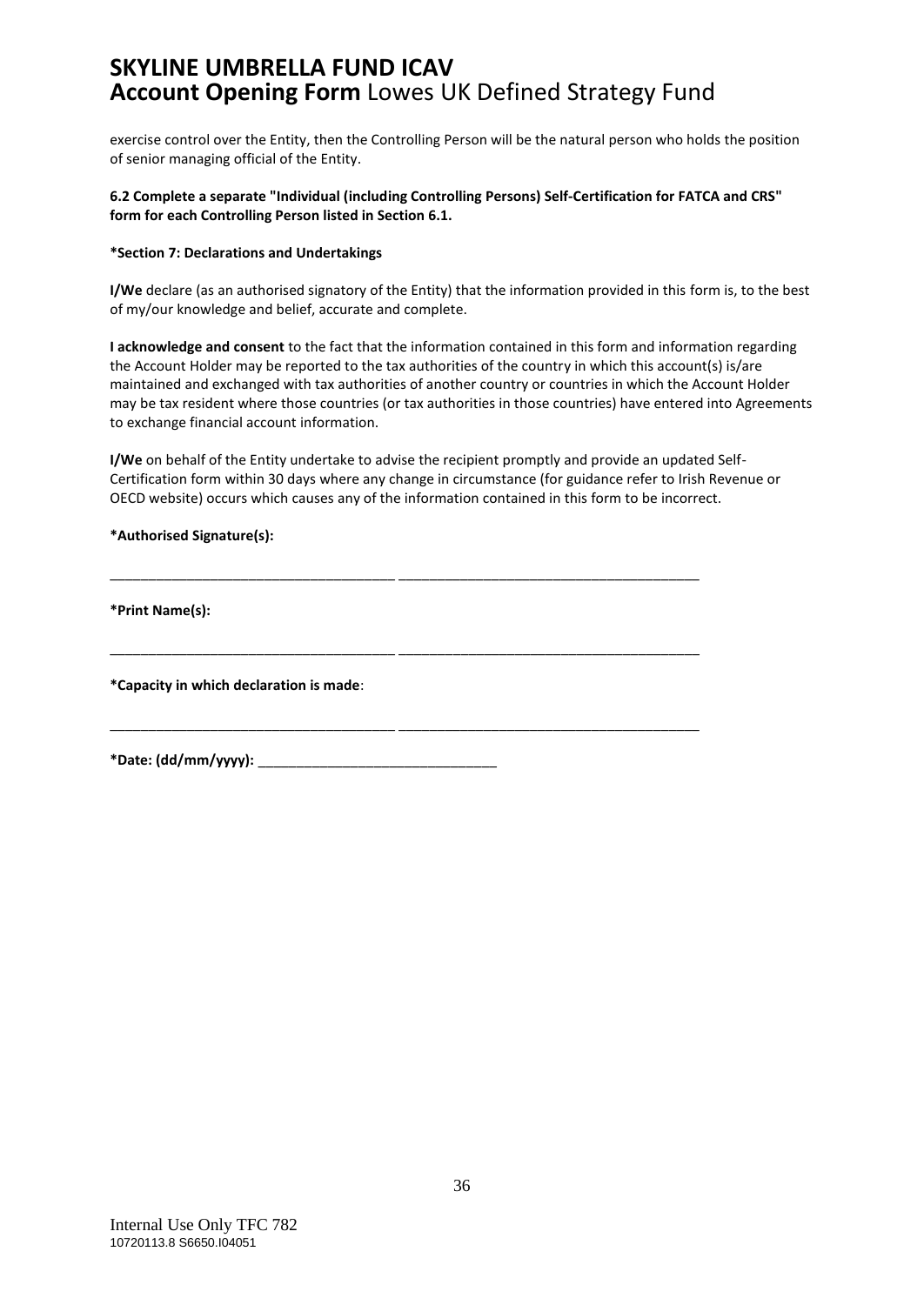exercise control over the Entity, then the Controlling Person will be the natural person who holds the position of senior managing official of the Entity.

**6.2 Complete a separate "Individual (including Controlling Persons) Self-Certification for FATCA and CRS" form for each Controlling Person listed in Section 6.1.**

**\*Section 7: Declarations and Undertakings**

**I/We** declare (as an authorised signatory of the Entity) that the information provided in this form is, to the best of my/our knowledge and belief, accurate and complete.

**I acknowledge and consent** to the fact that the information contained in this form and information regarding the Account Holder may be reported to the tax authorities of the country in which this account(s) is/are maintained and exchanged with tax authorities of another country or countries in which the Account Holder may be tax resident where those countries (or tax authorities in those countries) have entered into Agreements to exchange financial account information.

**I/We** on behalf of the Entity undertake to advise the recipient promptly and provide an updated Self-Certification form within 30 days where any change in circumstance (for guidance refer to Irish Revenue or OECD website) occurs which causes any of the information contained in this form to be incorrect.

**\*Authorised Signature(s):**

_____________________________________ _______________________________________

**\*Print Name(s):**

_____________________________________ _______________________________________

**\*Capacity in which declaration is made**:

_____________________________________ _______________________________________

**\*Date: (dd/mm/yyyy):** _______________________________

Internal Use Only TFC 782
10720113.8 S6650.I04051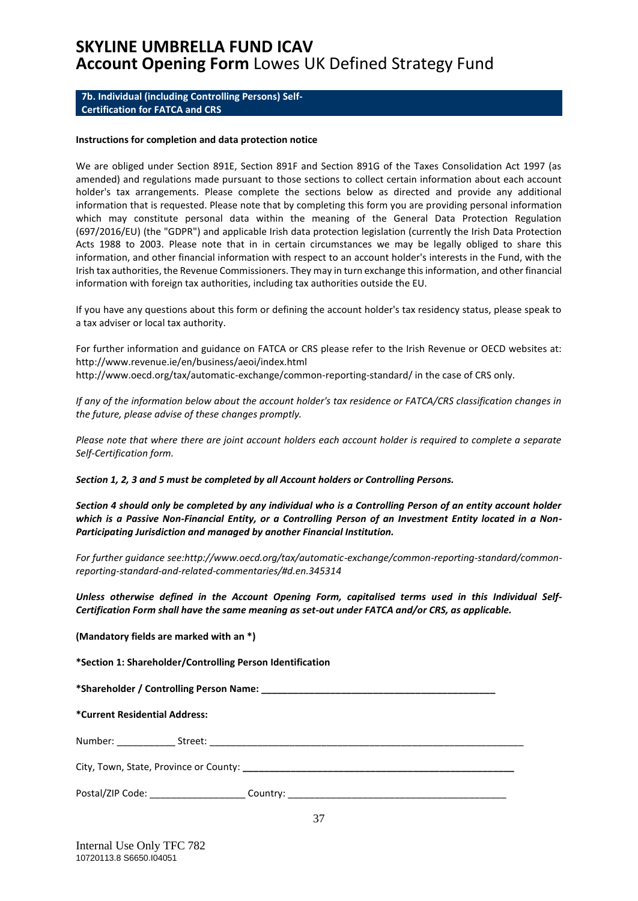# SKYLINE UMBRELLA FUND ICAV
## **Account Opening Form** Lowes UK Defined Strategy Fund

### 7b. Individual (including Controlling Persons) Self-Certification for FATCA and CRS

**Instructions for completion and data protection notice**

We are obliged under Section 891E, Section 891F and Section 891G of the Taxes Consolidation Act 1997 (as amended) and regulations made pursuant to those sections to collect certain information about each account holder's tax arrangements. Please complete the sections below as directed and provide any additional information that is requested. Please note that by completing this form you are providing personal information which may constitute personal data within the meaning of the General Data Protection Regulation (697/2016/EU) (the "GDPR") and applicable Irish data protection legislation (currently the Irish Data Protection Acts 1988 to 2003. Please note that in in certain circumstances we may be legally obliged to share this information, and other financial information with respect to an account holder's interests in the Fund, with the Irish tax authorities, the Revenue Commissioners. They may in turn exchange this information, and other financial information with foreign tax authorities, including tax authorities outside the EU.

If you have any questions about this form or defining the account holder's tax residency status, please speak to a tax adviser or local tax authority.

For further information and guidance on FATCA or CRS please refer to the Irish Revenue or OECD websites at:
http://www.revenue.ie/en/business/aeoi/index.html
http://www.oecd.org/tax/automatic-exchange/common-reporting-standard/ in the case of CRS only.

*If any of the information below about the account holder's tax residence or FATCA/CRS classification changes in the future, please advise of these changes promptly.*

*Please note that where there are joint account holders each account holder is required to complete a separate Self-Certification form.*

***Section 1, 2, 3 and 5 must be completed by all Account holders or Controlling Persons.***

***Section 4 should only be completed by any individual who is a Controlling Person of an entity account holder which is a Passive Non-Financial Entity, or a Controlling Person of an Investment Entity located in a Non-Participating Jurisdiction and managed by another Financial Institution.***

*For further guidance see:http://www.oecd.org/tax/automatic-exchange/common-reporting-standard/common-reporting-standard-and-related-commentaries/#d.en.345314*

***Unless otherwise defined in the Account Opening Form, capitalised terms used in this Individual Self-Certification Form shall have the same meaning as set-out under FATCA and/or CRS, as applicable.***

**(Mandatory fields are marked with an *)**

**\*Section 1: Shareholder/Controlling Person Identification**

**\*Shareholder / Controlling Person Name:** _____________________________________________

**\*Current Residential Address:**

Number: ___________ Street: ____________________________________________________________

City, Town, State, Province or County: _____________________________________________________

Postal/ZIP Code: __________________ Country: ________________________________________

Internal Use Only TFC 782
10720113.8 S6650.I04051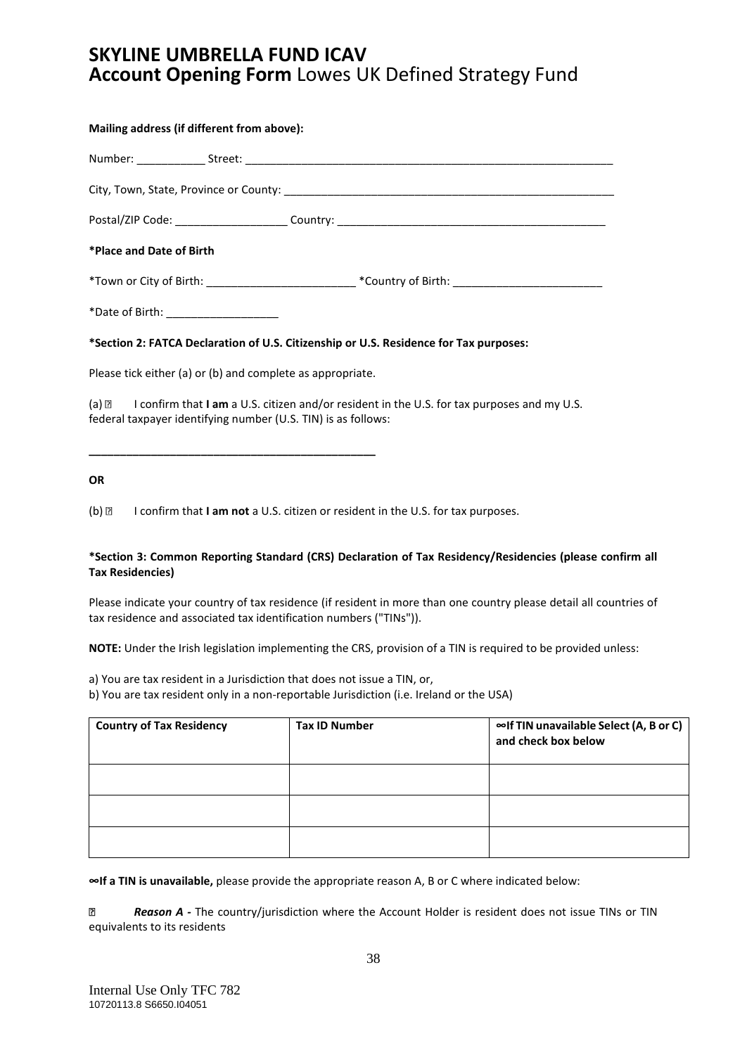# SKYLINE UMBRELLA FUND ICAV
## **Account Opening Form** Lowes UK Defined Strategy Fund

**Mailing address (if different from above):**

Number: ___________ Street: ___________________________________________________________

City, Town, State, Province or County: ______________________________________________________

Postal/ZIP Code: __________________ Country: ____________________________________________

**\*Place and Date of Birth**

\*Town or City of Birth: ________________________ \*Country of Birth: ________________________

\*Date of Birth: __________________

**\*Section 2: FATCA Declaration of U.S. Citizenship or U.S. Residence for Tax purposes:**

Please tick either (a) or (b) and complete as appropriate.

(a) ☐ I confirm that **I am** a U.S. citizen and/or resident in the U.S. for tax purposes and my U.S. federal taxpayer identifying number (U.S. TIN) is as follows:

_______________________________________________

**OR**

(b) ☐ I confirm that **I am not** a U.S. citizen or resident in the U.S. for tax purposes.

**\*Section 3: Common Reporting Standard (CRS) Declaration of Tax Residency/Residencies (please confirm all Tax Residencies)**

Please indicate your country of tax residence (if resident in more than one country please detail all countries of tax residence and associated tax identification numbers ("TINs")).

**NOTE:** Under the Irish legislation implementing the CRS, provision of a TIN is required to be provided unless:

a) You are tax resident in a Jurisdiction that does not issue a TIN, or,
b) You are tax resident only in a non-reportable Jurisdiction (i.e. Ireland or the USA)

| Country of Tax Residency | Tax ID Number | ∞If TIN unavailable Select (A, B or C) and check box below |
|---|---|---|
| | | |
| | | |
| | | |

**∞If a TIN is unavailable,** please provide the appropriate reason A, B or C where indicated below:

☐ ***Reason A -*** The country/jurisdiction where the Account Holder is resident does not issue TINs or TIN equivalents to its residents

Internal Use Only TFC 782
10720113.8 S6650.I04051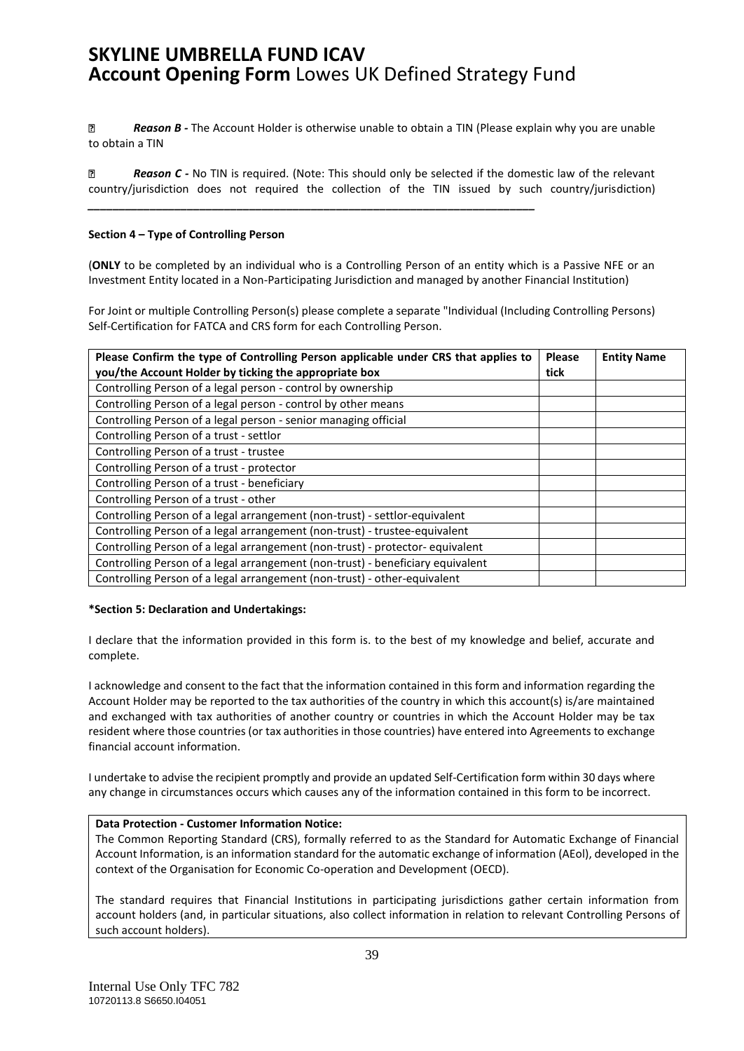☐ ***Reason B -*** The Account Holder is otherwise unable to obtain a TIN (Please explain why you are unable to obtain a TIN

☐ ***Reason C -*** No TIN is required. (Note: This should only be selected if the domestic law of the relevant country/jurisdiction does not required the collection of the TIN issued by such country/jurisdiction) ___________________________________________________________________________

**Section 4 – Type of Controlling Person**

(**ONLY** to be completed by an individual who is a Controlling Person of an entity which is a Passive NFE or an Investment Entity located in a Non-Participating Jurisdiction and managed by another Financial Institution)

For Joint or multiple Controlling Person(s) please complete a separate "Individual (Including Controlling Persons) Self-Certification for FATCA and CRS form for each Controlling Person.

| Please Confirm the type of Controlling Person applicable under CRS that applies to you/the Account Holder by ticking the appropriate box | Please tick | Entity Name |
|---|---|---|
| Controlling Person of a legal person - control by ownership | | |
| Controlling Person of a legal person - control by other means | | |
| Controlling Person of a legal person - senior managing official | | |
| Controlling Person of a trust - settlor | | |
| Controlling Person of a trust - trustee | | |
| Controlling Person of a trust - protector | | |
| Controlling Person of a trust - beneficiary | | |
| Controlling Person of a trust - other | | |
| Controlling Person of a legal arrangement (non-trust) - settlor-equivalent | | |
| Controlling Person of a legal arrangement (non-trust) - trustee-equivalent | | |
| Controlling Person of a legal arrangement (non-trust) - protector- equivalent | | |
| Controlling Person of a legal arrangement (non-trust) - beneficiary equivalent | | |
| Controlling Person of a legal arrangement (non-trust) - other-equivalent | | |

**\*Section 5: Declaration and Undertakings:**

I declare that the information provided in this form is. to the best of my knowledge and belief, accurate and complete.

I acknowledge and consent to the fact that the information contained in this form and information regarding the Account Holder may be reported to the tax authorities of the country in which this account(s) is/are maintained and exchanged with tax authorities of another country or countries in which the Account Holder may be tax resident where those countries (or tax authorities in those countries) have entered into Agreements to exchange financial account information.

I undertake to advise the recipient promptly and provide an updated Self-Certification form within 30 days where any change in circumstances occurs which causes any of the information contained in this form to be incorrect.

**Data Protection - Customer Information Notice:**

The Common Reporting Standard (CRS), formally referred to as the Standard for Automatic Exchange of Financial Account Information, is an information standard for the automatic exchange of information (AEoI), developed in the context of the Organisation for Economic Co-operation and Development (OECD).

The standard requires that Financial Institutions in participating jurisdictions gather certain information from account holders (and, in particular situations, also collect information in relation to relevant Controlling Persons of such account holders).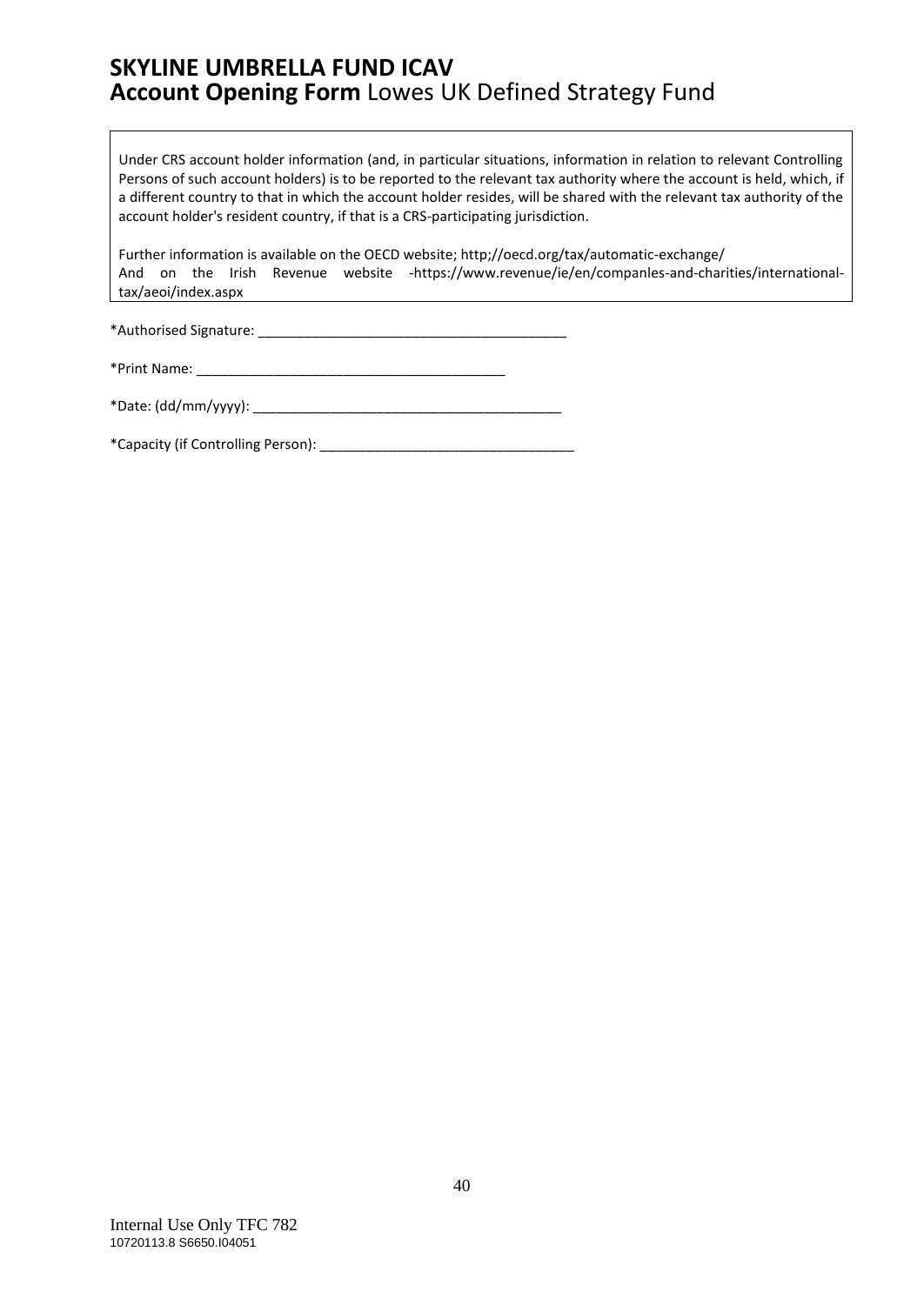# SKYLINE UMBRELLA FUND ICAV
## **Account Opening Form** Lowes UK Defined Strategy Fund

Under CRS account holder information (and, in particular situations, information in relation to relevant Controlling Persons of such account holders) is to be reported to the relevant tax authority where the account is held, which, if a different country to that in which the account holder resides, will be shared with the relevant tax authority of the account holder's resident country, if that is a CRS-participating jurisdiction.

Further information is available on the OECD website; http;//oecd.org/tax/automatic-exchange/
And on the Irish Revenue website -https://www.revenue/ie/en/companles-and-charities/international-tax/aeoi/index.aspx

*Authorised Signature: ________________________________________

*Print Name: ________________________________________

*Date: (dd/mm/yyyy): ________________________________________

*Capacity (if Controlling Person): ________________________________

Internal Use Only TFC 782
10720113.8 S6650.I04051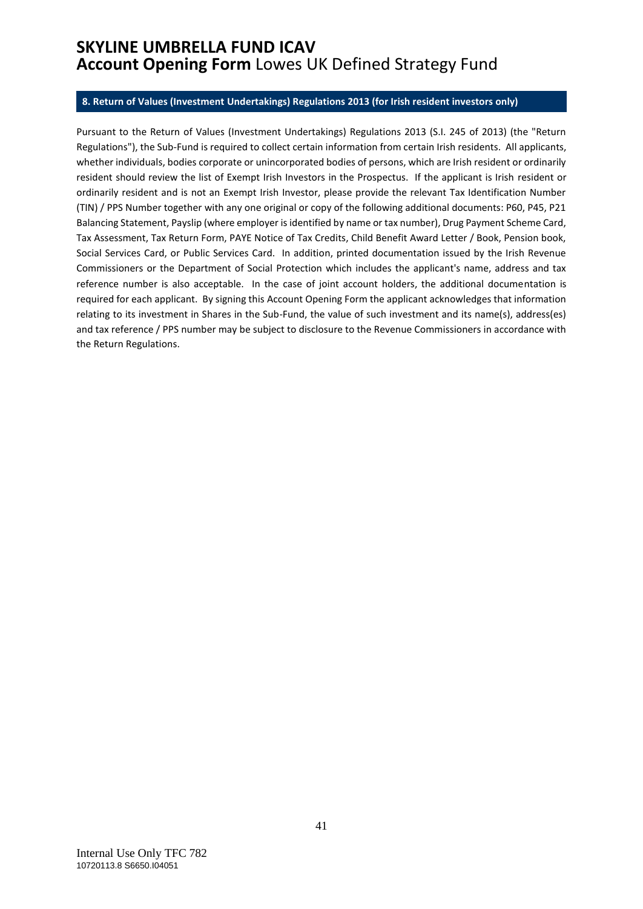## 8. Return of Values (Investment Undertakings) Regulations 2013 (for Irish resident investors only)

Pursuant to the Return of Values (Investment Undertakings) Regulations 2013 (S.I. 245 of 2013) (the "Return Regulations"), the Sub-Fund is required to collect certain information from certain Irish residents. All applicants, whether individuals, bodies corporate or unincorporated bodies of persons, which are Irish resident or ordinarily resident should review the list of Exempt Irish Investors in the Prospectus. If the applicant is Irish resident or ordinarily resident and is not an Exempt Irish Investor, please provide the relevant Tax Identification Number (TIN) / PPS Number together with any one original or copy of the following additional documents: P60, P45, P21 Balancing Statement, Payslip (where employer is identified by name or tax number), Drug Payment Scheme Card, Tax Assessment, Tax Return Form, PAYE Notice of Tax Credits, Child Benefit Award Letter / Book, Pension book, Social Services Card, or Public Services Card. In addition, printed documentation issued by the Irish Revenue Commissioners or the Department of Social Protection which includes the applicant's name, address and tax reference number is also acceptable. In the case of joint account holders, the additional documentation is required for each applicant. By signing this Account Opening Form the applicant acknowledges that information relating to its investment in Shares in the Sub-Fund, the value of such investment and its name(s), address(es) and tax reference / PPS number may be subject to disclosure to the Revenue Commissioners in accordance with the Return Regulations.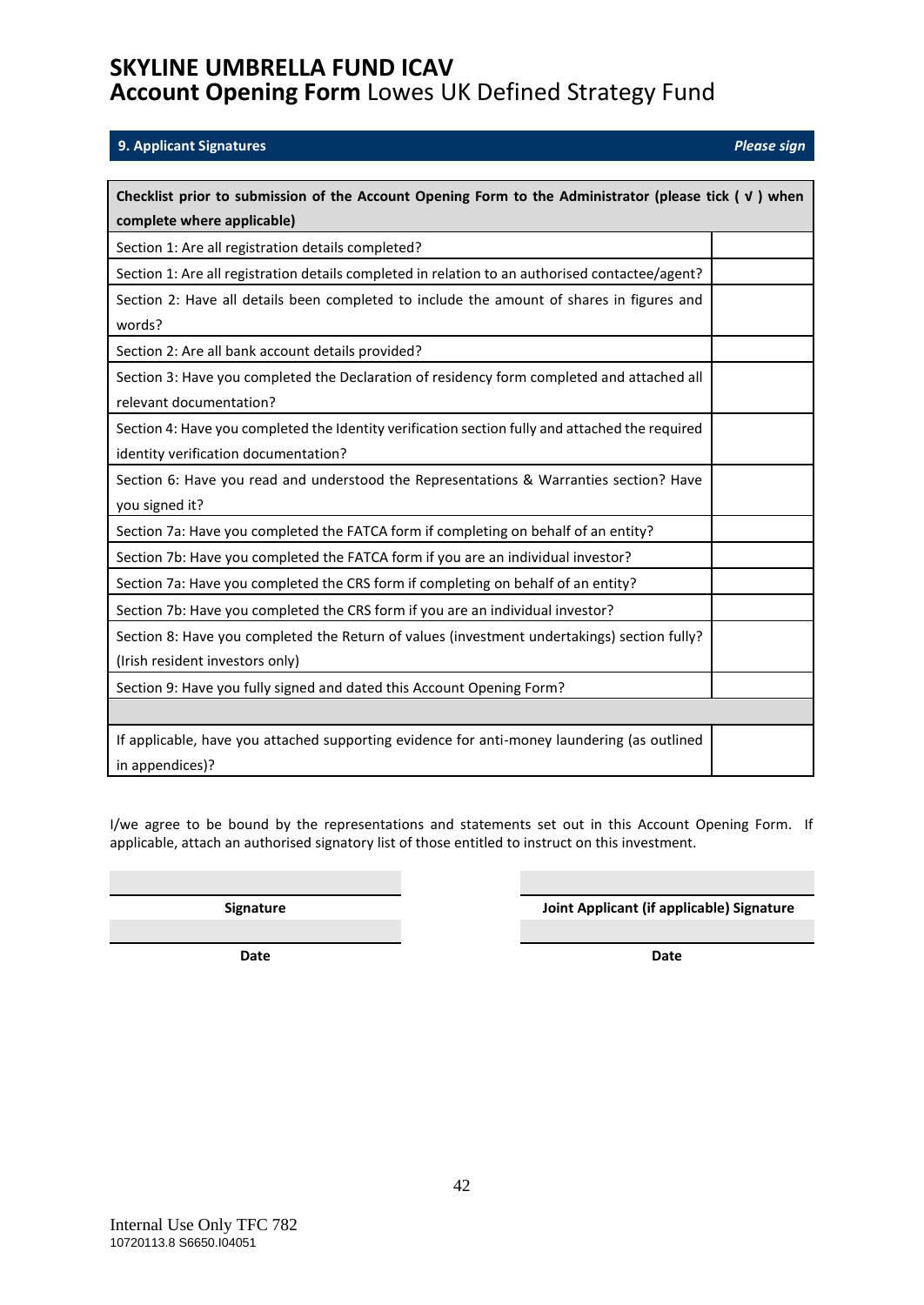# SKYLINE UMBRELLA FUND ICAV

## **Account Opening Form** Lowes UK Defined Strategy Fund

### 9. Applicant Signatures

*Please sign*

| Checklist prior to submission of the Account Opening Form to the Administrator (please tick ( √ ) when complete where applicable) | |
|---|---|
| Section 1: Are all registration details completed? | |
| Section 1: Are all registration details completed in relation to an authorised contactee/agent? | |
| Section 2: Have all details been completed to include the amount of shares in figures and words? | |
| Section 2: Are all bank account details provided? | |
| Section 3: Have you completed the Declaration of residency form completed and attached all relevant documentation? | |
| Section 4: Have you completed the Identity verification section fully and attached the required identity verification documentation? | |
| Section 6: Have you read and understood the Representations & Warranties section? Have you signed it? | |
| Section 7a: Have you completed the FATCA form if completing on behalf of an entity? | |
| Section 7b: Have you completed the FATCA form if you are an individual investor? | |
| Section 7a: Have you completed the CRS form if completing on behalf of an entity? | |
| Section 7b: Have you completed the CRS form if you are an individual investor? | |
| Section 8: Have you completed the Return of values (investment undertakings) section fully? (Irish resident investors only) | |
| Section 9: Have you fully signed and dated this Account Opening Form? | |
| | |
| If applicable, have you attached supporting evidence for anti-money laundering (as outlined in appendices)? | |

I/we agree to be bound by the representations and statements set out in this Account Opening Form. If applicable, attach an authorised signatory list of those entitled to instruct on this investment.

| **Signature** | **Joint Applicant (if applicable) Signature** |
|---|---|
| | |
| **Date** | **Date** |

Internal Use Only TFC 782
10720113.8 S6650.I04051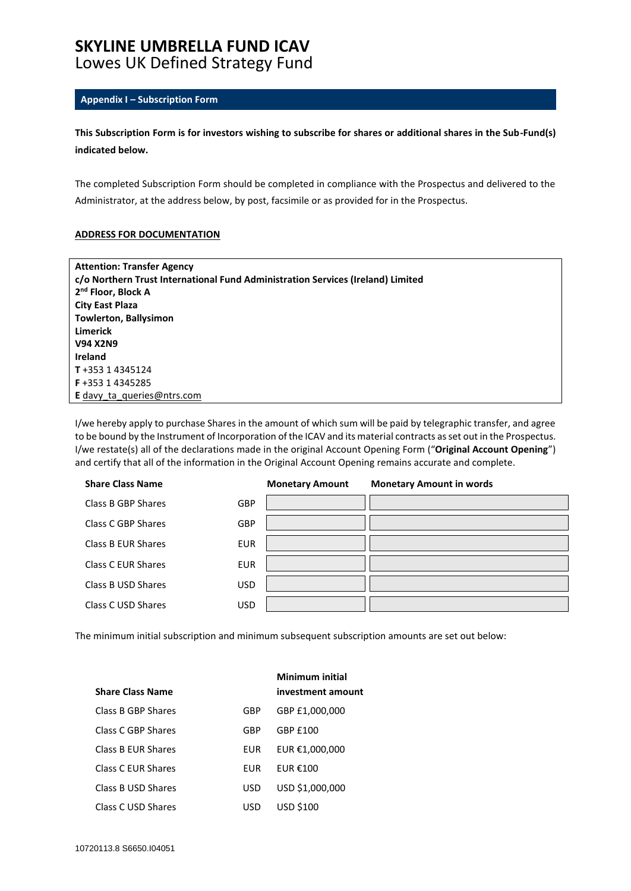## Appendix I – Subscription Form

**This Subscription Form is for investors wishing to subscribe for shares or additional shares in the Sub-Fund(s) indicated below.**

The completed Subscription Form should be completed in compliance with the Prospectus and delivered to the Administrator, at the address below, by post, facsimile or as provided for in the Prospectus.

**ADDRESS FOR DOCUMENTATION**

**Attention: Transfer Agency**
**c/o Northern Trust International Fund Administration Services (Ireland) Limited**
**2nd Floor, Block A**
**City East Plaza**
**Towlerton, Ballysimon**
**Limerick**
**V94 X2N9**
**Ireland**
**T** +353 1 4345124
**F** +353 1 4345285
**E** davy_ta_queries@ntrs.com

I/we hereby apply to purchase Shares in the amount of which sum will be paid by telegraphic transfer, and agree to be bound by the Instrument of Incorporation of the ICAV and its material contracts as set out in the Prospectus. I/we restate(s) all of the declarations made in the original Account Opening Form ("**Original Account Opening**") and certify that all of the information in the Original Account Opening remains accurate and complete.

| Share Class Name | | Monetary Amount | Monetary Amount in words |
|---|---|---|---|
| Class B GBP Shares | GBP | | |
| Class C GBP Shares | GBP | | |
| Class B EUR Shares | EUR | | |
| Class C EUR Shares | EUR | | |
| Class B USD Shares | USD | | |
| Class C USD Shares | USD | | |

The minimum initial subscription and minimum subsequent subscription amounts are set out below:

| Share Class Name | | Minimum initial investment amount |
|---|---|---|
| Class B GBP Shares | GBP | GBP £1,000,000 |
| Class C GBP Shares | GBP | GBP £100 |
| Class B EUR Shares | EUR | EUR €1,000,000 |
| Class C EUR Shares | EUR | EUR €100 |
| Class B USD Shares | USD | USD $1,000,000 |
| Class C USD Shares | USD | USD $100 |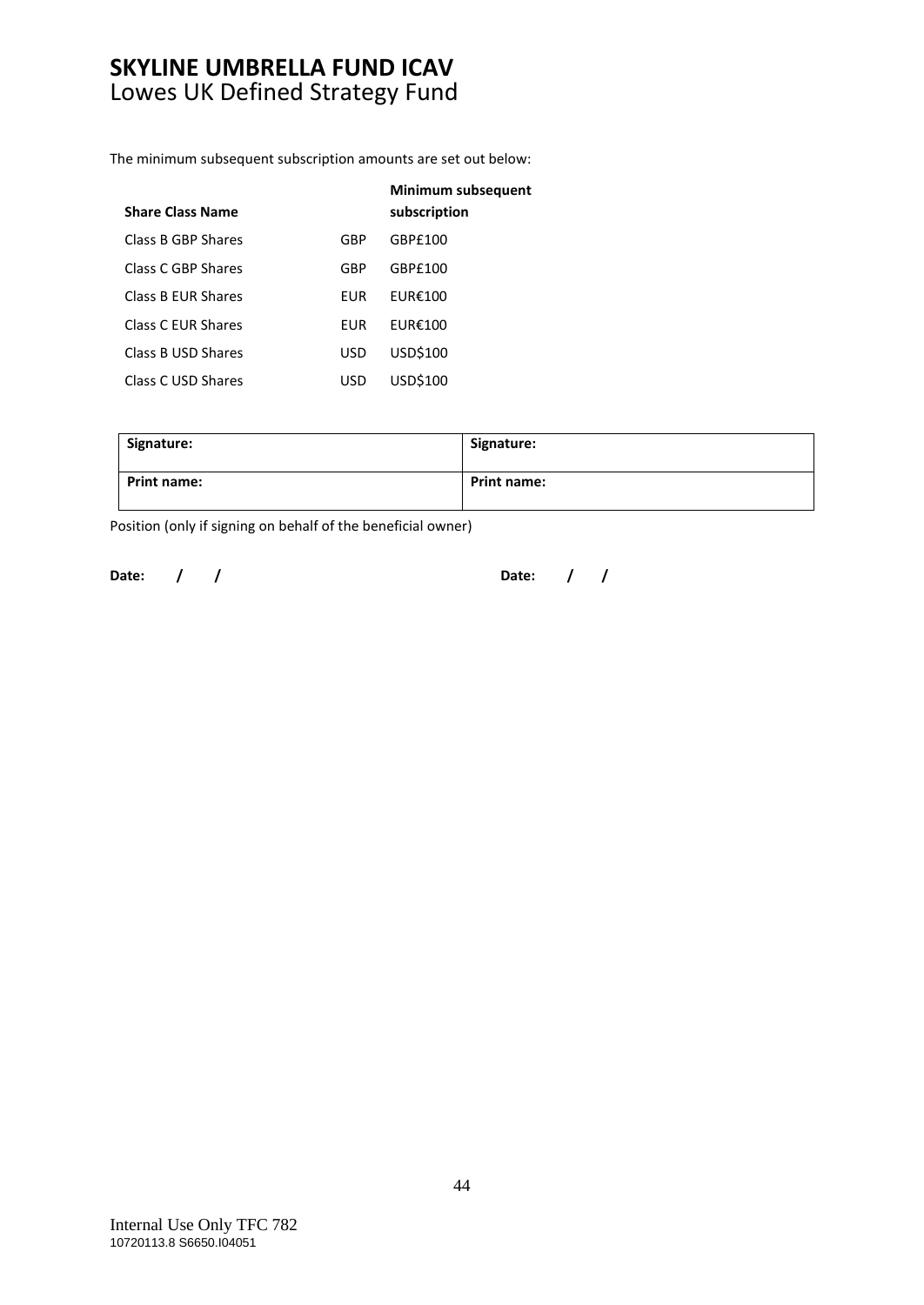The minimum subsequent subscription amounts are set out below:

| Share Class Name | | Minimum subsequent subscription |
|---|---|---|
| Class B GBP Shares | GBP | GBP£100 |
| Class C GBP Shares | GBP | GBP£100 |
| Class B EUR Shares | EUR | EUR€100 |
| Class C EUR Shares | EUR | EUR€100 |
| Class B USD Shares | USD | USD$100 |
| Class C USD Shares | USD | USD$100 |

| **Signature:** | **Signature:** |
|---|---|
| **Print name:** | **Print name:** |

Position (only if signing on behalf of the beneficial owner)

**Date: / /** **Date: / /**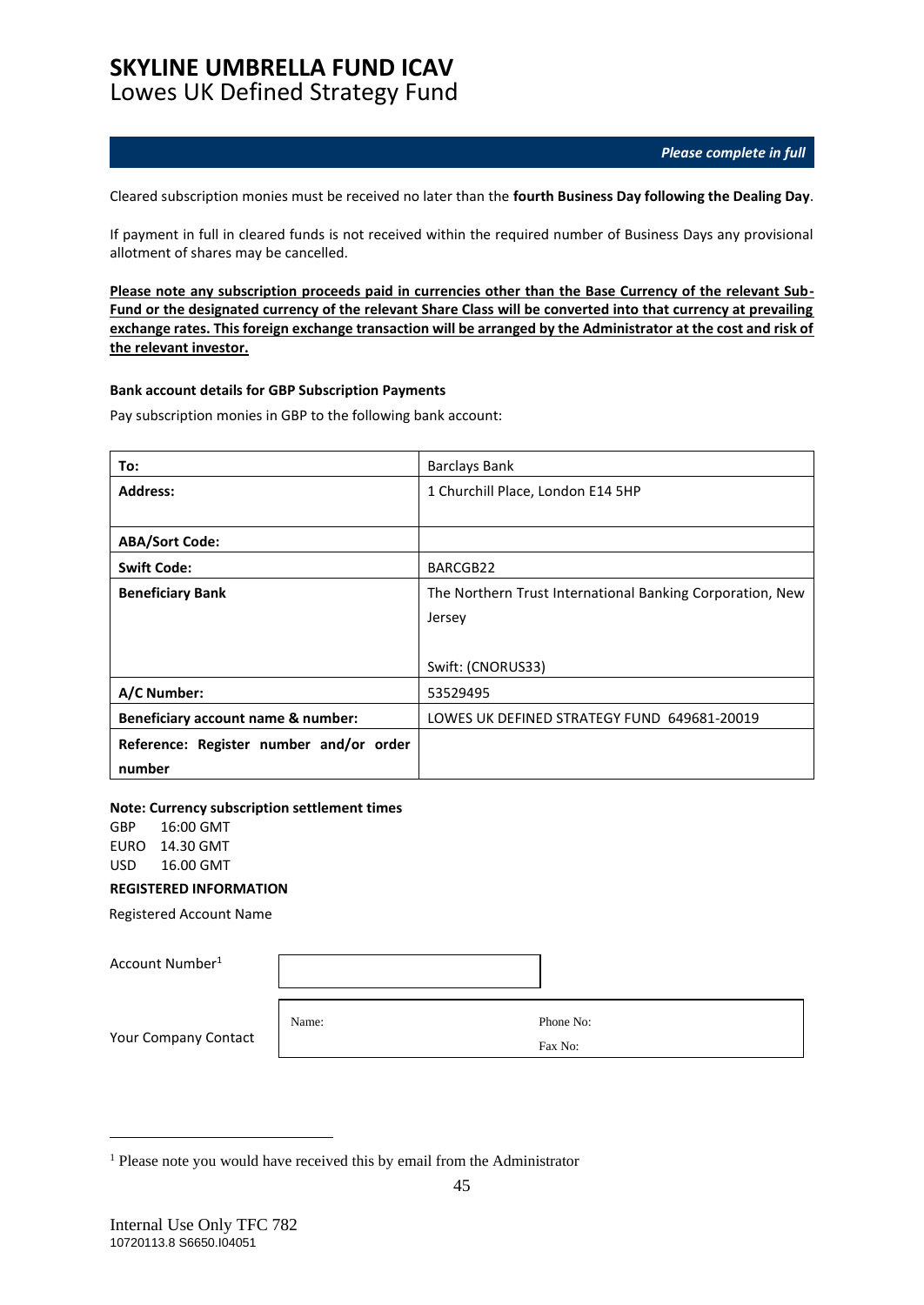# SKYLINE UMBRELLA FUND ICAV

Lowes UK Defined Strategy Fund

***Please complete in full***

Cleared subscription monies must be received no later than the **fourth Business Day following the Dealing Day**.

If payment in full in cleared funds is not received within the required number of Business Days any provisional allotment of shares may be cancelled.

**Please note any subscription proceeds paid in currencies other than the Base Currency of the relevant Sub-Fund or the designated currency of the relevant Share Class will be converted into that currency at prevailing exchange rates. This foreign exchange transaction will be arranged by the Administrator at the cost and risk of the relevant investor.**

**Bank account details for GBP Subscription Payments**

Pay subscription monies in GBP to the following bank account:

| | |
|---|---|
| **To:** | Barclays Bank |
| **Address:** | 1 Churchill Place, London E14 5HP |
| **ABA/Sort Code:** | |
| **Swift Code:** | BARCGB22 |
| **Beneficiary Bank** | The Northern Trust International Banking Corporation, New Jersey<br><br>Swift: (CNORUS33) |
| **A/C Number:** | 53529495 |
| **Beneficiary account name & number:** | LOWES UK DEFINED STRATEGY FUND 649681-20019 |
| **Reference: Register number and/or order number** | |

**Note: Currency subscription settlement times**

GBP 16:00 GMT
EURO 14.30 GMT
USD 16.00 GMT

**REGISTERED INFORMATION**

Registered Account Name

| | | |
|---|---|---|
| Account Number[1] | | |
| Your Company Contact | Name: | Phone No:<br>Fax No: |

[1] Please note you would have received this by email from the Administrator

Internal Use Only TFC 782
10720113.8 S6650.I04051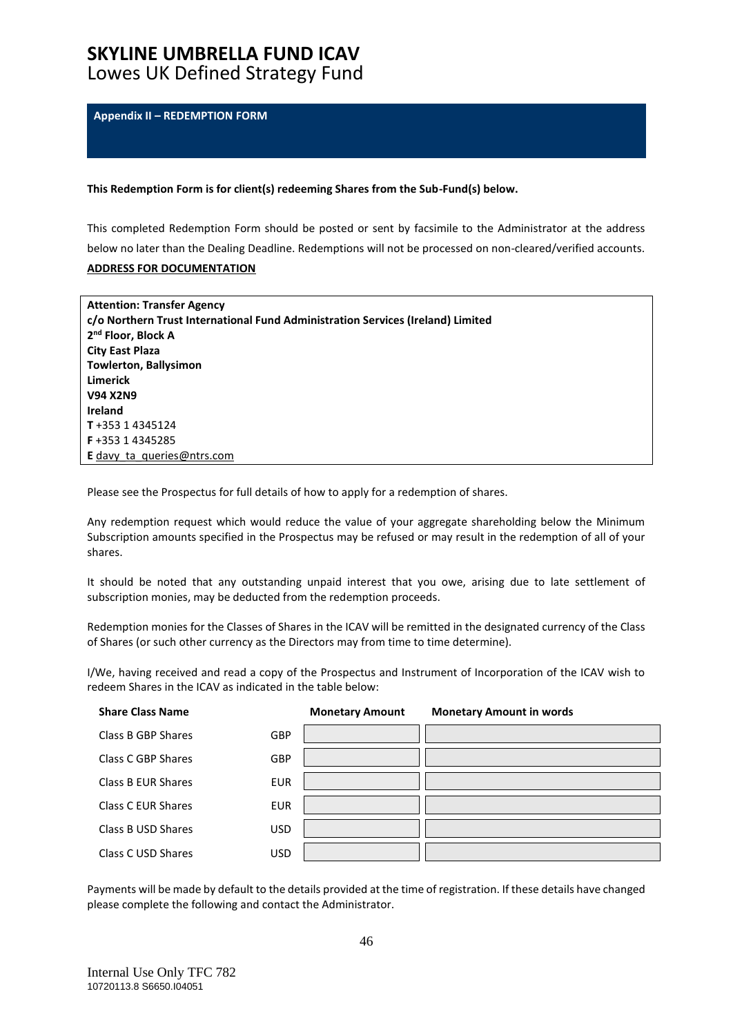# SKYLINE UMBRELLA FUND ICAV

Lowes UK Defined Strategy Fund

**Appendix II – REDEMPTION FORM**

**This Redemption Form is for client(s) redeeming Shares from the Sub-Fund(s) below.**

This completed Redemption Form should be posted or sent by facsimile to the Administrator at the address below no later than the Dealing Deadline. Redemptions will not be processed on non-cleared/verified accounts.

**ADDRESS FOR DOCUMENTATION**

**Attention: Transfer Agency**
**c/o Northern Trust International Fund Administration Services (Ireland) Limited**
**2nd Floor, Block A**
**City East Plaza**
**Towlerton, Ballysimon**
**Limerick**
**V94 X2N9**
**Ireland**
**T** +353 1 4345124
**F** +353 1 4345285
**E** davy_ta_queries@ntrs.com

Please see the Prospectus for full details of how to apply for a redemption of shares.

Any redemption request which would reduce the value of your aggregate shareholding below the Minimum Subscription amounts specified in the Prospectus may be refused or may result in the redemption of all of your shares.

It should be noted that any outstanding unpaid interest that you owe, arising due to late settlement of subscription monies, may be deducted from the redemption proceeds.

Redemption monies for the Classes of Shares in the ICAV will be remitted in the designated currency of the Class of Shares (or such other currency as the Directors may from time to time determine).

I/We, having received and read a copy of the Prospectus and Instrument of Incorporation of the ICAV wish to redeem Shares in the ICAV as indicated in the table below:

| Share Class Name | | Monetary Amount | Monetary Amount in words |
|---|---|---|---|
| Class B GBP Shares | GBP | | |
| Class C GBP Shares | GBP | | |
| Class B EUR Shares | EUR | | |
| Class C EUR Shares | EUR | | |
| Class B USD Shares | USD | | |
| Class C USD Shares | USD | | |

Payments will be made by default to the details provided at the time of registration. If these details have changed please complete the following and contact the Administrator.

Internal Use Only TFC 782
10720113.8 S6650.I04051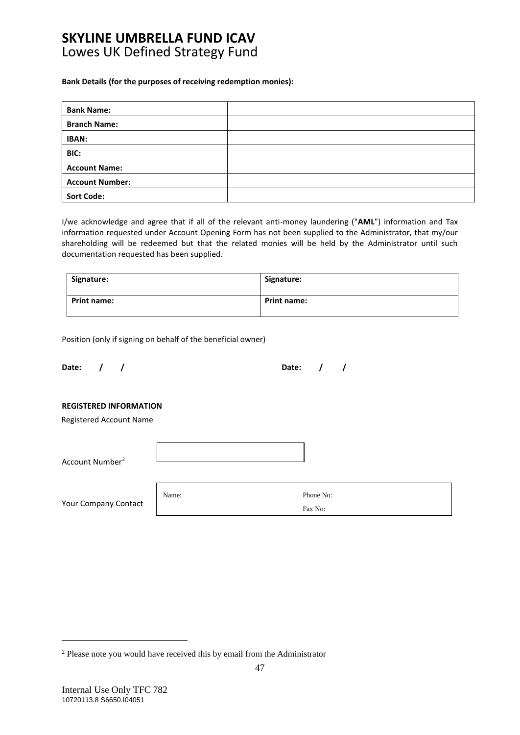# SKYLINE UMBRELLA FUND ICAV
Lowes UK Defined Strategy Fund

**Bank Details (for the purposes of receiving redemption monies):**

| | |
|---|---|
| **Bank Name:** | |
| **Branch Name:** | |
| **IBAN:** | |
| **BIC:** | |
| **Account Name:** | |
| **Account Number:** | |
| **Sort Code:** | |

I/we acknowledge and agree that if all of the relevant anti-money laundering ("**AML**") information and Tax information requested under Account Opening Form has not been supplied to the Administrator, that my/our shareholding will be redeemed but that the related monies will be held by the Administrator until such documentation requested has been supplied.

| | |
|---|---|
| **Signature:** | **Signature:** |
| **Print name:** | **Print name:** |

Position (only if signing on behalf of the beneficial owner)

**Date: / /** **Date: / /**

**REGISTERED INFORMATION**

Registered Account Name

Account Number[2]

Your Company Contact

| | |
|---|---|
| Name: | Phone No: |
| | Fax No: |

[2] Please note you would have received this by email from the Administrator

Internal Use Only TFC 782
10720113.8 S6650.I04051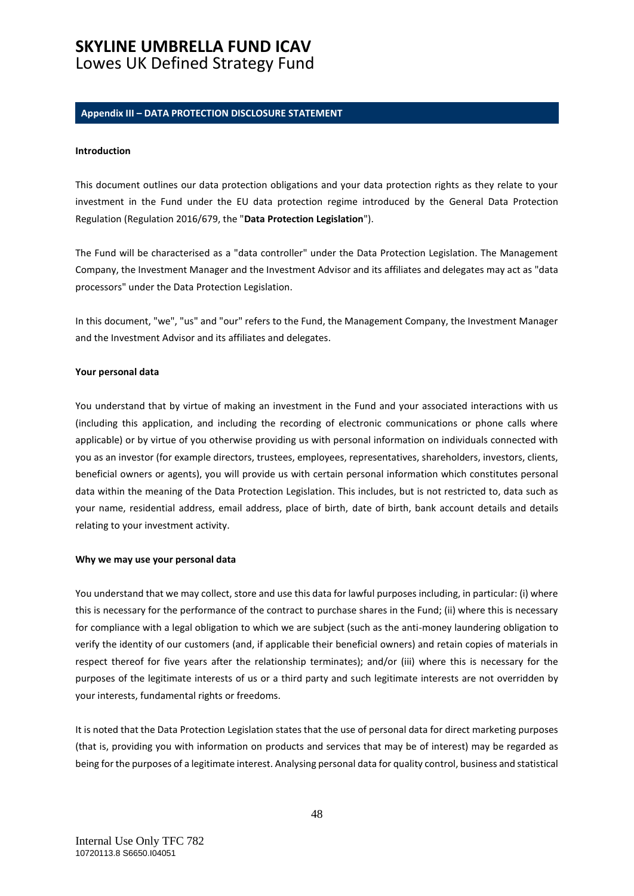## Appendix III – DATA PROTECTION DISCLOSURE STATEMENT

**Introduction**

This document outlines our data protection obligations and your data protection rights as they relate to your investment in the Fund under the EU data protection regime introduced by the General Data Protection Regulation (Regulation 2016/679, the "**Data Protection Legislation**").

The Fund will be characterised as a "data controller" under the Data Protection Legislation. The Management Company, the Investment Manager and the Investment Advisor and its affiliates and delegates may act as "data processors" under the Data Protection Legislation.

In this document, "we", "us" and "our" refers to the Fund, the Management Company, the Investment Manager and the Investment Advisor and its affiliates and delegates.

**Your personal data**

You understand that by virtue of making an investment in the Fund and your associated interactions with us (including this application, and including the recording of electronic communications or phone calls where applicable) or by virtue of you otherwise providing us with personal information on individuals connected with you as an investor (for example directors, trustees, employees, representatives, shareholders, investors, clients, beneficial owners or agents), you will provide us with certain personal information which constitutes personal data within the meaning of the Data Protection Legislation. This includes, but is not restricted to, data such as your name, residential address, email address, place of birth, date of birth, bank account details and details relating to your investment activity.

**Why we may use your personal data**

You understand that we may collect, store and use this data for lawful purposes including, in particular: (i) where this is necessary for the performance of the contract to purchase shares in the Fund; (ii) where this is necessary for compliance with a legal obligation to which we are subject (such as the anti-money laundering obligation to verify the identity of our customers (and, if applicable their beneficial owners) and retain copies of materials in respect thereof for five years after the relationship terminates); and/or (iii) where this is necessary for the purposes of the legitimate interests of us or a third party and such legitimate interests are not overridden by your interests, fundamental rights or freedoms.

It is noted that the Data Protection Legislation states that the use of personal data for direct marketing purposes (that is, providing you with information on products and services that may be of interest) may be regarded as being for the purposes of a legitimate interest. Analysing personal data for quality control, business and statistical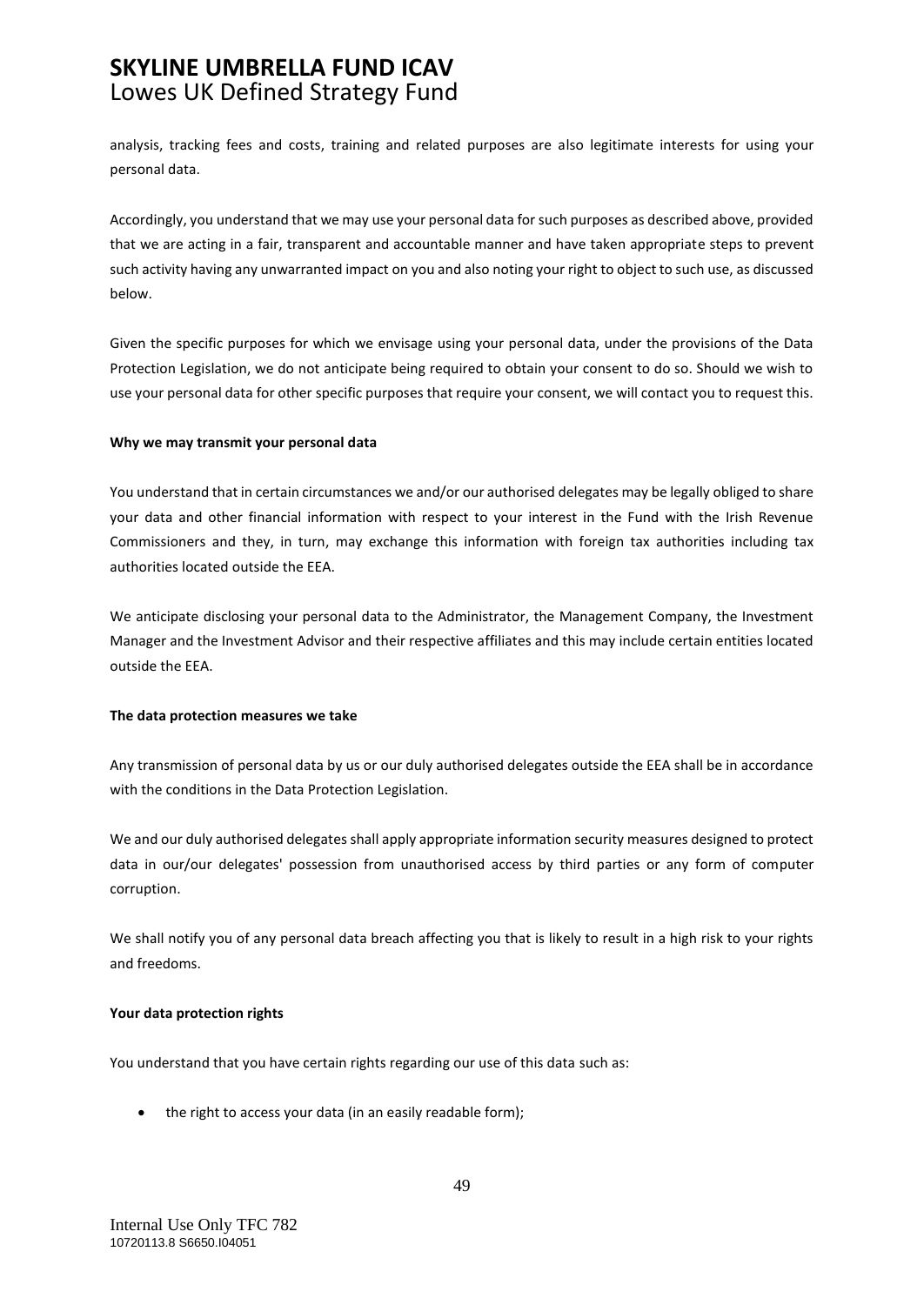analysis, tracking fees and costs, training and related purposes are also legitimate interests for using your personal data.

Accordingly, you understand that we may use your personal data for such purposes as described above, provided that we are acting in a fair, transparent and accountable manner and have taken appropriate steps to prevent such activity having any unwarranted impact on you and also noting your right to object to such use, as discussed below.

Given the specific purposes for which we envisage using your personal data, under the provisions of the Data Protection Legislation, we do not anticipate being required to obtain your consent to do so. Should we wish to use your personal data for other specific purposes that require your consent, we will contact you to request this.

**Why we may transmit your personal data**

You understand that in certain circumstances we and/or our authorised delegates may be legally obliged to share your data and other financial information with respect to your interest in the Fund with the Irish Revenue Commissioners and they, in turn, may exchange this information with foreign tax authorities including tax authorities located outside the EEA.

We anticipate disclosing your personal data to the Administrator, the Management Company, the Investment Manager and the Investment Advisor and their respective affiliates and this may include certain entities located outside the EEA.

**The data protection measures we take**

Any transmission of personal data by us or our duly authorised delegates outside the EEA shall be in accordance with the conditions in the Data Protection Legislation.

We and our duly authorised delegates shall apply appropriate information security measures designed to protect data in our/our delegates' possession from unauthorised access by third parties or any form of computer corruption.

We shall notify you of any personal data breach affecting you that is likely to result in a high risk to your rights and freedoms.

**Your data protection rights**

You understand that you have certain rights regarding our use of this data such as:

- the right to access your data (in an easily readable form);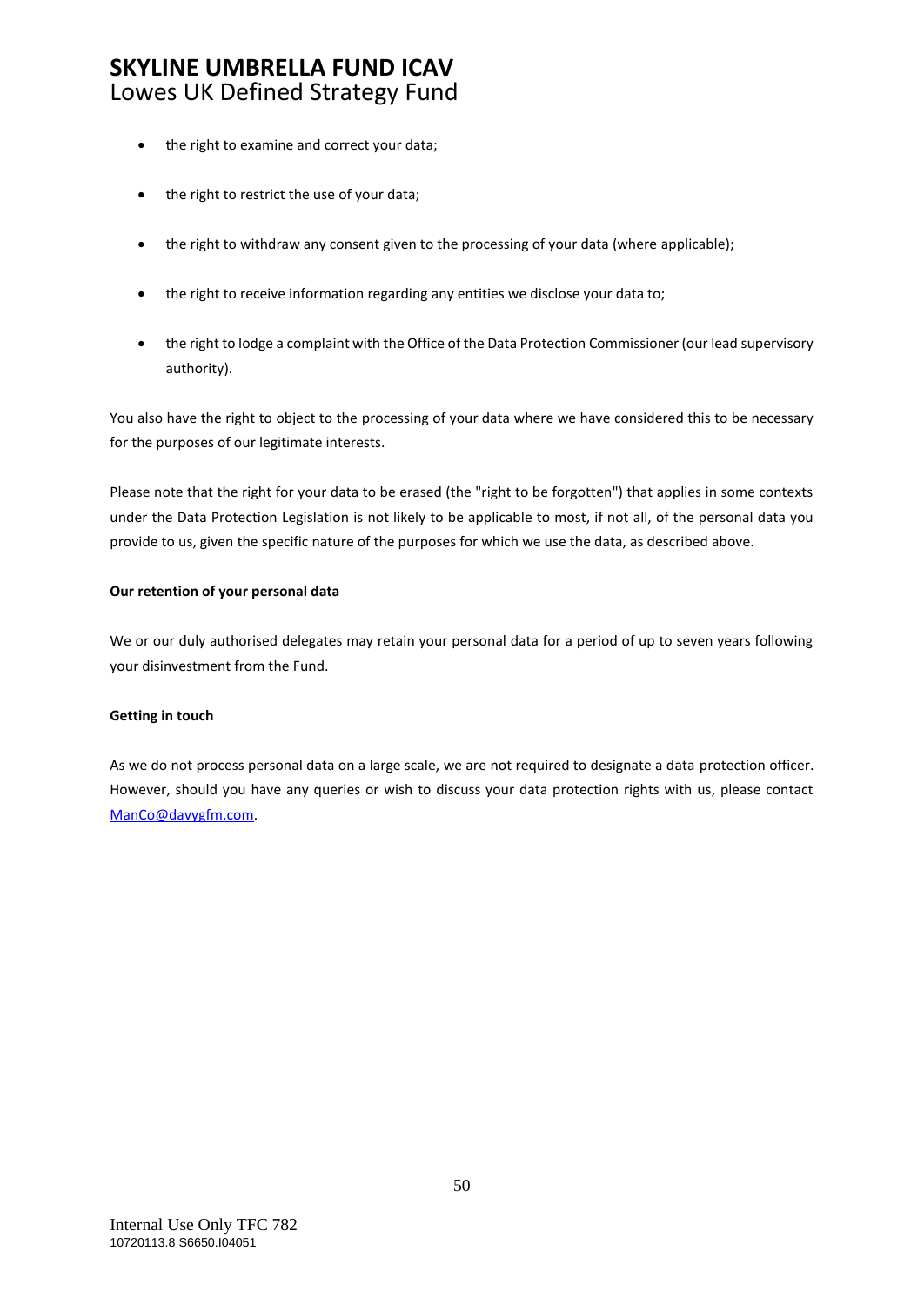- the right to examine and correct your data;
- the right to restrict the use of your data;
- the right to withdraw any consent given to the processing of your data (where applicable);
- the right to receive information regarding any entities we disclose your data to;
- the right to lodge a complaint with the Office of the Data Protection Commissioner (our lead supervisory authority).

You also have the right to object to the processing of your data where we have considered this to be necessary for the purposes of our legitimate interests.

Please note that the right for your data to be erased (the "right to be forgotten") that applies in some contexts under the Data Protection Legislation is not likely to be applicable to most, if not all, of the personal data you provide to us, given the specific nature of the purposes for which we use the data, as described above.

**Our retention of your personal data**

We or our duly authorised delegates may retain your personal data for a period of up to seven years following your disinvestment from the Fund.

**Getting in touch**

As we do not process personal data on a large scale, we are not required to designate a data protection officer. However, should you have any queries or wish to discuss your data protection rights with us, please contact ManCo@davygfm.com.